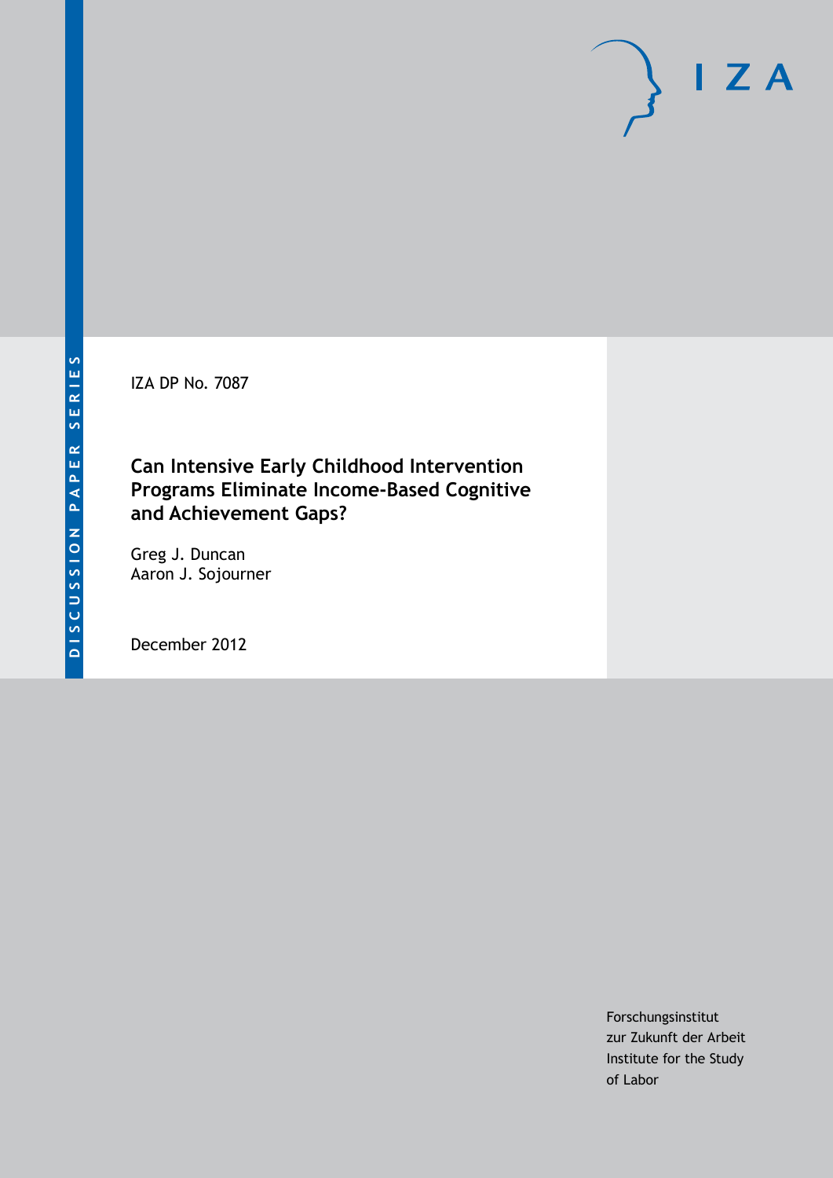DISCUSSION PAPER SERIES

IZA DP No. 7087

# Can Intensive Early Childhood Intervention Programs Eliminate Income-Based Cognitive and Achievement Gaps?

Greg J. Duncan
Aaron J. Sojourner

December 2012

Forschungsinstitut
zur Zukunft der Arbeit
Institute for the Study
of Labor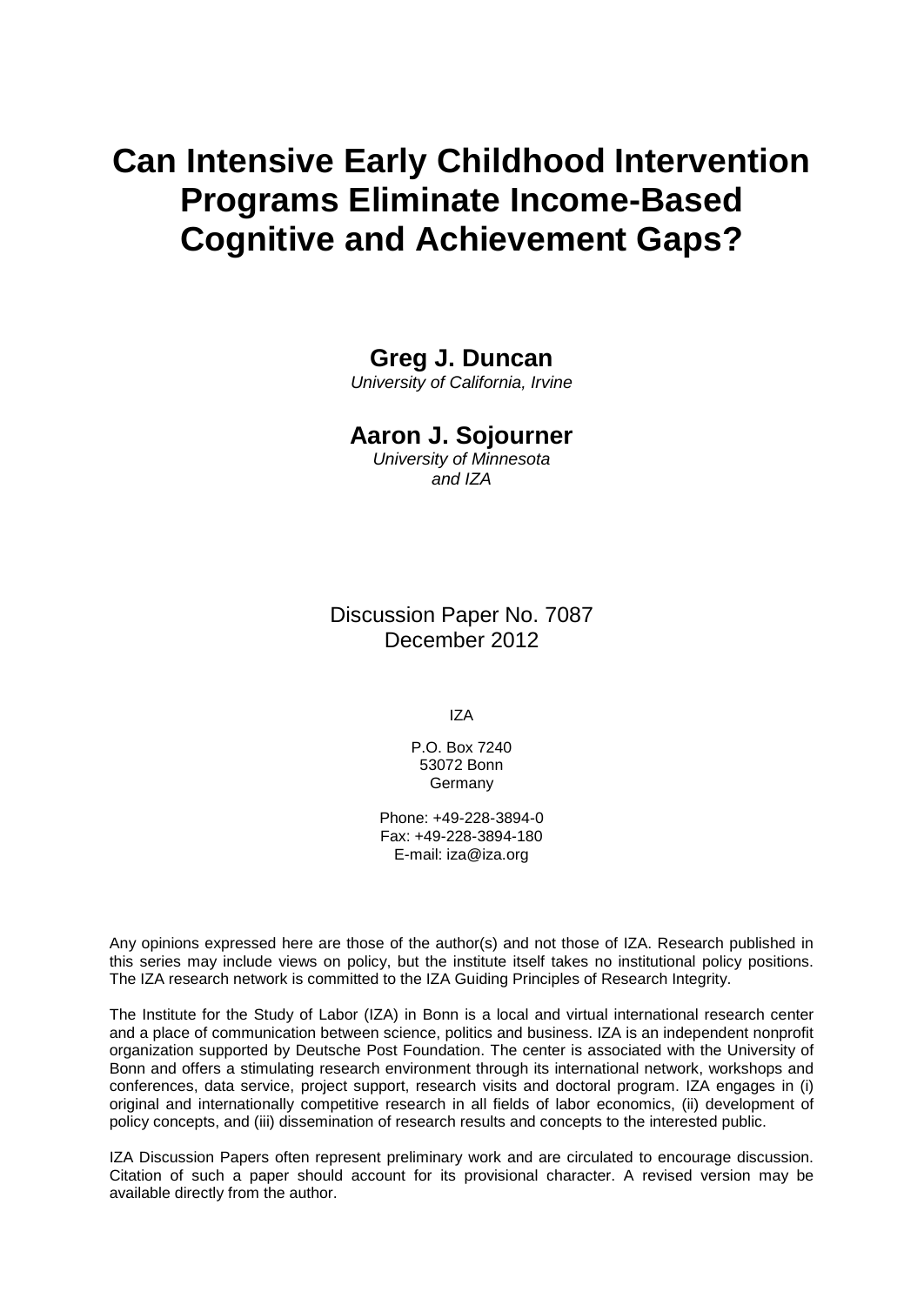# Can Intensive Early Childhood Intervention Programs Eliminate Income-Based Cognitive and Achievement Gaps?

**Greg J. Duncan**
*University of California, Irvine*

**Aaron J. Sojourner**
*University of Minnesota and IZA*

Discussion Paper No. 7087
December 2012

IZA

P.O. Box 7240
53072 Bonn
Germany

Phone: +49-228-3894-0
Fax: +49-228-3894-180
E-mail: iza@iza.org

Any opinions expressed here are those of the author(s) and not those of IZA. Research published in this series may include views on policy, but the institute itself takes no institutional policy positions. The IZA research network is committed to the IZA Guiding Principles of Research Integrity.

The Institute for the Study of Labor (IZA) in Bonn is a local and virtual international research center and a place of communication between science, politics and business. IZA is an independent nonprofit organization supported by Deutsche Post Foundation. The center is associated with the University of Bonn and offers a stimulating research environment through its international network, workshops and conferences, data service, project support, research visits and doctoral program. IZA engages in (i) original and internationally competitive research in all fields of labor economics, (ii) development of policy concepts, and (iii) dissemination of research results and concepts to the interested public.

IZA Discussion Papers often represent preliminary work and are circulated to encourage discussion. Citation of such a paper should account for its provisional character. A revised version may be available directly from the author.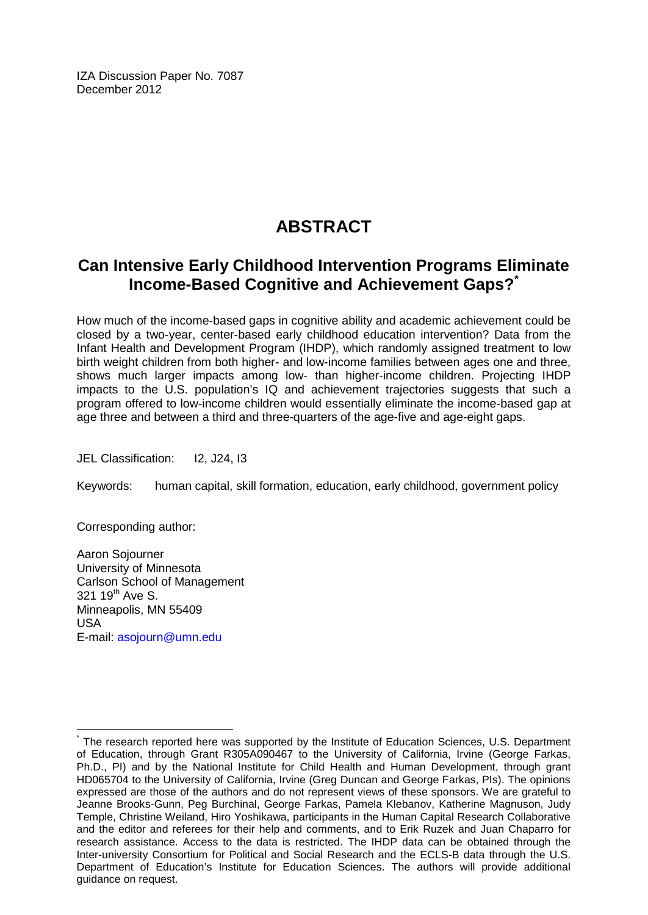IZA Discussion Paper No. 7087
December 2012

# ABSTRACT

## Can Intensive Early Childhood Intervention Programs Eliminate Income-Based Cognitive and Achievement Gaps?*

How much of the income-based gaps in cognitive ability and academic achievement could be closed by a two-year, center-based early childhood education intervention? Data from the Infant Health and Development Program (IHDP), which randomly assigned treatment to low birth weight children from both higher- and low-income families between ages one and three, shows much larger impacts among low- than higher-income children. Projecting IHDP impacts to the U.S. population's IQ and achievement trajectories suggests that such a program offered to low-income children would essentially eliminate the income-based gap at age three and between a third and three-quarters of the age-five and age-eight gaps.

JEL Classification: I2, J24, I3

Keywords: human capital, skill formation, education, early childhood, government policy

Corresponding author:

Aaron Sojourner
University of Minnesota
Carlson School of Management
321 19th Ave S.
Minneapolis, MN 55409
USA
E-mail: asojourn@umn.edu

---

\* The research reported here was supported by the Institute of Education Sciences, U.S. Department of Education, through Grant R305A090467 to the University of California, Irvine (George Farkas, Ph.D., PI) and by the National Institute for Child Health and Human Development, through grant HD065704 to the University of California, Irvine (Greg Duncan and George Farkas, PIs). The opinions expressed are those of the authors and do not represent views of these sponsors. We are grateful to Jeanne Brooks-Gunn, Peg Burchinal, George Farkas, Pamela Klebanov, Katherine Magnuson, Judy Temple, Christine Weiland, Hiro Yoshikawa, participants in the Human Capital Research Collaborative and the editor and referees for their help and comments, and to Erik Ruzek and Juan Chaparro for research assistance. Access to the data is restricted. The IHDP data can be obtained through the Inter-university Consortium for Political and Social Research and the ECLS-B data through the U.S. Department of Education's Institute for Education Sciences. The authors will provide additional guidance on request.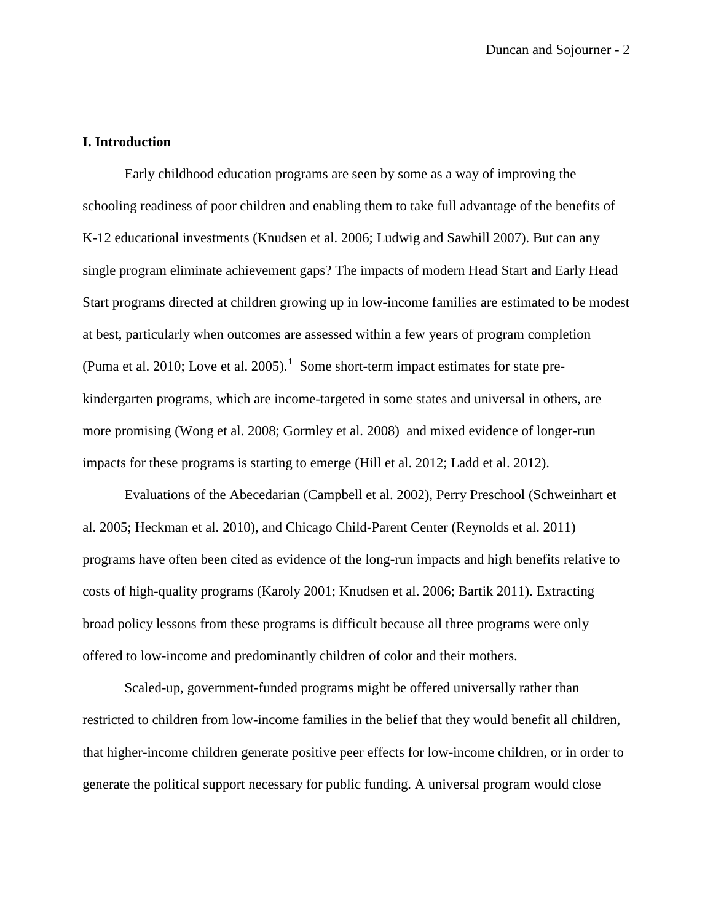## I. Introduction

Early childhood education programs are seen by some as a way of improving the schooling readiness of poor children and enabling them to take full advantage of the benefits of K-12 educational investments (Knudsen et al. 2006; Ludwig and Sawhill 2007). But can any single program eliminate achievement gaps? The impacts of modern Head Start and Early Head Start programs directed at children growing up in low-income families are estimated to be modest at best, particularly when outcomes are assessed within a few years of program completion (Puma et al. 2010; Love et al. 2005).[1] Some short-term impact estimates for state pre-kindergarten programs, which are income-targeted in some states and universal in others, are more promising (Wong et al. 2008; Gormley et al. 2008) and mixed evidence of longer-run impacts for these programs is starting to emerge (Hill et al. 2012; Ladd et al. 2012).

Evaluations of the Abecedarian (Campbell et al. 2002), Perry Preschool (Schweinhart et al. 2005; Heckman et al. 2010), and Chicago Child-Parent Center (Reynolds et al. 2011) programs have often been cited as evidence of the long-run impacts and high benefits relative to costs of high-quality programs (Karoly 2001; Knudsen et al. 2006; Bartik 2011). Extracting broad policy lessons from these programs is difficult because all three programs were only offered to low-income and predominantly children of color and their mothers.

Scaled-up, government-funded programs might be offered universally rather than restricted to children from low-income families in the belief that they would benefit all children, that higher-income children generate positive peer effects for low-income children, or in order to generate the political support necessary for public funding. A universal program would close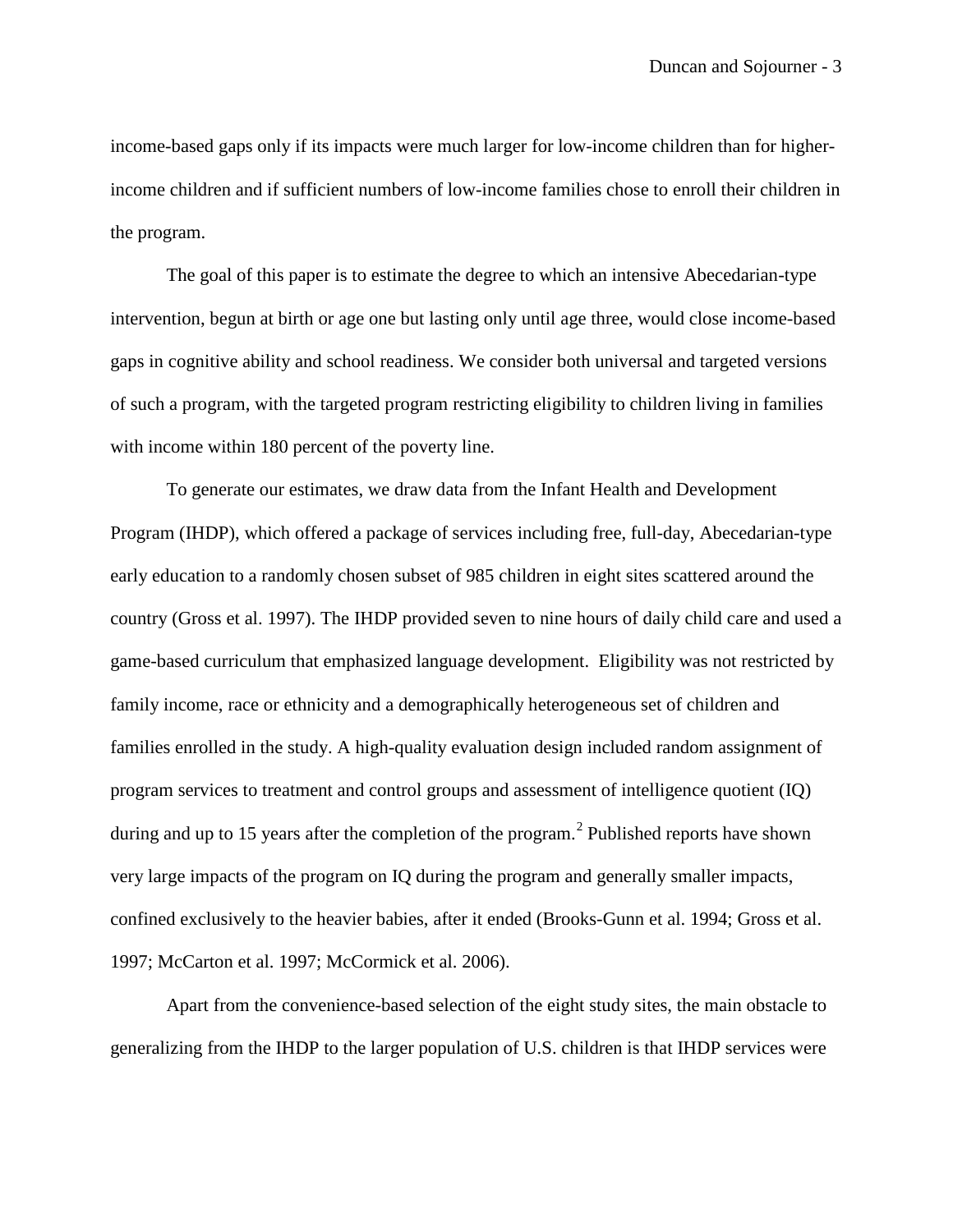income-based gaps only if its impacts were much larger for low-income children than for higher-income children and if sufficient numbers of low-income families chose to enroll their children in the program.

The goal of this paper is to estimate the degree to which an intensive Abecedarian-type intervention, begun at birth or age one but lasting only until age three, would close income-based gaps in cognitive ability and school readiness. We consider both universal and targeted versions of such a program, with the targeted program restricting eligibility to children living in families with income within 180 percent of the poverty line.

To generate our estimates, we draw data from the Infant Health and Development Program (IHDP), which offered a package of services including free, full-day, Abecedarian-type early education to a randomly chosen subset of 985 children in eight sites scattered around the country (Gross et al. 1997). The IHDP provided seven to nine hours of daily child care and used a game-based curriculum that emphasized language development. Eligibility was not restricted by family income, race or ethnicity and a demographically heterogeneous set of children and families enrolled in the study. A high-quality evaluation design included random assignment of program services to treatment and control groups and assessment of intelligence quotient (IQ) during and up to 15 years after the completion of the program.[2] Published reports have shown very large impacts of the program on IQ during the program and generally smaller impacts, confined exclusively to the heavier babies, after it ended (Brooks-Gunn et al. 1994; Gross et al. 1997; McCarton et al. 1997; McCormick et al. 2006).

Apart from the convenience-based selection of the eight study sites, the main obstacle to generalizing from the IHDP to the larger population of U.S. children is that IHDP services were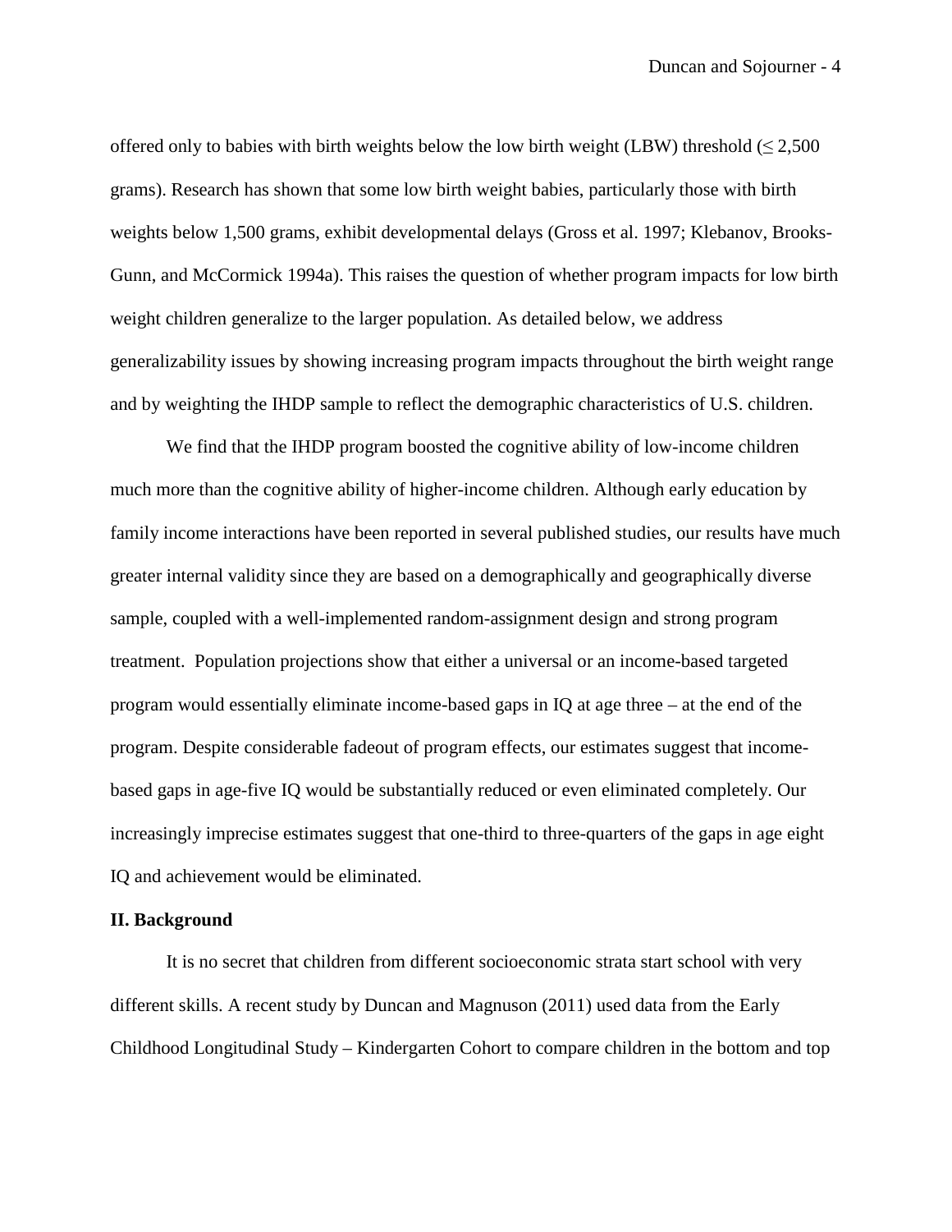offered only to babies with birth weights below the low birth weight (LBW) threshold ($\leq$ 2,500 grams). Research has shown that some low birth weight babies, particularly those with birth weights below 1,500 grams, exhibit developmental delays (Gross et al. 1997; Klebanov, Brooks-Gunn, and McCormick 1994a). This raises the question of whether program impacts for low birth weight children generalize to the larger population. As detailed below, we address generalizability issues by showing increasing program impacts throughout the birth weight range and by weighting the IHDP sample to reflect the demographic characteristics of U.S. children.

We find that the IHDP program boosted the cognitive ability of low-income children much more than the cognitive ability of higher-income children. Although early education by family income interactions have been reported in several published studies, our results have much greater internal validity since they are based on a demographically and geographically diverse sample, coupled with a well-implemented random-assignment design and strong program treatment. Population projections show that either a universal or an income-based targeted program would essentially eliminate income-based gaps in IQ at age three – at the end of the program. Despite considerable fadeout of program effects, our estimates suggest that income-based gaps in age-five IQ would be substantially reduced or even eliminated completely. Our increasingly imprecise estimates suggest that one-third to three-quarters of the gaps in age eight IQ and achievement would be eliminated.

## II. Background

It is no secret that children from different socioeconomic strata start school with very different skills. A recent study by Duncan and Magnuson (2011) used data from the Early Childhood Longitudinal Study – Kindergarten Cohort to compare children in the bottom and top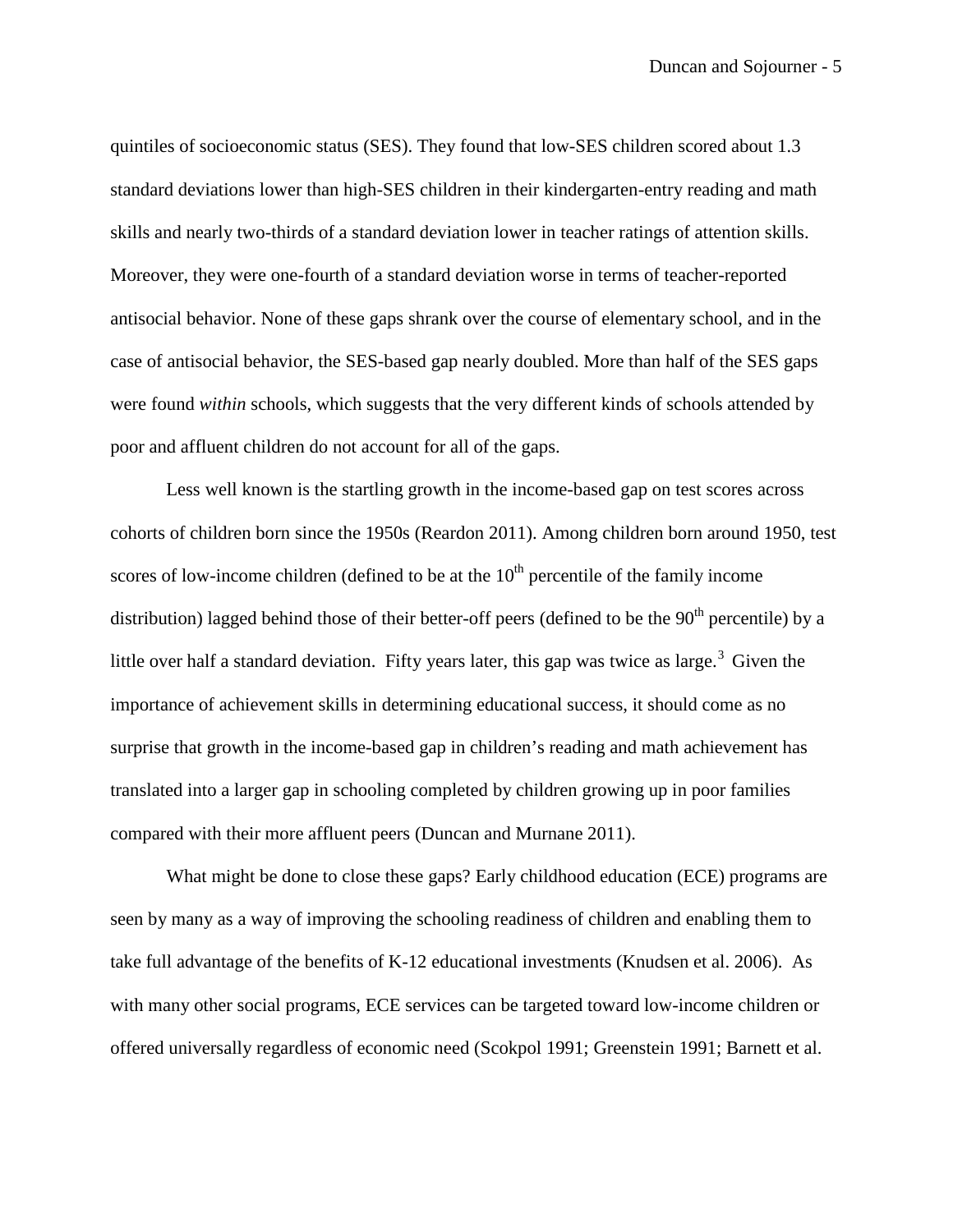quintiles of socioeconomic status (SES). They found that low-SES children scored about 1.3 standard deviations lower than high-SES children in their kindergarten-entry reading and math skills and nearly two-thirds of a standard deviation lower in teacher ratings of attention skills. Moreover, they were one-fourth of a standard deviation worse in terms of teacher-reported antisocial behavior. None of these gaps shrank over the course of elementary school, and in the case of antisocial behavior, the SES-based gap nearly doubled. More than half of the SES gaps were found *within* schools, which suggests that the very different kinds of schools attended by poor and affluent children do not account for all of the gaps.

Less well known is the startling growth in the income-based gap on test scores across cohorts of children born since the 1950s (Reardon 2011). Among children born around 1950, test scores of low-income children (defined to be at the 10th percentile of the family income distribution) lagged behind those of their better-off peers (defined to be the 90th percentile) by a little over half a standard deviation. Fifty years later, this gap was twice as large.[3] Given the importance of achievement skills in determining educational success, it should come as no surprise that growth in the income-based gap in children's reading and math achievement has translated into a larger gap in schooling completed by children growing up in poor families compared with their more affluent peers (Duncan and Murnane 2011).

What might be done to close these gaps? Early childhood education (ECE) programs are seen by many as a way of improving the schooling readiness of children and enabling them to take full advantage of the benefits of K-12 educational investments (Knudsen et al. 2006). As with many other social programs, ECE services can be targeted toward low-income children or offered universally regardless of economic need (Scokpol 1991; Greenstein 1991; Barnett et al.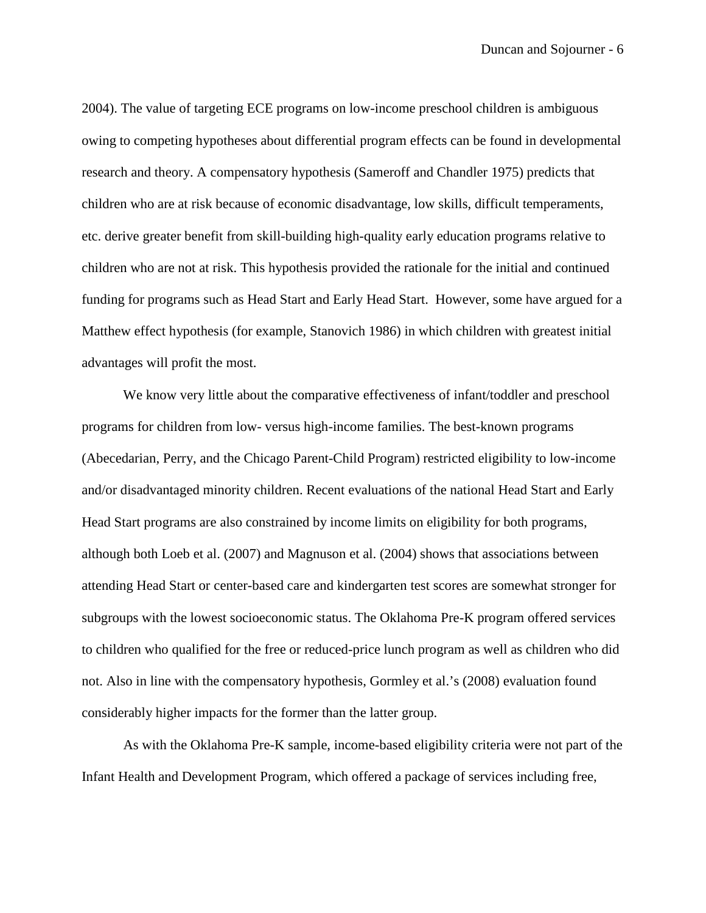2004). The value of targeting ECE programs on low-income preschool children is ambiguous owing to competing hypotheses about differential program effects can be found in developmental research and theory. A compensatory hypothesis (Sameroff and Chandler 1975) predicts that children who are at risk because of economic disadvantage, low skills, difficult temperaments, etc. derive greater benefit from skill-building high-quality early education programs relative to children who are not at risk. This hypothesis provided the rationale for the initial and continued funding for programs such as Head Start and Early Head Start. However, some have argued for a Matthew effect hypothesis (for example, Stanovich 1986) in which children with greatest initial advantages will profit the most.

We know very little about the comparative effectiveness of infant/toddler and preschool programs for children from low- versus high-income families. The best-known programs (Abecedarian, Perry, and the Chicago Parent-Child Program) restricted eligibility to low-income and/or disadvantaged minority children. Recent evaluations of the national Head Start and Early Head Start programs are also constrained by income limits on eligibility for both programs, although both Loeb et al. (2007) and Magnuson et al. (2004) shows that associations between attending Head Start or center-based care and kindergarten test scores are somewhat stronger for subgroups with the lowest socioeconomic status. The Oklahoma Pre-K program offered services to children who qualified for the free or reduced-price lunch program as well as children who did not. Also in line with the compensatory hypothesis, Gormley et al.'s (2008) evaluation found considerably higher impacts for the former than the latter group.

As with the Oklahoma Pre-K sample, income-based eligibility criteria were not part of the Infant Health and Development Program, which offered a package of services including free,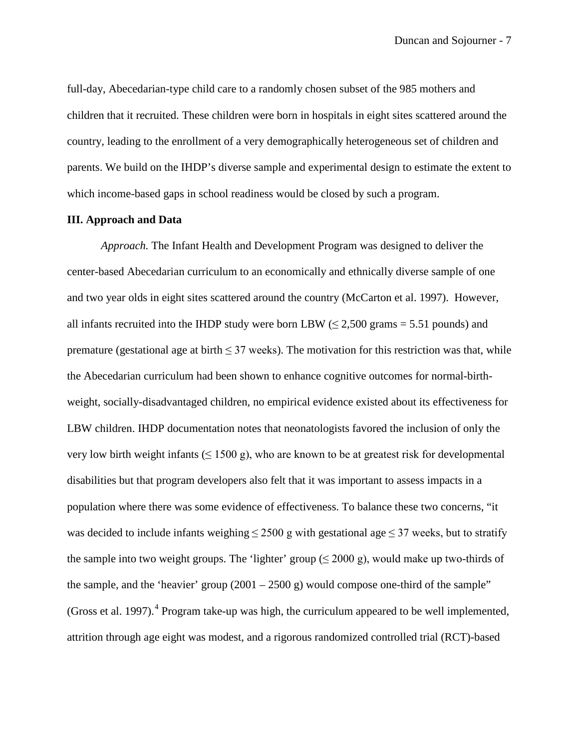full-day, Abecedarian-type child care to a randomly chosen subset of the 985 mothers and children that it recruited. These children were born in hospitals in eight sites scattered around the country, leading to the enrollment of a very demographically heterogeneous set of children and parents. We build on the IHDP's diverse sample and experimental design to estimate the extent to which income-based gaps in school readiness would be closed by such a program.

### III. Approach and Data

*Approach.* The Infant Health and Development Program was designed to deliver the center-based Abecedarian curriculum to an economically and ethnically diverse sample of one and two year olds in eight sites scattered around the country (McCarton et al. 1997). However, all infants recruited into the IHDP study were born LBW ($\leq$ 2,500 grams = 5.51 pounds) and premature (gestational age at birth $\leq$ 37 weeks). The motivation for this restriction was that, while the Abecedarian curriculum had been shown to enhance cognitive outcomes for normal-birth-weight, socially-disadvantaged children, no empirical evidence existed about its effectiveness for LBW children. IHDP documentation notes that neonatologists favored the inclusion of only the very low birth weight infants ($\leq$ 1500 g), who are known to be at greatest risk for developmental disabilities but that program developers also felt that it was important to assess impacts in a population where there was some evidence of effectiveness. To balance these two concerns, "it was decided to include infants weighing $\leq$ 2500 g with gestational age $\leq$ 37 weeks, but to stratify the sample into two weight groups. The 'lighter' group ($\leq$ 2000 g), would make up two-thirds of the sample, and the 'heavier' group (2001 – 2500 g) would compose one-third of the sample" (Gross et al. 1997).[4] Program take-up was high, the curriculum appeared to be well implemented, attrition through age eight was modest, and a rigorous randomized controlled trial (RCT)-based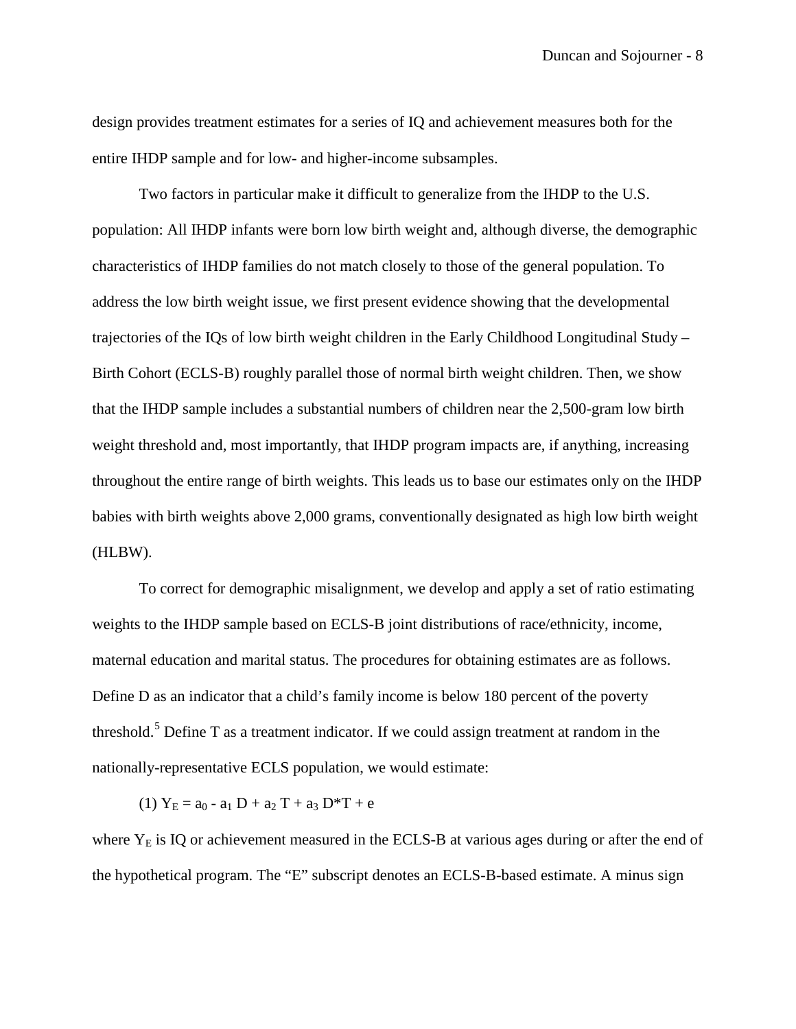design provides treatment estimates for a series of IQ and achievement measures both for the entire IHDP sample and for low- and higher-income subsamples.

Two factors in particular make it difficult to generalize from the IHDP to the U.S. population: All IHDP infants were born low birth weight and, although diverse, the demographic characteristics of IHDP families do not match closely to those of the general population. To address the low birth weight issue, we first present evidence showing that the developmental trajectories of the IQs of low birth weight children in the Early Childhood Longitudinal Study – Birth Cohort (ECLS-B) roughly parallel those of normal birth weight children. Then, we show that the IHDP sample includes a substantial numbers of children near the 2,500-gram low birth weight threshold and, most importantly, that IHDP program impacts are, if anything, increasing throughout the entire range of birth weights. This leads us to base our estimates only on the IHDP babies with birth weights above 2,000 grams, conventionally designated as high low birth weight (HLBW).

To correct for demographic misalignment, we develop and apply a set of ratio estimating weights to the IHDP sample based on ECLS-B joint distributions of race/ethnicity, income, maternal education and marital status. The procedures for obtaining estimates are as follows. Define D as an indicator that a child's family income is below 180 percent of the poverty threshold.[5] Define T as a treatment indicator. If we could assign treatment at random in the nationally-representative ECLS population, we would estimate:

(1) $Y_E = a_0 - a_1 D + a_2 T + a_3 D*T + e$

where $Y_E$ is IQ or achievement measured in the ECLS-B at various ages during or after the end of the hypothetical program. The "E" subscript denotes an ECLS-B-based estimate. A minus sign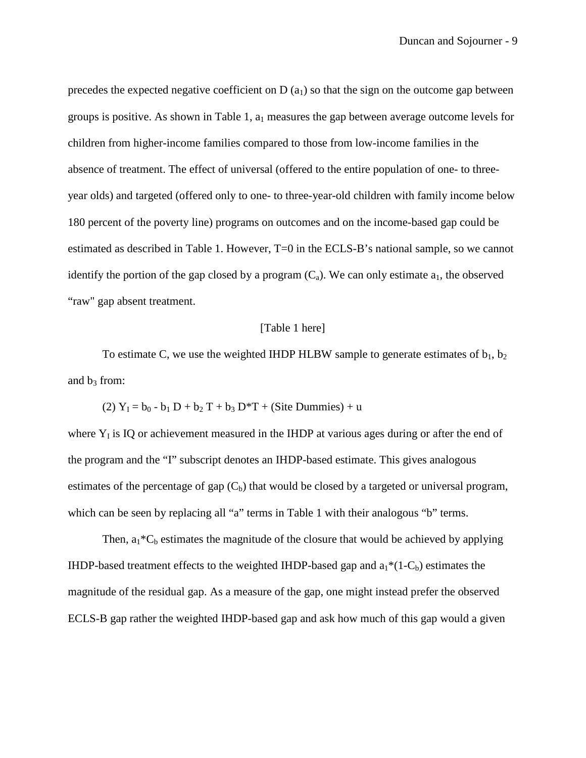precedes the expected negative coefficient on D ($a_1$) so that the sign on the outcome gap between groups is positive. As shown in Table 1, $a_1$ measures the gap between average outcome levels for children from higher-income families compared to those from low-income families in the absence of treatment. The effect of universal (offered to the entire population of one- to three-year olds) and targeted (offered only to one- to three-year-old children with family income below 180 percent of the poverty line) programs on outcomes and on the income-based gap could be estimated as described in Table 1. However, T=0 in the ECLS-B's national sample, so we cannot identify the portion of the gap closed by a program ($C_a$). We can only estimate $a_1$, the observed "raw" gap absent treatment.

[Table 1 here]

To estimate C, we use the weighted IHDP HLBW sample to generate estimates of $b_1$, $b_2$ and $b_3$ from:

(2) $Y_I = b_0 - b_1 D + b_2 T + b_3 D{*}T$ + (Site Dummies) + u

where $Y_I$ is IQ or achievement measured in the IHDP at various ages during or after the end of the program and the "I" subscript denotes an IHDP-based estimate. This gives analogous estimates of the percentage of gap ($C_b$) that would be closed by a targeted or universal program, which can be seen by replacing all "a" terms in Table 1 with their analogous "b" terms.

Then, $a_1{*}C_b$ estimates the magnitude of the closure that would be achieved by applying IHDP-based treatment effects to the weighted IHDP-based gap and $a_1{*}(1-C_b)$ estimates the magnitude of the residual gap. As a measure of the gap, one might instead prefer the observed ECLS-B gap rather the weighted IHDP-based gap and ask how much of this gap would a given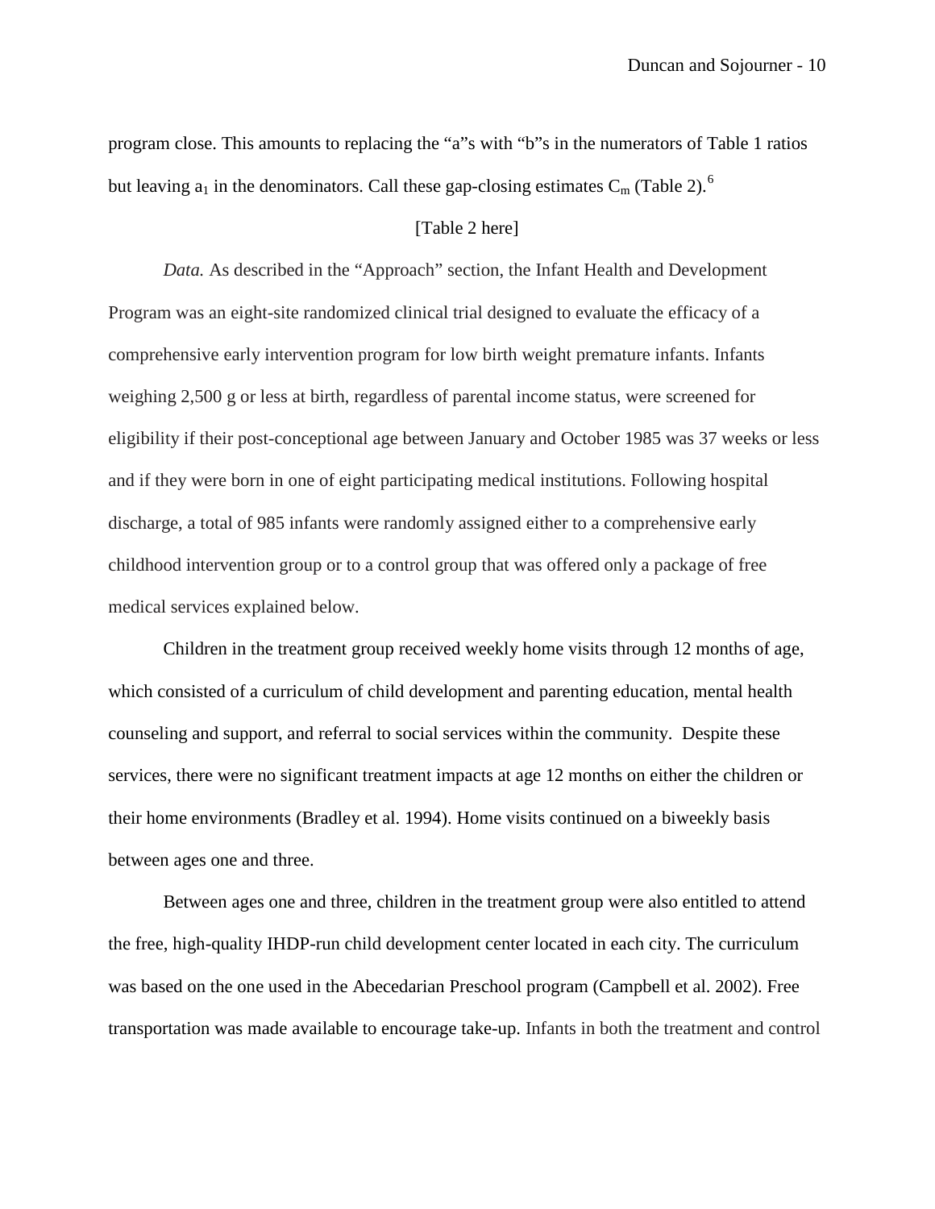program close. This amounts to replacing the "a"s with "b"s in the numerators of Table 1 ratios but leaving $a_1$ in the denominators. Call these gap-closing estimates $C_m$ (Table 2).[6]

[Table 2 here]

*Data.* As described in the "Approach" section, the Infant Health and Development Program was an eight-site randomized clinical trial designed to evaluate the efficacy of a comprehensive early intervention program for low birth weight premature infants. Infants weighing 2,500 g or less at birth, regardless of parental income status, were screened for eligibility if their post-conceptional age between January and October 1985 was 37 weeks or less and if they were born in one of eight participating medical institutions. Following hospital discharge, a total of 985 infants were randomly assigned either to a comprehensive early childhood intervention group or to a control group that was offered only a package of free medical services explained below.

Children in the treatment group received weekly home visits through 12 months of age, which consisted of a curriculum of child development and parenting education, mental health counseling and support, and referral to social services within the community. Despite these services, there were no significant treatment impacts at age 12 months on either the children or their home environments (Bradley et al. 1994). Home visits continued on a biweekly basis between ages one and three.

Between ages one and three, children in the treatment group were also entitled to attend the free, high-quality IHDP-run child development center located in each city. The curriculum was based on the one used in the Abecedarian Preschool program (Campbell et al. 2002). Free transportation was made available to encourage take-up. Infants in both the treatment and control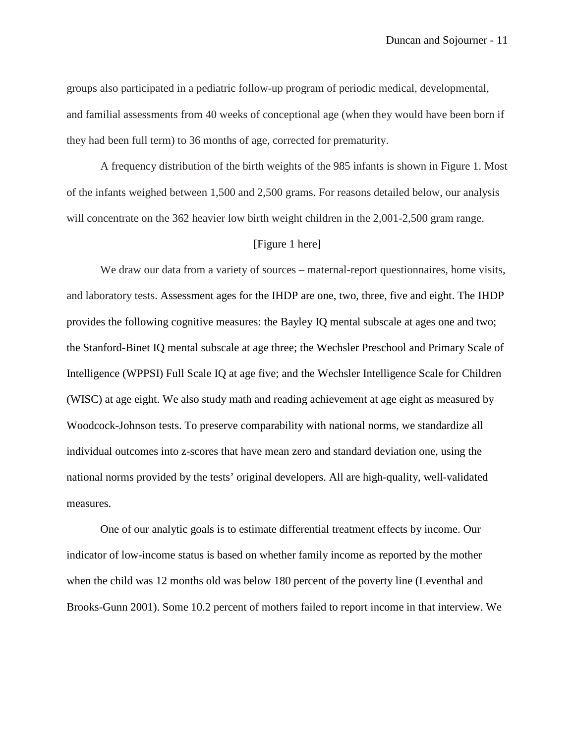groups also participated in a pediatric follow-up program of periodic medical, developmental, and familial assessments from 40 weeks of conceptional age (when they would have been born if they had been full term) to 36 months of age, corrected for prematurity.

A frequency distribution of the birth weights of the 985 infants is shown in Figure 1. Most of the infants weighed between 1,500 and 2,500 grams. For reasons detailed below, our analysis will concentrate on the 362 heavier low birth weight children in the 2,001-2,500 gram range.

[Figure 1 here]

We draw our data from a variety of sources – maternal-report questionnaires, home visits, and laboratory tests. Assessment ages for the IHDP are one, two, three, five and eight. The IHDP provides the following cognitive measures: the Bayley IQ mental subscale at ages one and two; the Stanford-Binet IQ mental subscale at age three; the Wechsler Preschool and Primary Scale of Intelligence (WPPSI) Full Scale IQ at age five; and the Wechsler Intelligence Scale for Children (WISC) at age eight. We also study math and reading achievement at age eight as measured by Woodcock-Johnson tests. To preserve comparability with national norms, we standardize all individual outcomes into z-scores that have mean zero and standard deviation one, using the national norms provided by the tests' original developers. All are high-quality, well-validated measures.

One of our analytic goals is to estimate differential treatment effects by income. Our indicator of low-income status is based on whether family income as reported by the mother when the child was 12 months old was below 180 percent of the poverty line (Leventhal and Brooks-Gunn 2001). Some 10.2 percent of mothers failed to report income in that interview. We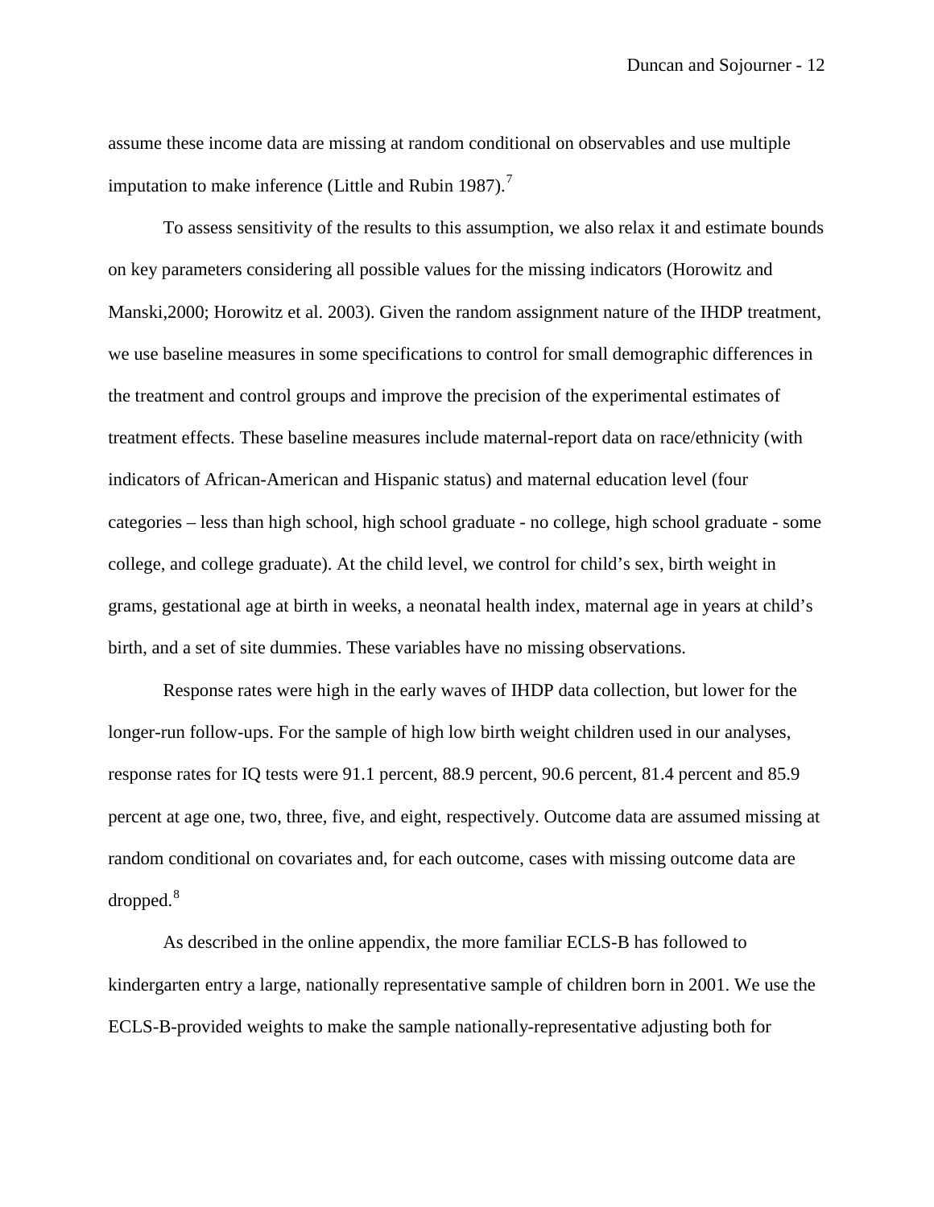assume these income data are missing at random conditional on observables and use multiple imputation to make inference (Little and Rubin 1987).[7]

To assess sensitivity of the results to this assumption, we also relax it and estimate bounds on key parameters considering all possible values for the missing indicators (Horowitz and Manski,2000; Horowitz et al. 2003). Given the random assignment nature of the IHDP treatment, we use baseline measures in some specifications to control for small demographic differences in the treatment and control groups and improve the precision of the experimental estimates of treatment effects. These baseline measures include maternal-report data on race/ethnicity (with indicators of African-American and Hispanic status) and maternal education level (four categories – less than high school, high school graduate - no college, high school graduate - some college, and college graduate). At the child level, we control for child's sex, birth weight in grams, gestational age at birth in weeks, a neonatal health index, maternal age in years at child's birth, and a set of site dummies. These variables have no missing observations.

Response rates were high in the early waves of IHDP data collection, but lower for the longer-run follow-ups. For the sample of high low birth weight children used in our analyses, response rates for IQ tests were 91.1 percent, 88.9 percent, 90.6 percent, 81.4 percent and 85.9 percent at age one, two, three, five, and eight, respectively. Outcome data are assumed missing at random conditional on covariates and, for each outcome, cases with missing outcome data are dropped.[8]

As described in the online appendix, the more familiar ECLS-B has followed to kindergarten entry a large, nationally representative sample of children born in 2001. We use the ECLS-B-provided weights to make the sample nationally-representative adjusting both for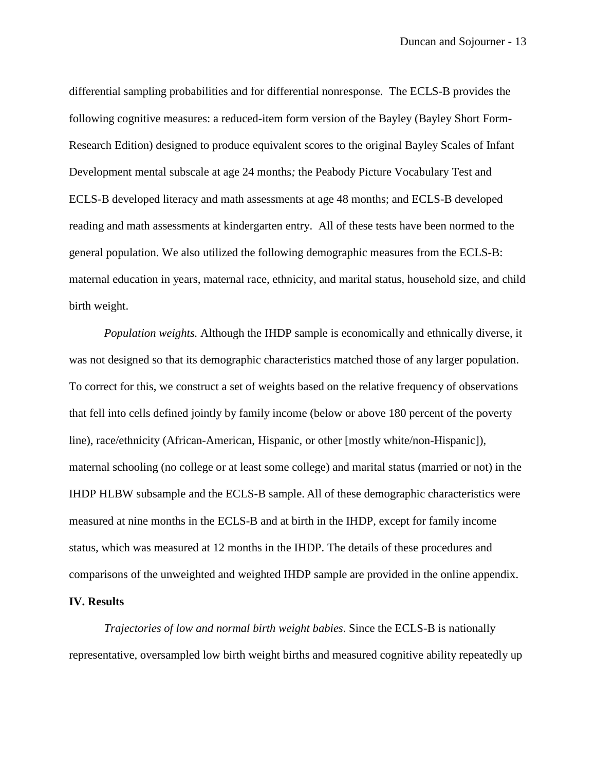differential sampling probabilities and for differential nonresponse. The ECLS-B provides the following cognitive measures: a reduced-item form version of the Bayley (Bayley Short Form-Research Edition) designed to produce equivalent scores to the original Bayley Scales of Infant Development mental subscale at age 24 months*;* the Peabody Picture Vocabulary Test and ECLS-B developed literacy and math assessments at age 48 months; and ECLS-B developed reading and math assessments at kindergarten entry. All of these tests have been normed to the general population. We also utilized the following demographic measures from the ECLS-B: maternal education in years, maternal race, ethnicity, and marital status, household size, and child birth weight.

*Population weights.* Although the IHDP sample is economically and ethnically diverse, it was not designed so that its demographic characteristics matched those of any larger population. To correct for this, we construct a set of weights based on the relative frequency of observations that fell into cells defined jointly by family income (below or above 180 percent of the poverty line), race/ethnicity (African-American, Hispanic, or other [mostly white/non-Hispanic]), maternal schooling (no college or at least some college) and marital status (married or not) in the IHDP HLBW subsample and the ECLS-B sample. All of these demographic characteristics were measured at nine months in the ECLS-B and at birth in the IHDP, except for family income status, which was measured at 12 months in the IHDP. The details of these procedures and comparisons of the unweighted and weighted IHDP sample are provided in the online appendix.

## IV. Results

*Trajectories of low and normal birth weight babies*. Since the ECLS-B is nationally representative, oversampled low birth weight births and measured cognitive ability repeatedly up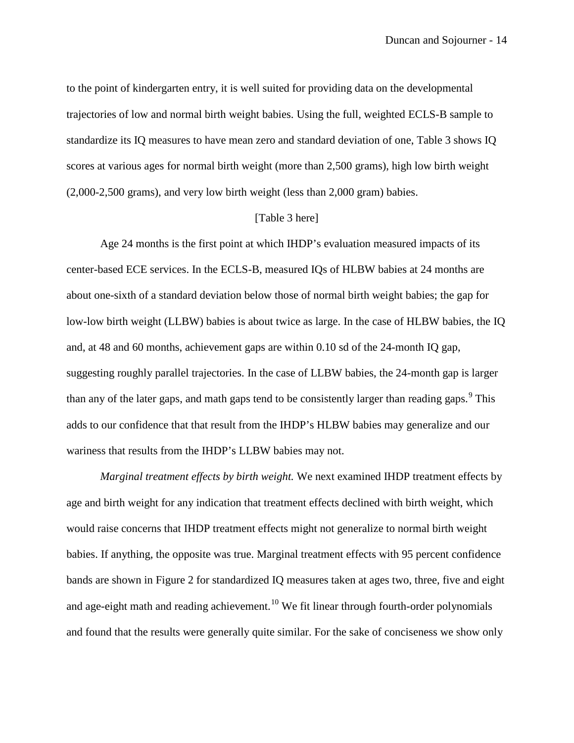to the point of kindergarten entry, it is well suited for providing data on the developmental trajectories of low and normal birth weight babies. Using the full, weighted ECLS-B sample to standardize its IQ measures to have mean zero and standard deviation of one, Table 3 shows IQ scores at various ages for normal birth weight (more than 2,500 grams), high low birth weight (2,000-2,500 grams), and very low birth weight (less than 2,000 gram) babies.

[Table 3 here]

Age 24 months is the first point at which IHDP's evaluation measured impacts of its center-based ECE services. In the ECLS-B, measured IQs of HLBW babies at 24 months are about one-sixth of a standard deviation below those of normal birth weight babies; the gap for low-low birth weight (LLBW) babies is about twice as large. In the case of HLBW babies, the IQ and, at 48 and 60 months, achievement gaps are within 0.10 sd of the 24-month IQ gap, suggesting roughly parallel trajectories. In the case of LLBW babies, the 24-month gap is larger than any of the later gaps, and math gaps tend to be consistently larger than reading gaps.[9] This adds to our confidence that that result from the IHDP's HLBW babies may generalize and our wariness that results from the IHDP's LLBW babies may not.

*Marginal treatment effects by birth weight.* We next examined IHDP treatment effects by age and birth weight for any indication that treatment effects declined with birth weight, which would raise concerns that IHDP treatment effects might not generalize to normal birth weight babies. If anything, the opposite was true. Marginal treatment effects with 95 percent confidence bands are shown in Figure 2 for standardized IQ measures taken at ages two, three, five and eight and age-eight math and reading achievement.[10] We fit linear through fourth-order polynomials and found that the results were generally quite similar. For the sake of conciseness we show only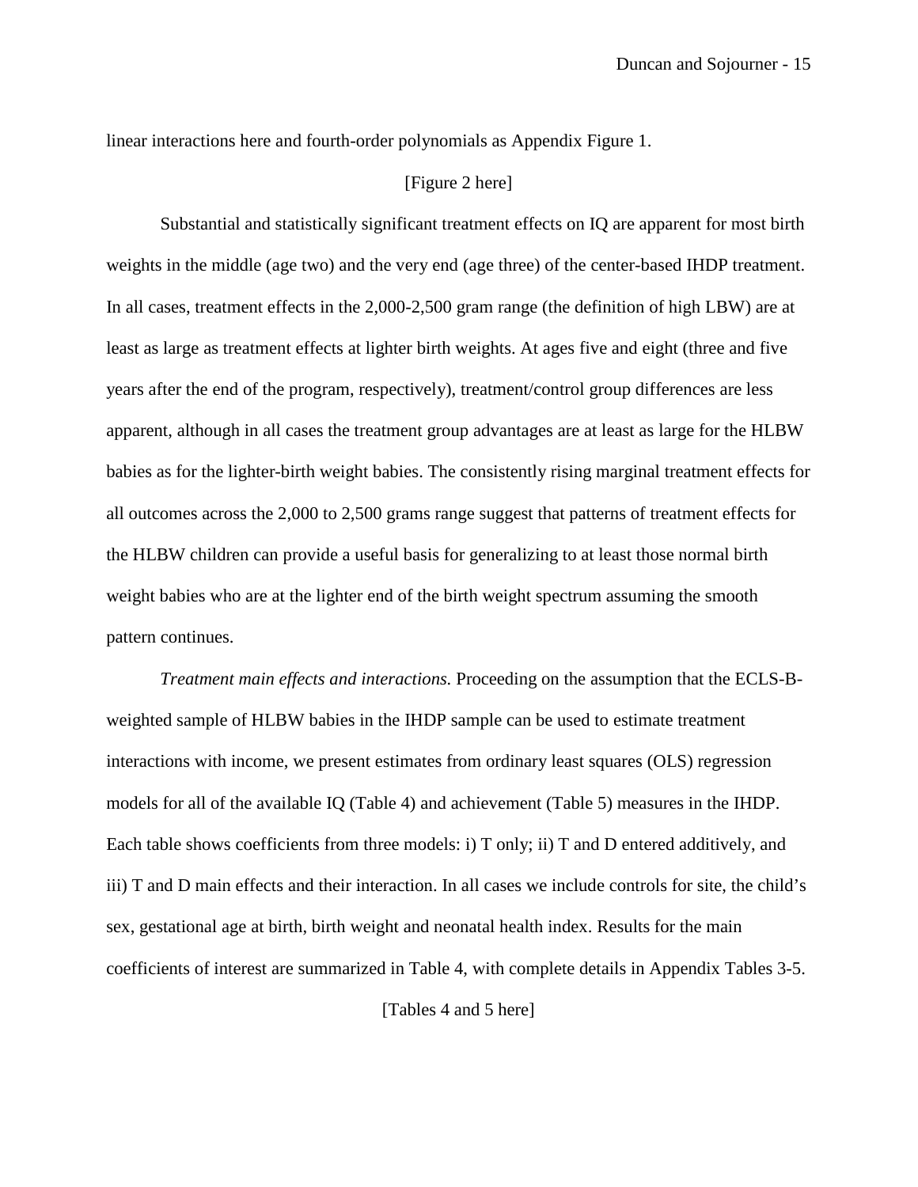linear interactions here and fourth-order polynomials as Appendix Figure 1.

[Figure 2 here]

Substantial and statistically significant treatment effects on IQ are apparent for most birth weights in the middle (age two) and the very end (age three) of the center-based IHDP treatment. In all cases, treatment effects in the 2,000-2,500 gram range (the definition of high LBW) are at least as large as treatment effects at lighter birth weights. At ages five and eight (three and five years after the end of the program, respectively), treatment/control group differences are less apparent, although in all cases the treatment group advantages are at least as large for the HLBW babies as for the lighter-birth weight babies. The consistently rising marginal treatment effects for all outcomes across the 2,000 to 2,500 grams range suggest that patterns of treatment effects for the HLBW children can provide a useful basis for generalizing to at least those normal birth weight babies who are at the lighter end of the birth weight spectrum assuming the smooth pattern continues.

*Treatment main effects and interactions.* Proceeding on the assumption that the ECLS-B-weighted sample of HLBW babies in the IHDP sample can be used to estimate treatment interactions with income, we present estimates from ordinary least squares (OLS) regression models for all of the available IQ (Table 4) and achievement (Table 5) measures in the IHDP. Each table shows coefficients from three models: i) T only; ii) T and D entered additively, and iii) T and D main effects and their interaction. In all cases we include controls for site, the child's sex, gestational age at birth, birth weight and neonatal health index. Results for the main coefficients of interest are summarized in Table 4, with complete details in Appendix Tables 3-5.

[Tables 4 and 5 here]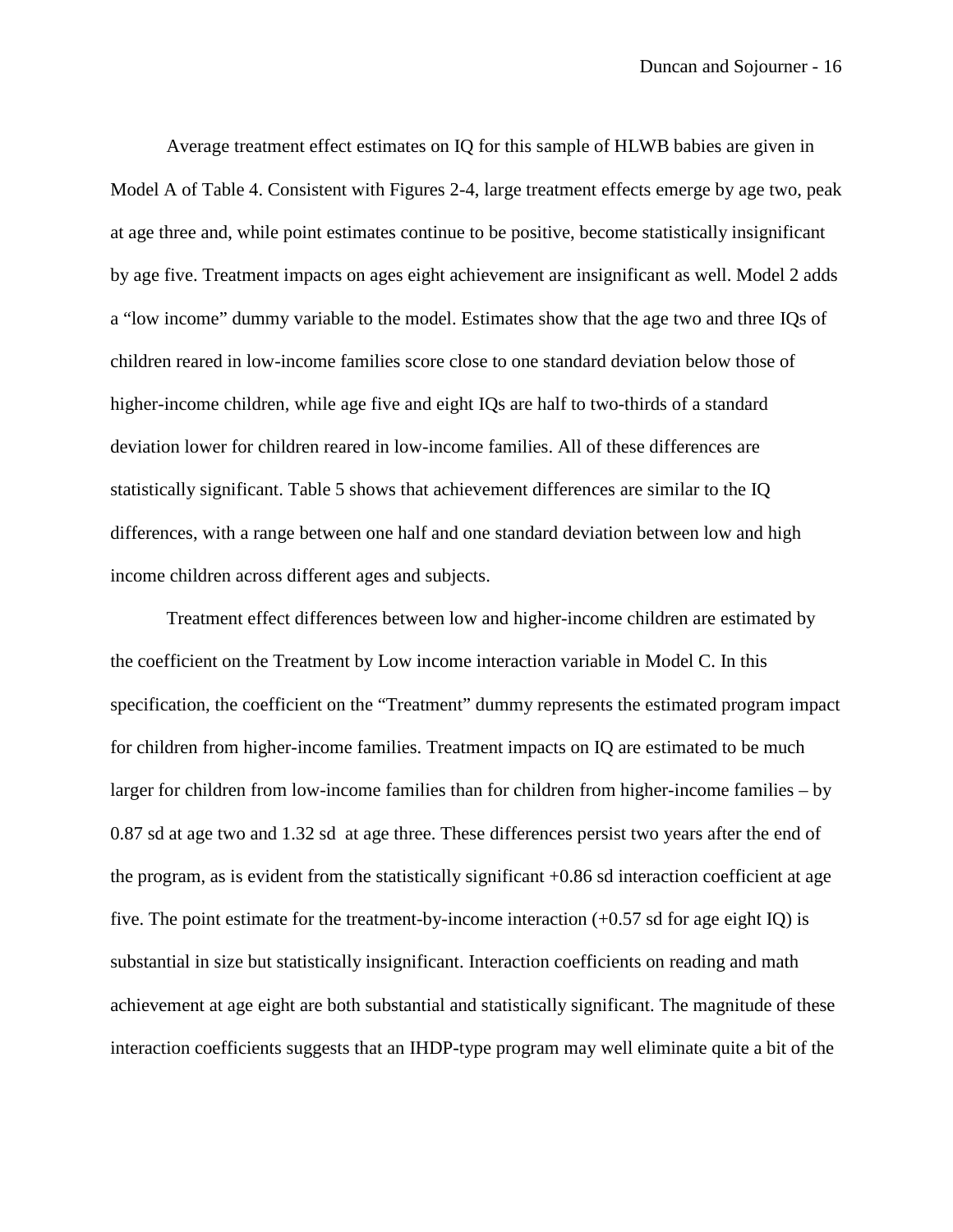Average treatment effect estimates on IQ for this sample of HLWB babies are given in Model A of Table 4. Consistent with Figures 2-4, large treatment effects emerge by age two, peak at age three and, while point estimates continue to be positive, become statistically insignificant by age five. Treatment impacts on ages eight achievement are insignificant as well. Model 2 adds a "low income" dummy variable to the model. Estimates show that the age two and three IQs of children reared in low-income families score close to one standard deviation below those of higher-income children, while age five and eight IQs are half to two-thirds of a standard deviation lower for children reared in low-income families. All of these differences are statistically significant. Table 5 shows that achievement differences are similar to the IQ differences, with a range between one half and one standard deviation between low and high income children across different ages and subjects.

Treatment effect differences between low and higher-income children are estimated by the coefficient on the Treatment by Low income interaction variable in Model C. In this specification, the coefficient on the "Treatment" dummy represents the estimated program impact for children from higher-income families. Treatment impacts on IQ are estimated to be much larger for children from low-income families than for children from higher-income families – by 0.87 sd at age two and 1.32 sd at age three. These differences persist two years after the end of the program, as is evident from the statistically significant +0.86 sd interaction coefficient at age five. The point estimate for the treatment-by-income interaction (+0.57 sd for age eight IQ) is substantial in size but statistically insignificant. Interaction coefficients on reading and math achievement at age eight are both substantial and statistically significant. The magnitude of these interaction coefficients suggests that an IHDP-type program may well eliminate quite a bit of the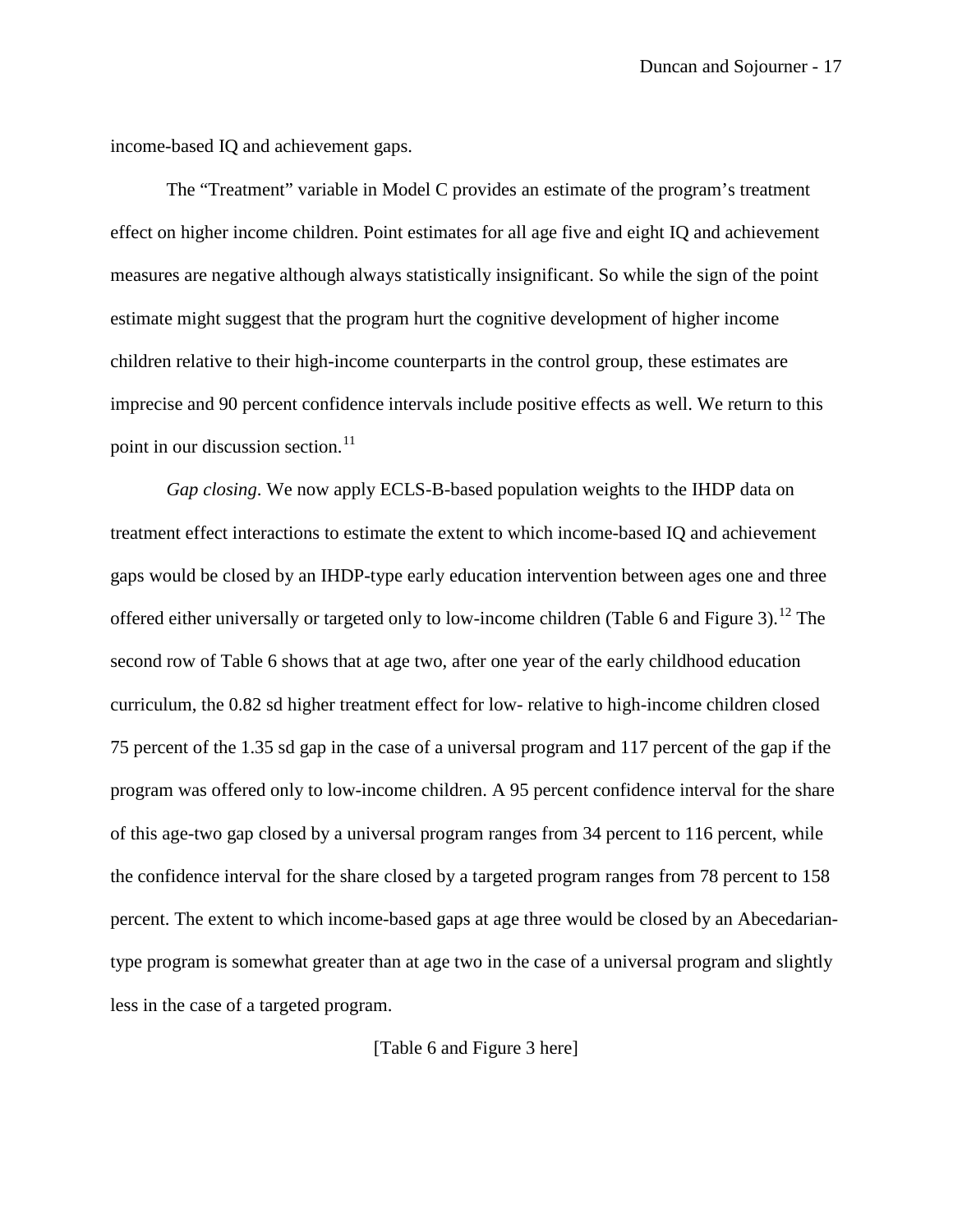income-based IQ and achievement gaps.

The "Treatment" variable in Model C provides an estimate of the program's treatment effect on higher income children. Point estimates for all age five and eight IQ and achievement measures are negative although always statistically insignificant. So while the sign of the point estimate might suggest that the program hurt the cognitive development of higher income children relative to their high-income counterparts in the control group, these estimates are imprecise and 90 percent confidence intervals include positive effects as well. We return to this point in our discussion section.[11]

*Gap closing*. We now apply ECLS-B-based population weights to the IHDP data on treatment effect interactions to estimate the extent to which income-based IQ and achievement gaps would be closed by an IHDP-type early education intervention between ages one and three offered either universally or targeted only to low-income children (Table 6 and Figure 3).[12] The second row of Table 6 shows that at age two, after one year of the early childhood education curriculum, the 0.82 sd higher treatment effect for low- relative to high-income children closed 75 percent of the 1.35 sd gap in the case of a universal program and 117 percent of the gap if the program was offered only to low-income children. A 95 percent confidence interval for the share of this age-two gap closed by a universal program ranges from 34 percent to 116 percent, while the confidence interval for the share closed by a targeted program ranges from 78 percent to 158 percent. The extent to which income-based gaps at age three would be closed by an Abecedarian-type program is somewhat greater than at age two in the case of a universal program and slightly less in the case of a targeted program.

[Table 6 and Figure 3 here]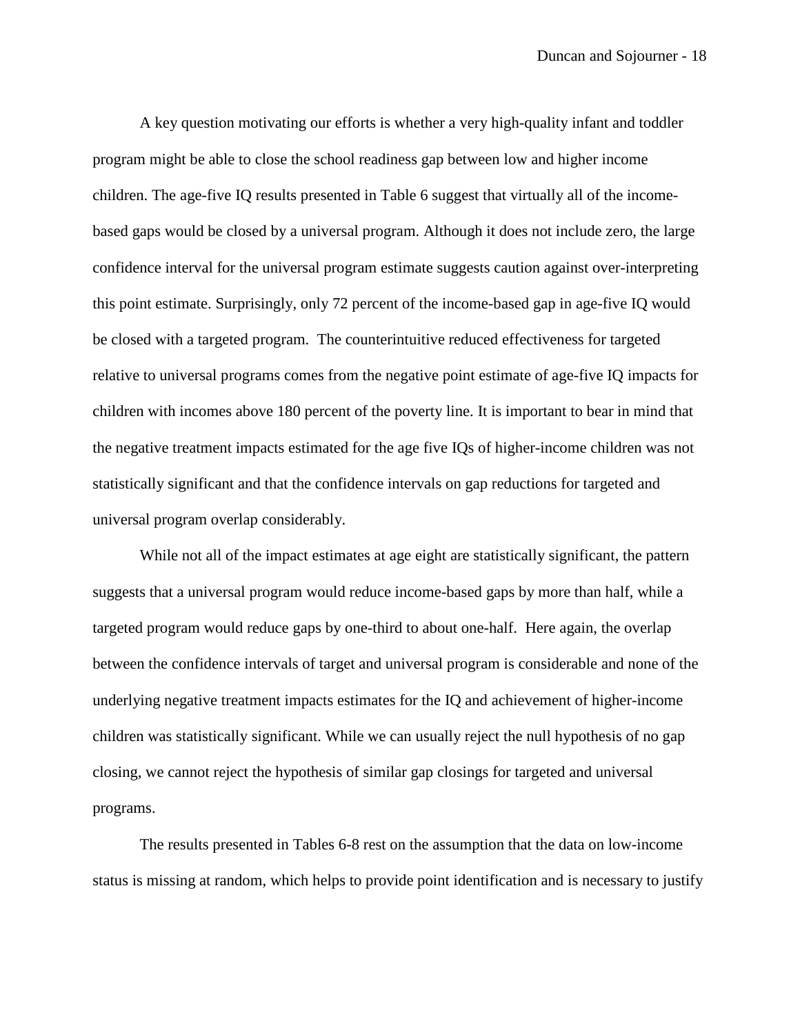A key question motivating our efforts is whether a very high-quality infant and toddler program might be able to close the school readiness gap between low and higher income children. The age-five IQ results presented in Table 6 suggest that virtually all of the income-based gaps would be closed by a universal program. Although it does not include zero, the large confidence interval for the universal program estimate suggests caution against over-interpreting this point estimate. Surprisingly, only 72 percent of the income-based gap in age-five IQ would be closed with a targeted program. The counterintuitive reduced effectiveness for targeted relative to universal programs comes from the negative point estimate of age-five IQ impacts for children with incomes above 180 percent of the poverty line. It is important to bear in mind that the negative treatment impacts estimated for the age five IQs of higher-income children was not statistically significant and that the confidence intervals on gap reductions for targeted and universal program overlap considerably.

While not all of the impact estimates at age eight are statistically significant, the pattern suggests that a universal program would reduce income-based gaps by more than half, while a targeted program would reduce gaps by one-third to about one-half. Here again, the overlap between the confidence intervals of target and universal program is considerable and none of the underlying negative treatment impacts estimates for the IQ and achievement of higher-income children was statistically significant. While we can usually reject the null hypothesis of no gap closing, we cannot reject the hypothesis of similar gap closings for targeted and universal programs.

The results presented in Tables 6-8 rest on the assumption that the data on low-income status is missing at random, which helps to provide point identification and is necessary to justify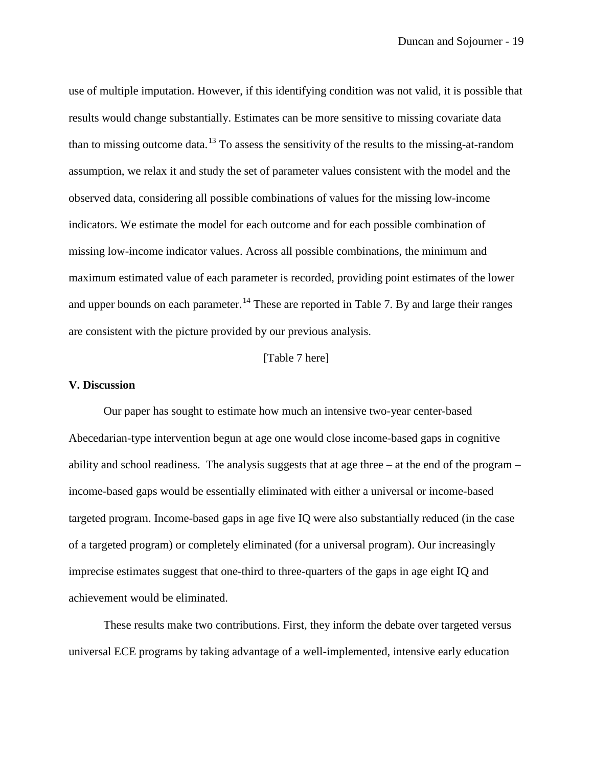use of multiple imputation. However, if this identifying condition was not valid, it is possible that results would change substantially. Estimates can be more sensitive to missing covariate data than to missing outcome data.[13] To assess the sensitivity of the results to the missing-at-random assumption, we relax it and study the set of parameter values consistent with the model and the observed data, considering all possible combinations of values for the missing low-income indicators. We estimate the model for each outcome and for each possible combination of missing low-income indicator values. Across all possible combinations, the minimum and maximum estimated value of each parameter is recorded, providing point estimates of the lower and upper bounds on each parameter.[14] These are reported in Table 7. By and large their ranges are consistent with the picture provided by our previous analysis.

[Table 7 here]

## V. Discussion

Our paper has sought to estimate how much an intensive two-year center-based Abecedarian-type intervention begun at age one would close income-based gaps in cognitive ability and school readiness. The analysis suggests that at age three – at the end of the program – income-based gaps would be essentially eliminated with either a universal or income-based targeted program. Income-based gaps in age five IQ were also substantially reduced (in the case of a targeted program) or completely eliminated (for a universal program). Our increasingly imprecise estimates suggest that one-third to three-quarters of the gaps in age eight IQ and achievement would be eliminated.

These results make two contributions. First, they inform the debate over targeted versus universal ECE programs by taking advantage of a well-implemented, intensive early education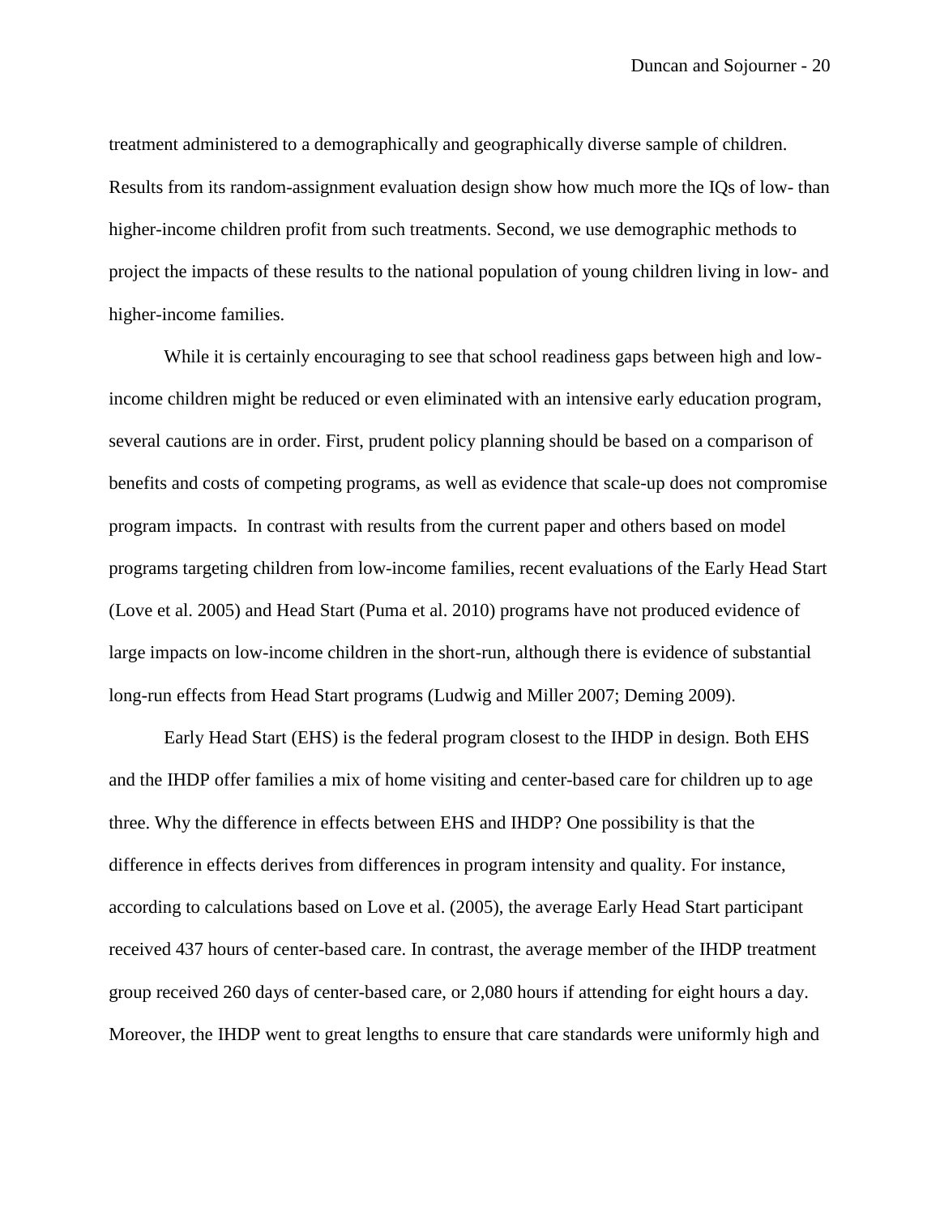treatment administered to a demographically and geographically diverse sample of children. Results from its random-assignment evaluation design show how much more the IQs of low- than higher-income children profit from such treatments. Second, we use demographic methods to project the impacts of these results to the national population of young children living in low- and higher-income families.

While it is certainly encouraging to see that school readiness gaps between high and low-income children might be reduced or even eliminated with an intensive early education program, several cautions are in order. First, prudent policy planning should be based on a comparison of benefits and costs of competing programs, as well as evidence that scale-up does not compromise program impacts. In contrast with results from the current paper and others based on model programs targeting children from low-income families, recent evaluations of the Early Head Start (Love et al. 2005) and Head Start (Puma et al. 2010) programs have not produced evidence of large impacts on low-income children in the short-run, although there is evidence of substantial long-run effects from Head Start programs (Ludwig and Miller 2007; Deming 2009).

Early Head Start (EHS) is the federal program closest to the IHDP in design. Both EHS and the IHDP offer families a mix of home visiting and center-based care for children up to age three. Why the difference in effects between EHS and IHDP? One possibility is that the difference in effects derives from differences in program intensity and quality. For instance, according to calculations based on Love et al. (2005), the average Early Head Start participant received 437 hours of center-based care. In contrast, the average member of the IHDP treatment group received 260 days of center-based care, or 2,080 hours if attending for eight hours a day. Moreover, the IHDP went to great lengths to ensure that care standards were uniformly high and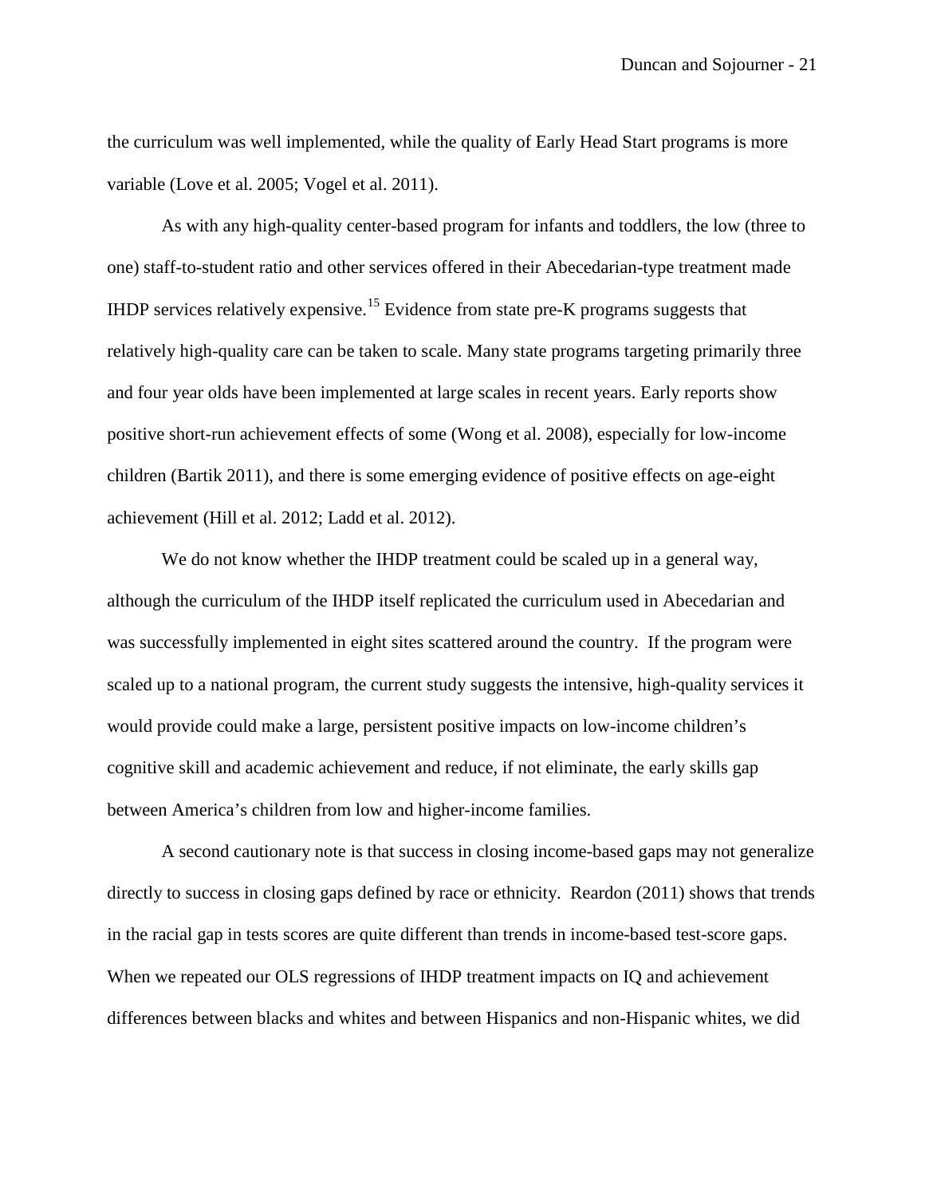the curriculum was well implemented, while the quality of Early Head Start programs is more variable (Love et al. 2005; Vogel et al. 2011).

As with any high-quality center-based program for infants and toddlers, the low (three to one) staff-to-student ratio and other services offered in their Abecedarian-type treatment made IHDP services relatively expensive.[15] Evidence from state pre-K programs suggests that relatively high-quality care can be taken to scale. Many state programs targeting primarily three and four year olds have been implemented at large scales in recent years. Early reports show positive short-run achievement effects of some (Wong et al. 2008), especially for low-income children (Bartik 2011), and there is some emerging evidence of positive effects on age-eight achievement (Hill et al. 2012; Ladd et al. 2012).

We do not know whether the IHDP treatment could be scaled up in a general way, although the curriculum of the IHDP itself replicated the curriculum used in Abecedarian and was successfully implemented in eight sites scattered around the country. If the program were scaled up to a national program, the current study suggests the intensive, high-quality services it would provide could make a large, persistent positive impacts on low-income children's cognitive skill and academic achievement and reduce, if not eliminate, the early skills gap between America's children from low and higher-income families.

A second cautionary note is that success in closing income-based gaps may not generalize directly to success in closing gaps defined by race or ethnicity. Reardon (2011) shows that trends in the racial gap in tests scores are quite different than trends in income-based test-score gaps. When we repeated our OLS regressions of IHDP treatment impacts on IQ and achievement differences between blacks and whites and between Hispanics and non-Hispanic whites, we did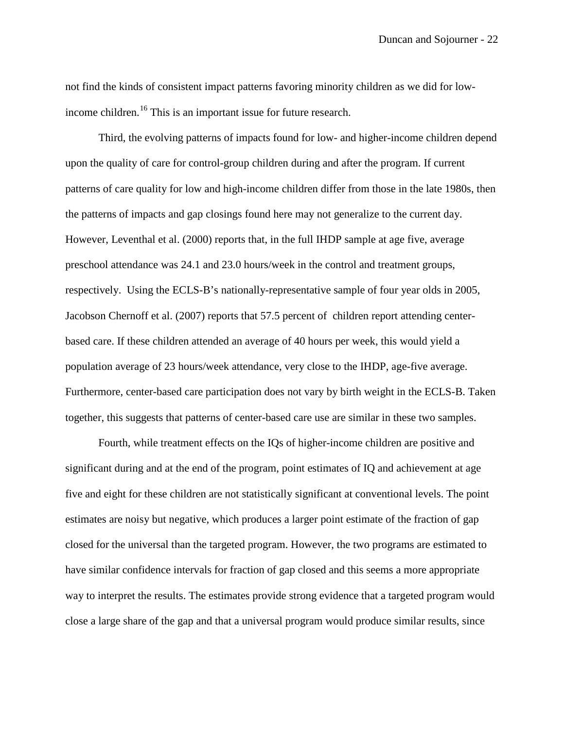not find the kinds of consistent impact patterns favoring minority children as we did for low-income children.[16] This is an important issue for future research.

Third, the evolving patterns of impacts found for low- and higher-income children depend upon the quality of care for control-group children during and after the program. If current patterns of care quality for low and high-income children differ from those in the late 1980s, then the patterns of impacts and gap closings found here may not generalize to the current day. However, Leventhal et al. (2000) reports that, in the full IHDP sample at age five, average preschool attendance was 24.1 and 23.0 hours/week in the control and treatment groups, respectively. Using the ECLS-B's nationally-representative sample of four year olds in 2005, Jacobson Chernoff et al. (2007) reports that 57.5 percent of children report attending center-based care. If these children attended an average of 40 hours per week, this would yield a population average of 23 hours/week attendance, very close to the IHDP, age-five average. Furthermore, center-based care participation does not vary by birth weight in the ECLS-B. Taken together, this suggests that patterns of center-based care use are similar in these two samples.

Fourth, while treatment effects on the IQs of higher-income children are positive and significant during and at the end of the program, point estimates of IQ and achievement at age five and eight for these children are not statistically significant at conventional levels. The point estimates are noisy but negative, which produces a larger point estimate of the fraction of gap closed for the universal than the targeted program. However, the two programs are estimated to have similar confidence intervals for fraction of gap closed and this seems a more appropriate way to interpret the results. The estimates provide strong evidence that a targeted program would close a large share of the gap and that a universal program would produce similar results, since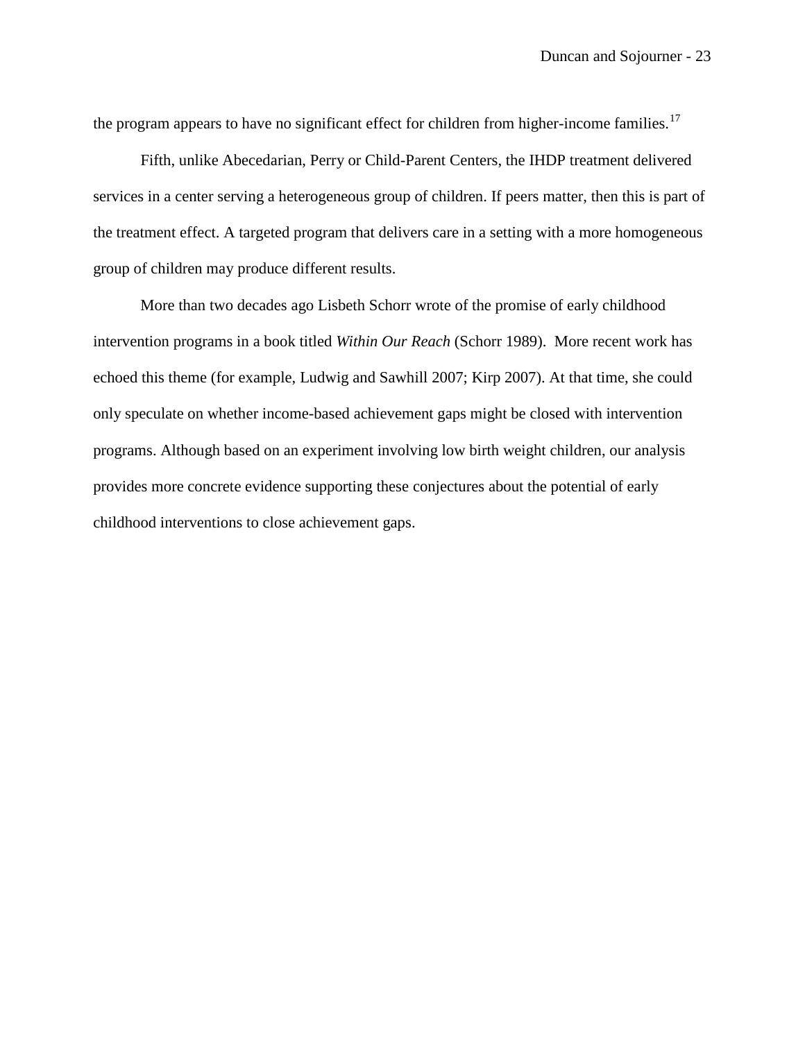the program appears to have no significant effect for children from higher-income families.[17]

Fifth, unlike Abecedarian, Perry or Child-Parent Centers, the IHDP treatment delivered services in a center serving a heterogeneous group of children. If peers matter, then this is part of the treatment effect. A targeted program that delivers care in a setting with a more homogeneous group of children may produce different results.

More than two decades ago Lisbeth Schorr wrote of the promise of early childhood intervention programs in a book titled *Within Our Reach* (Schorr 1989). More recent work has echoed this theme (for example, Ludwig and Sawhill 2007; Kirp 2007). At that time, she could only speculate on whether income-based achievement gaps might be closed with intervention programs. Although based on an experiment involving low birth weight children, our analysis provides more concrete evidence supporting these conjectures about the potential of early childhood interventions to close achievement gaps.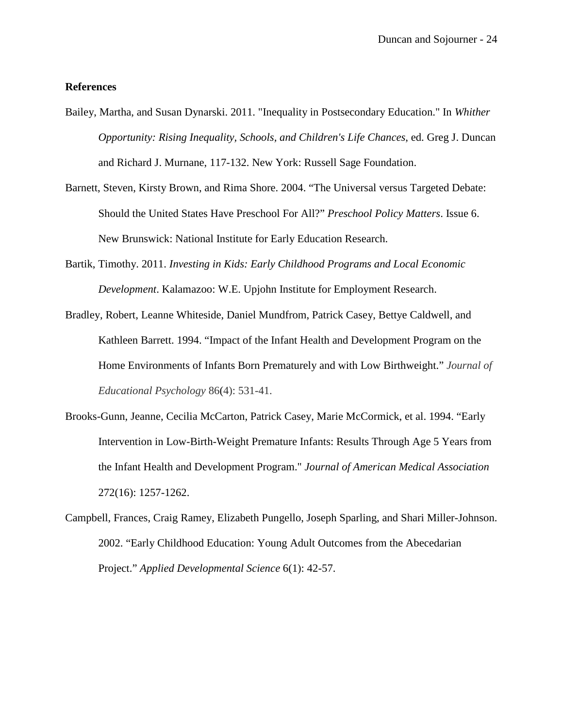**References**

Bailey, Martha, and Susan Dynarski. 2011. "Inequality in Postsecondary Education." In *Whither Opportunity: Rising Inequality, Schools, and Children's Life Chances*, ed. Greg J. Duncan and Richard J. Murnane, 117-132. New York: Russell Sage Foundation.

Barnett, Steven, Kirsty Brown, and Rima Shore. 2004. "The Universal versus Targeted Debate: Should the United States Have Preschool For All?" *Preschool Policy Matters*. Issue 6. New Brunswick: National Institute for Early Education Research.

Bartik, Timothy. 2011. *Investing in Kids: Early Childhood Programs and Local Economic Development*. Kalamazoo: W.E. Upjohn Institute for Employment Research.

Bradley, Robert, Leanne Whiteside, Daniel Mundfrom, Patrick Casey, Bettye Caldwell, and Kathleen Barrett. 1994. "Impact of the Infant Health and Development Program on the Home Environments of Infants Born Prematurely and with Low Birthweight." *Journal of Educational Psychology* 86(4): 531-41.

Brooks-Gunn, Jeanne, Cecilia McCarton, Patrick Casey, Marie McCormick, et al. 1994. "Early Intervention in Low-Birth-Weight Premature Infants: Results Through Age 5 Years from the Infant Health and Development Program." *Journal of American Medical Association* 272(16): 1257-1262.

Campbell, Frances, Craig Ramey, Elizabeth Pungello, Joseph Sparling, and Shari Miller-Johnson. 2002. "Early Childhood Education: Young Adult Outcomes from the Abecedarian Project." *Applied Developmental Science* 6(1): 42-57.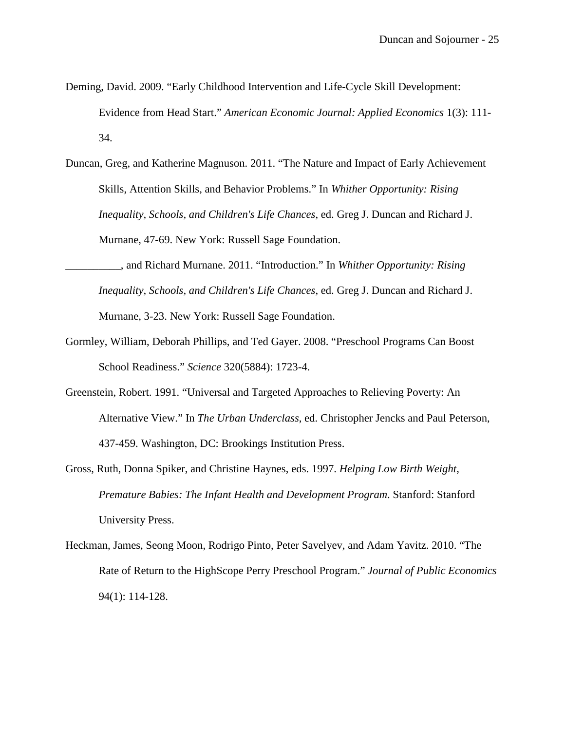Deming, David. 2009. "Early Childhood Intervention and Life-Cycle Skill Development: Evidence from Head Start." *American Economic Journal: Applied Economics* 1(3): 111-34.

Duncan, Greg, and Katherine Magnuson. 2011. "The Nature and Impact of Early Achievement Skills, Attention Skills, and Behavior Problems." In *Whither Opportunity: Rising Inequality, Schools, and Children's Life Chances*, ed. Greg J. Duncan and Richard J. Murnane, 47-69. New York: Russell Sage Foundation.

__________, and Richard Murnane. 2011. "Introduction." In *Whither Opportunity: Rising Inequality, Schools, and Children's Life Chances*, ed. Greg J. Duncan and Richard J. Murnane, 3-23. New York: Russell Sage Foundation.

Gormley, William, Deborah Phillips, and Ted Gayer. 2008. "Preschool Programs Can Boost School Readiness." *Science* 320(5884): 1723-4.

Greenstein, Robert. 1991. "Universal and Targeted Approaches to Relieving Poverty: An Alternative View." In *The Urban Underclass*, ed. Christopher Jencks and Paul Peterson, 437-459. Washington, DC: Brookings Institution Press.

Gross, Ruth, Donna Spiker, and Christine Haynes, eds. 1997. *Helping Low Birth Weight, Premature Babies: The Infant Health and Development Program*. Stanford: Stanford University Press.

Heckman, James, Seong Moon, Rodrigo Pinto, Peter Savelyev, and Adam Yavitz. 2010. "The Rate of Return to the HighScope Perry Preschool Program." *Journal of Public Economics* 94(1): 114-128.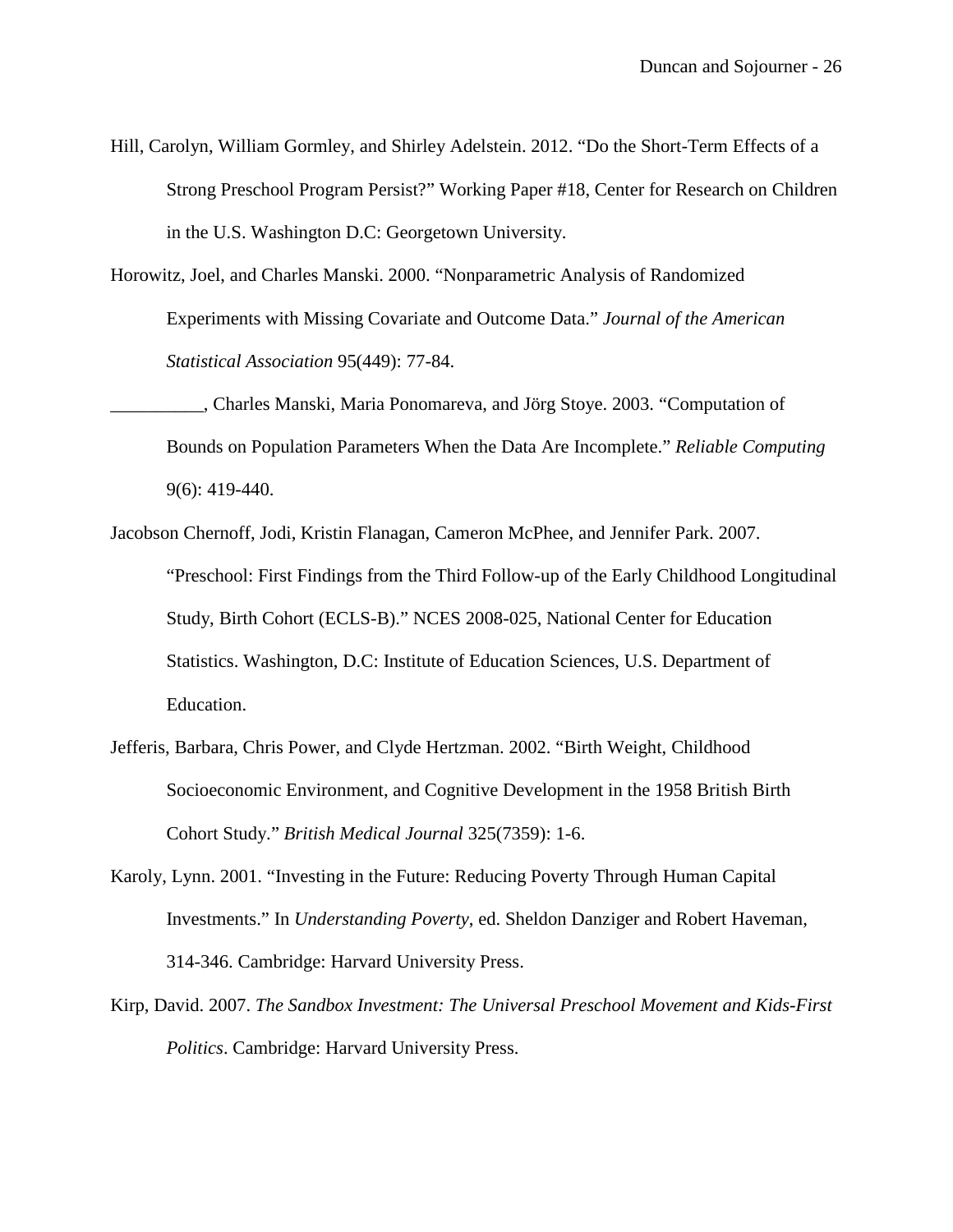Hill, Carolyn, William Gormley, and Shirley Adelstein. 2012. "Do the Short-Term Effects of a Strong Preschool Program Persist?" Working Paper #18, Center for Research on Children in the U.S. Washington D.C: Georgetown University.

Horowitz, Joel, and Charles Manski. 2000. "Nonparametric Analysis of Randomized Experiments with Missing Covariate and Outcome Data." *Journal of the American Statistical Association* 95(449): 77-84.

__________, Charles Manski, Maria Ponomareva, and Jörg Stoye. 2003. "Computation of Bounds on Population Parameters When the Data Are Incomplete." *Reliable Computing* 9(6): 419-440.

Jacobson Chernoff, Jodi, Kristin Flanagan, Cameron McPhee, and Jennifer Park. 2007. "Preschool: First Findings from the Third Follow-up of the Early Childhood Longitudinal Study, Birth Cohort (ECLS-B)." NCES 2008-025, National Center for Education Statistics. Washington, D.C: Institute of Education Sciences, U.S. Department of Education.

Jefferis, Barbara, Chris Power, and Clyde Hertzman. 2002. "Birth Weight, Childhood Socioeconomic Environment, and Cognitive Development in the 1958 British Birth Cohort Study." *British Medical Journal* 325(7359): 1-6.

Karoly, Lynn. 2001. "Investing in the Future: Reducing Poverty Through Human Capital Investments." In *Understanding Poverty*, ed. Sheldon Danziger and Robert Haveman, 314-346. Cambridge: Harvard University Press.

Kirp, David. 2007. *The Sandbox Investment: The Universal Preschool Movement and Kids-First Politics*. Cambridge: Harvard University Press.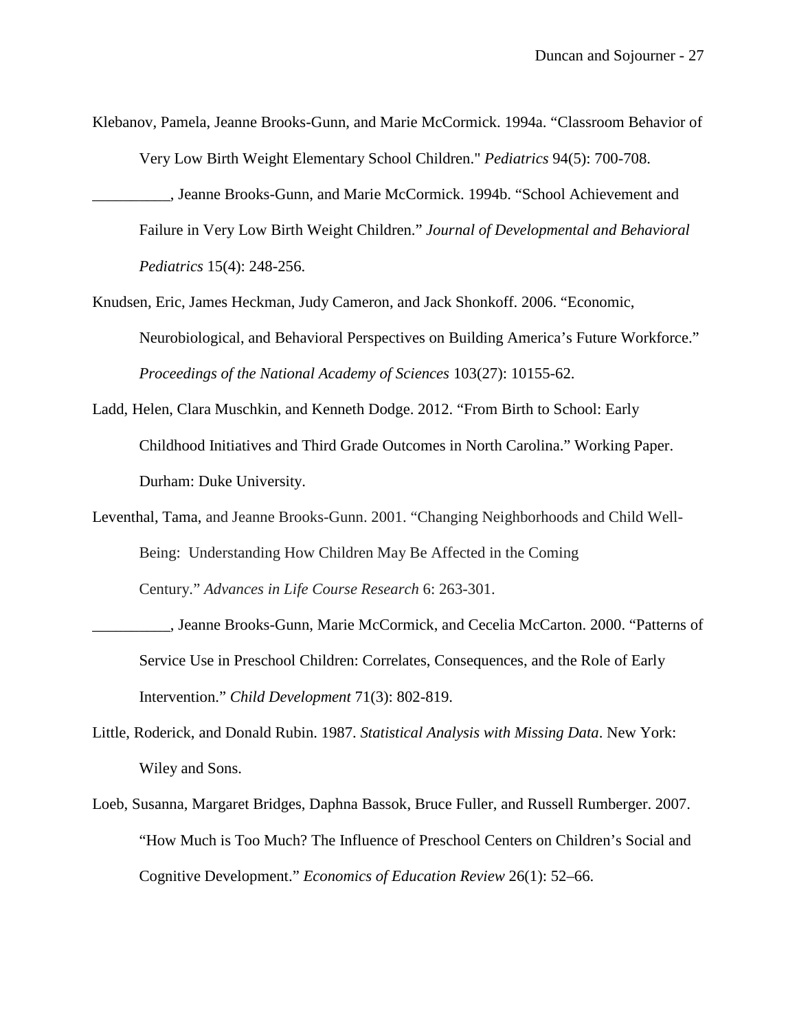Klebanov, Pamela, Jeanne Brooks-Gunn, and Marie McCormick. 1994a. "Classroom Behavior of Very Low Birth Weight Elementary School Children." *Pediatrics* 94(5): 700-708.

__________, Jeanne Brooks-Gunn, and Marie McCormick. 1994b. "School Achievement and Failure in Very Low Birth Weight Children." *Journal of Developmental and Behavioral Pediatrics* 15(4): 248-256.

Knudsen, Eric, James Heckman, Judy Cameron, and Jack Shonkoff. 2006. "Economic, Neurobiological, and Behavioral Perspectives on Building America's Future Workforce." *Proceedings of the National Academy of Sciences* 103(27): 10155-62.

Ladd, Helen, Clara Muschkin, and Kenneth Dodge. 2012. "From Birth to School: Early Childhood Initiatives and Third Grade Outcomes in North Carolina." Working Paper. Durham: Duke University.

Leventhal, Tama, and Jeanne Brooks-Gunn. 2001. "Changing Neighborhoods and Child Well-Being: Understanding How Children May Be Affected in the Coming Century." *Advances in Life Course Research* 6: 263-301.

__________, Jeanne Brooks-Gunn, Marie McCormick, and Cecelia McCarton. 2000. "Patterns of Service Use in Preschool Children: Correlates, Consequences, and the Role of Early Intervention." *Child Development* 71(3): 802-819.

Little, Roderick, and Donald Rubin. 1987. *Statistical Analysis with Missing Data*. New York: Wiley and Sons.

Loeb, Susanna, Margaret Bridges, Daphna Bassok, Bruce Fuller, and Russell Rumberger. 2007. "How Much is Too Much? The Influence of Preschool Centers on Children's Social and Cognitive Development." *Economics of Education Review* 26(1): 52–66.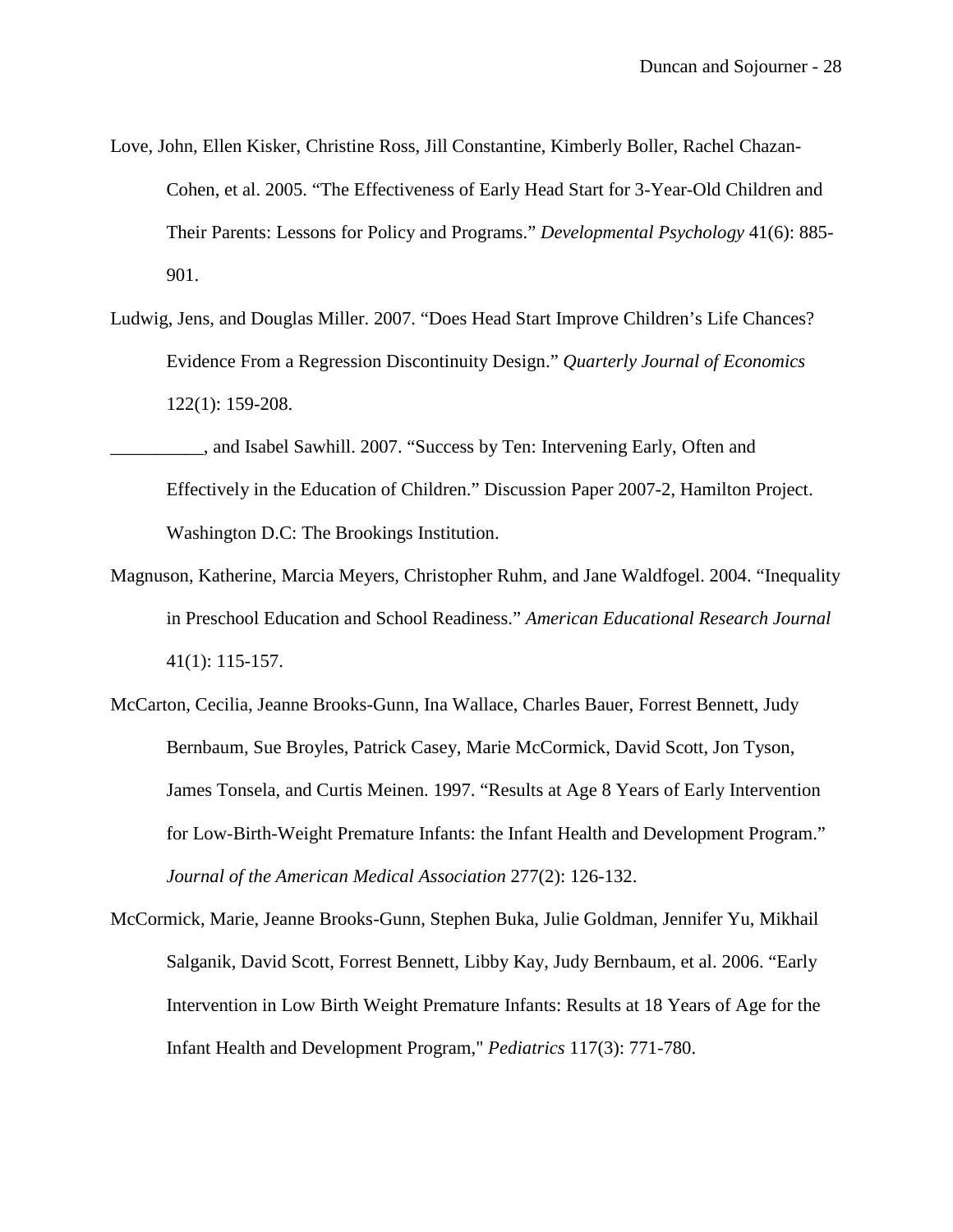Love, John, Ellen Kisker, Christine Ross, Jill Constantine, Kimberly Boller, Rachel Chazan-Cohen, et al. 2005. "The Effectiveness of Early Head Start for 3-Year-Old Children and Their Parents: Lessons for Policy and Programs." *Developmental Psychology* 41(6): 885-901.

Ludwig, Jens, and Douglas Miller. 2007. "Does Head Start Improve Children's Life Chances? Evidence From a Regression Discontinuity Design." *Quarterly Journal of Economics* 122(1): 159-208.

__________, and Isabel Sawhill. 2007. "Success by Ten: Intervening Early, Often and Effectively in the Education of Children." Discussion Paper 2007-2, Hamilton Project. Washington D.C: The Brookings Institution.

Magnuson, Katherine, Marcia Meyers, Christopher Ruhm, and Jane Waldfogel. 2004. "Inequality in Preschool Education and School Readiness." *American Educational Research Journal* 41(1): 115-157.

McCarton, Cecilia, Jeanne Brooks-Gunn, Ina Wallace, Charles Bauer, Forrest Bennett, Judy Bernbaum, Sue Broyles, Patrick Casey, Marie McCormick, David Scott, Jon Tyson, James Tonsela, and Curtis Meinen. 1997. "Results at Age 8 Years of Early Intervention for Low-Birth-Weight Premature Infants: the Infant Health and Development Program." *Journal of the American Medical Association* 277(2): 126-132.

McCormick, Marie, Jeanne Brooks-Gunn, Stephen Buka, Julie Goldman, Jennifer Yu, Mikhail Salganik, David Scott, Forrest Bennett, Libby Kay, Judy Bernbaum, et al. 2006. "Early Intervention in Low Birth Weight Premature Infants: Results at 18 Years of Age for the Infant Health and Development Program," *Pediatrics* 117(3): 771-780.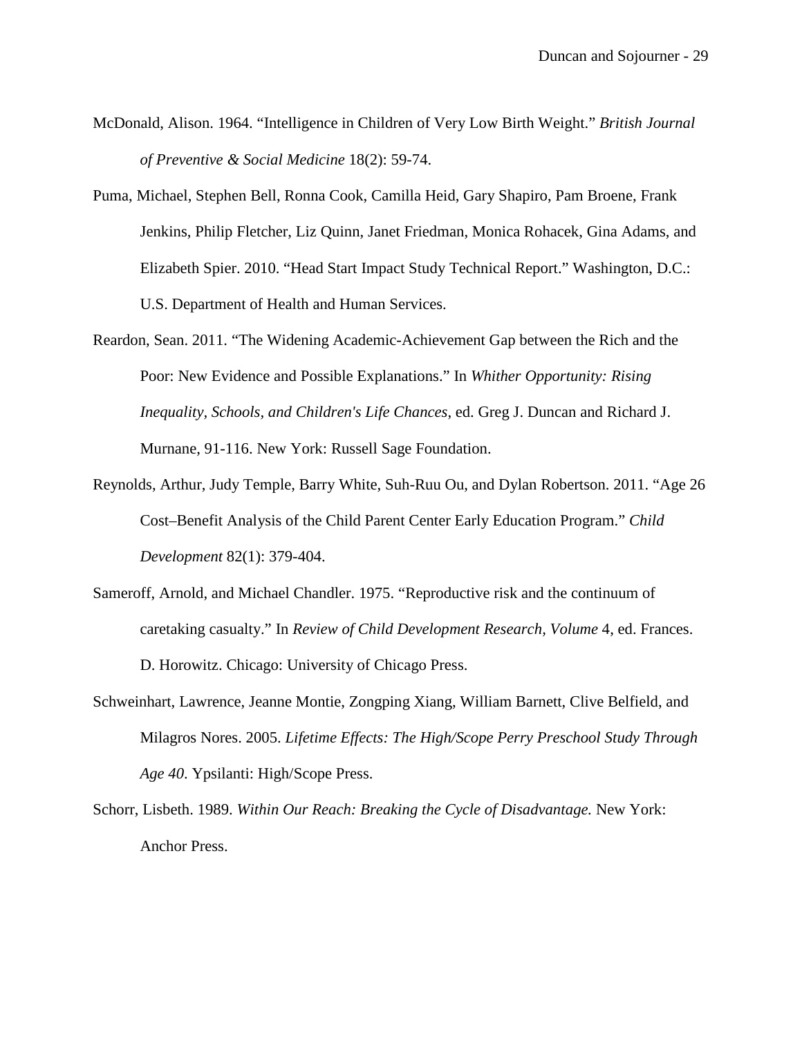McDonald, Alison. 1964. “Intelligence in Children of Very Low Birth Weight.” *British Journal of Preventive & Social Medicine* 18(2): 59-74.

Puma, Michael, Stephen Bell, Ronna Cook, Camilla Heid, Gary Shapiro, Pam Broene, Frank Jenkins, Philip Fletcher, Liz Quinn, Janet Friedman, Monica Rohacek, Gina Adams, and Elizabeth Spier. 2010. “Head Start Impact Study Technical Report.” Washington, D.C.: U.S. Department of Health and Human Services.

Reardon, Sean. 2011. “The Widening Academic-Achievement Gap between the Rich and the Poor: New Evidence and Possible Explanations.” In *Whither Opportunity: Rising Inequality, Schools, and Children's Life Chances*, ed. Greg J. Duncan and Richard J. Murnane, 91-116. New York: Russell Sage Foundation.

Reynolds, Arthur, Judy Temple, Barry White, Suh-Ruu Ou, and Dylan Robertson. 2011. “Age 26 Cost–Benefit Analysis of the Child Parent Center Early Education Program.” *Child Development* 82(1): 379-404.

Sameroff, Arnold, and Michael Chandler. 1975. “Reproductive risk and the continuum of caretaking casualty.” In *Review of Child Development Research, Volume* 4, ed. Frances. D. Horowitz. Chicago: University of Chicago Press.

Schweinhart, Lawrence, Jeanne Montie, Zongping Xiang, William Barnett, Clive Belfield, and Milagros Nores. 2005. *Lifetime Effects: The High/Scope Perry Preschool Study Through Age 40*. Ypsilanti: High/Scope Press.

Schorr, Lisbeth. 1989. *Within Our Reach: Breaking the Cycle of Disadvantage.* New York: Anchor Press.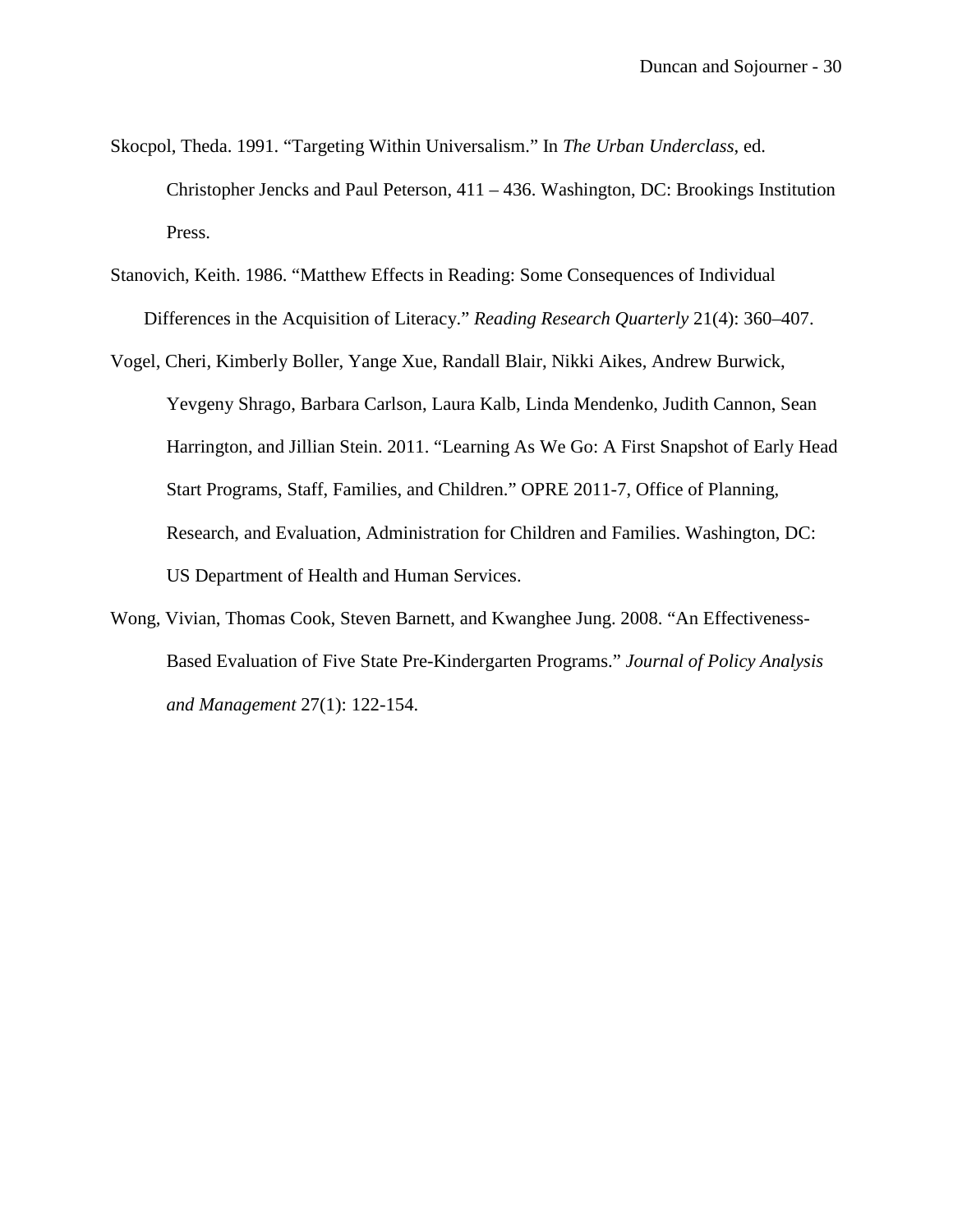Skocpol, Theda. 1991. “Targeting Within Universalism.” In *The Urban Underclass*, ed. Christopher Jencks and Paul Peterson, 411 – 436. Washington, DC: Brookings Institution Press.

Stanovich, Keith. 1986. “Matthew Effects in Reading: Some Consequences of Individual Differences in the Acquisition of Literacy.” *Reading Research Quarterly* 21(4): 360–407.

Vogel, Cheri, Kimberly Boller, Yange Xue, Randall Blair, Nikki Aikes, Andrew Burwick, Yevgeny Shrago, Barbara Carlson, Laura Kalb, Linda Mendenko, Judith Cannon, Sean Harrington, and Jillian Stein. 2011. “Learning As We Go: A First Snapshot of Early Head Start Programs, Staff, Families, and Children.” OPRE 2011-7, Office of Planning, Research, and Evaluation, Administration for Children and Families. Washington, DC: US Department of Health and Human Services.

Wong, Vivian, Thomas Cook, Steven Barnett, and Kwanghee Jung. 2008. “An Effectiveness-Based Evaluation of Five State Pre-Kindergarten Programs.” *Journal of Policy Analysis and Management* 27(1): 122-154.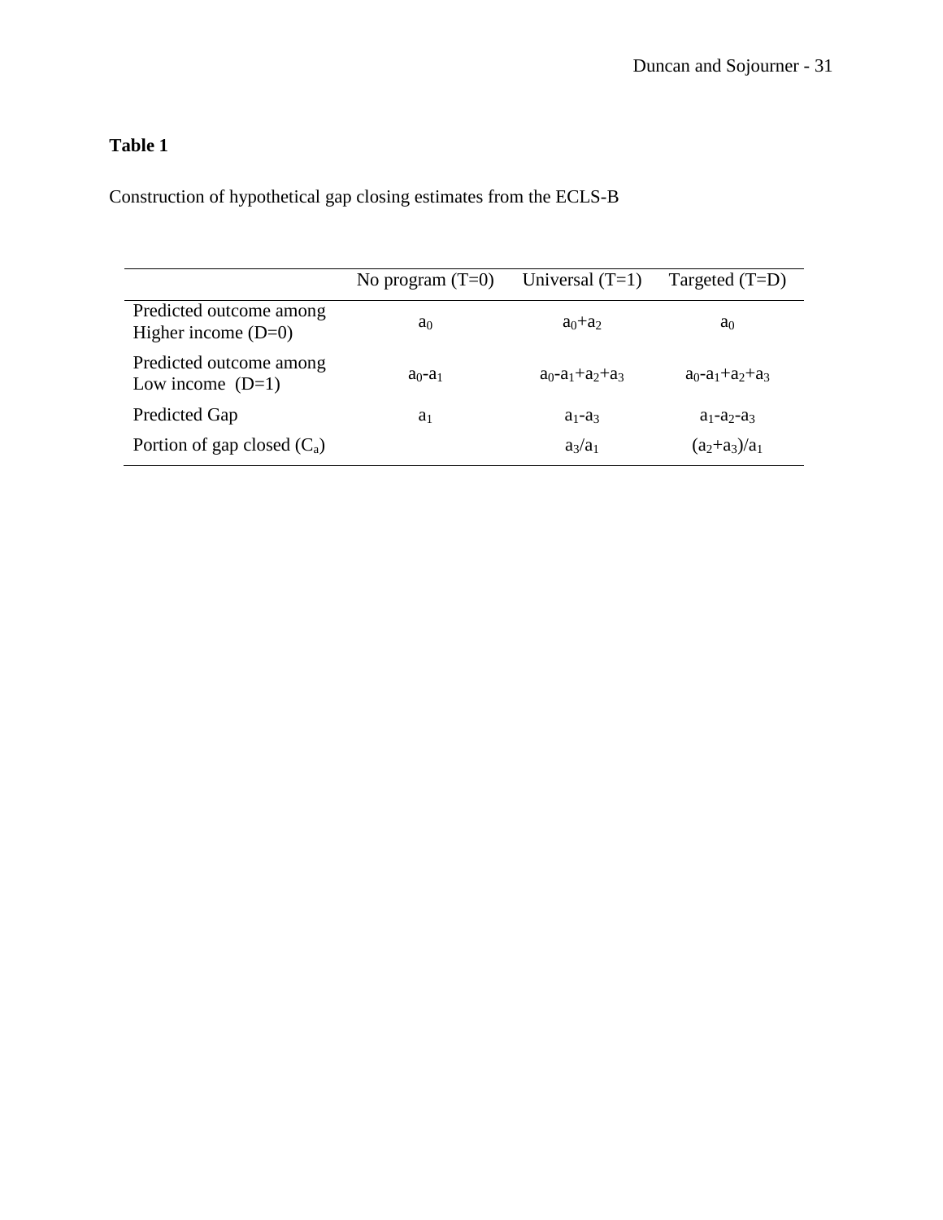**Table 1**

Construction of hypothetical gap closing estimates from the ECLS-B

| | No program (T=0) | Universal (T=1) | Targeted (T=D) |
|---|---|---|---|
| Predicted outcome among Higher income (D=0) | $a_0$ | $a_0+a_2$ | $a_0$ |
| Predicted outcome among Low income (D=1) | $a_0-a_1$ | $a_0-a_1+a_2+a_3$ | $a_0-a_1+a_2+a_3$ |
| Predicted Gap | $a_1$ | $a_1-a_3$ | $a_1-a_2-a_3$ |
| Portion of gap closed ($C_a$) | | $a_3/a_1$ | $(a_2+a_3)/a_1$ |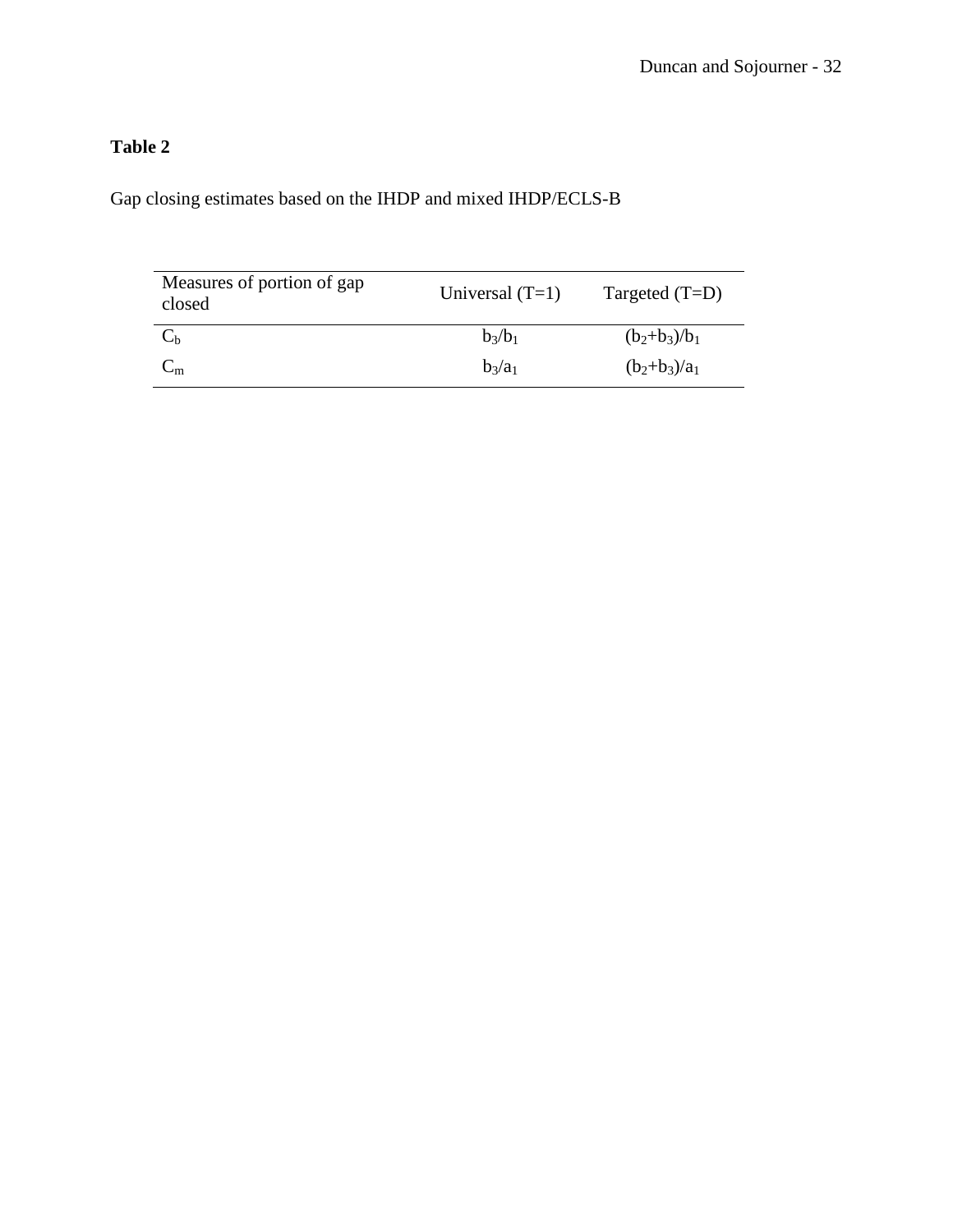**Table 2**

Gap closing estimates based on the IHDP and mixed IHDP/ECLS-B

| Measures of portion of gap closed | Universal (T=1) | Targeted (T=D) |
|---|---|---|
| $C_b$ | $b_3/b_1$ | $(b_2+b_3)/b_1$ |
| $C_m$ | $b_3/a_1$ | $(b_2+b_3)/a_1$ |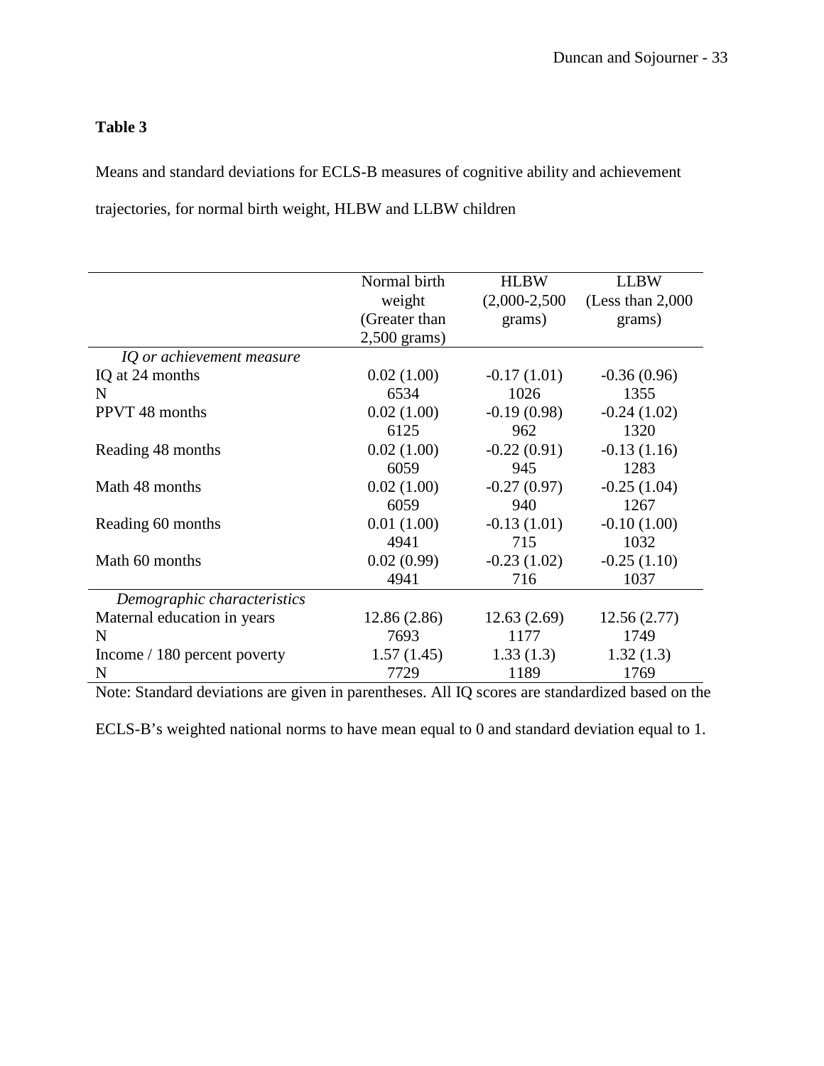**Table 3**

Means and standard deviations for ECLS-B measures of cognitive ability and achievement trajectories, for normal birth weight, HLBW and LLBW children

| | Normal birth weight (Greater than 2,500 grams) | HLBW (2,000-2,500 grams) | LLBW (Less than 2,000 grams) |
|---|---|---|---|
| *IQ or achievement measure* | | | |
| IQ at 24 months | 0.02 (1.00) | -0.17 (1.01) | -0.36 (0.96) |
| N | 6534 | 1026 | 1355 |
| PPVT 48 months | 0.02 (1.00) | -0.19 (0.98) | -0.24 (1.02) |
| | 6125 | 962 | 1320 |
| Reading 48 months | 0.02 (1.00) | -0.22 (0.91) | -0.13 (1.16) |
| | 6059 | 945 | 1283 |
| Math 48 months | 0.02 (1.00) | -0.27 (0.97) | -0.25 (1.04) |
| | 6059 | 940 | 1267 |
| Reading 60 months | 0.01 (1.00) | -0.13 (1.01) | -0.10 (1.00) |
| | 4941 | 715 | 1032 |
| Math 60 months | 0.02 (0.99) | -0.23 (1.02) | -0.25 (1.10) |
| | 4941 | 716 | 1037 |
| *Demographic characteristics* | | | |
| Maternal education in years | 12.86 (2.86) | 12.63 (2.69) | 12.56 (2.77) |
| N | 7693 | 1177 | 1749 |
| Income / 180 percent poverty | 1.57 (1.45) | 1.33 (1.3) | 1.32 (1.3) |
| N | 7729 | 1189 | 1769 |

Note: Standard deviations are given in parentheses. All IQ scores are standardized based on the ECLS-B's weighted national norms to have mean equal to 0 and standard deviation equal to 1.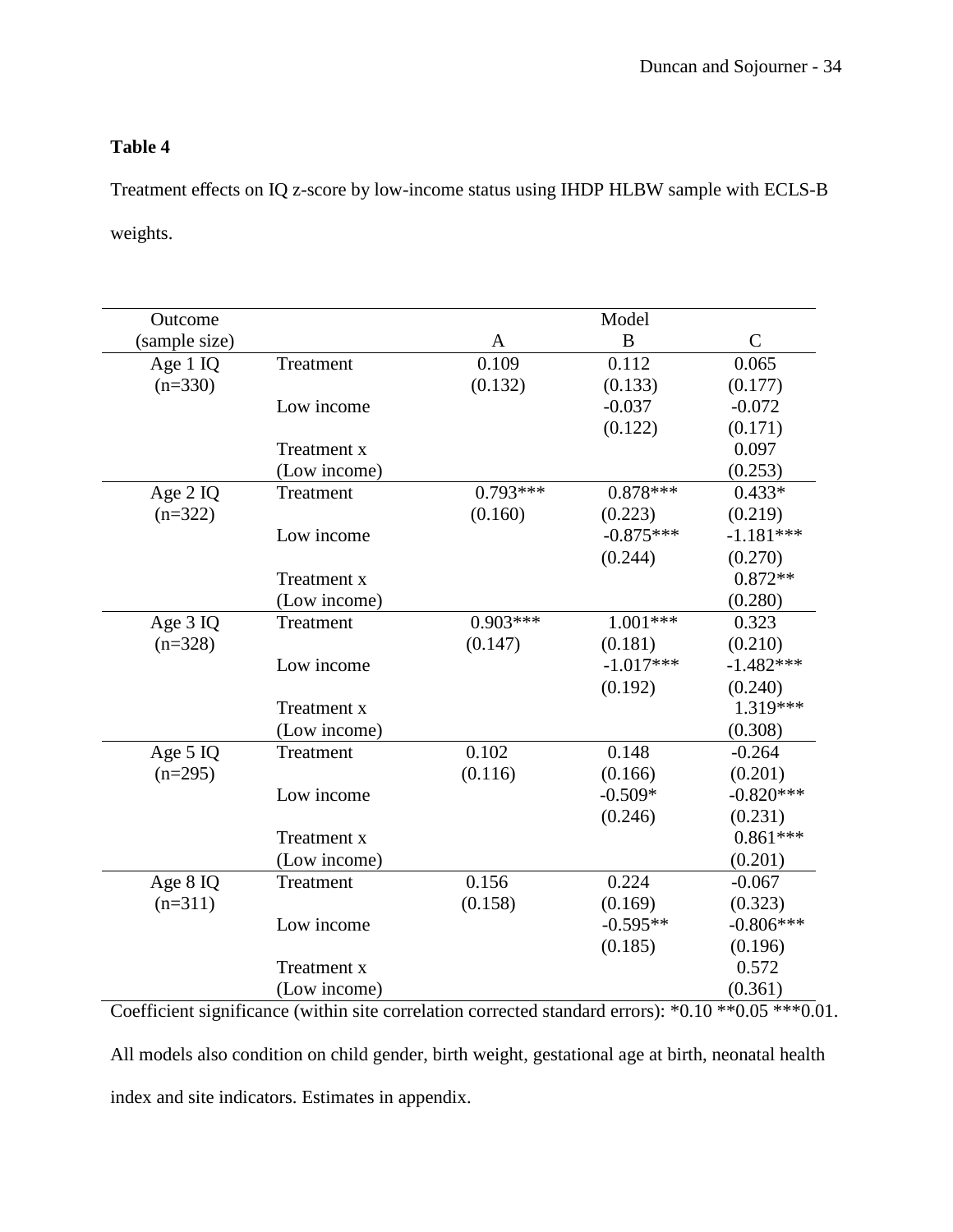**Table 4**

Treatment effects on IQ z-score by low-income status using IHDP HLBW sample with ECLS-B weights.

| Outcome (sample size) | | Model A | Model B | Model C |
|---|---|---|---|---|
| Age 1 IQ | Treatment | 0.109 | 0.112 | 0.065 |
| (n=330) | | (0.132) | (0.133) | (0.177) |
| | Low income | | -0.037 | -0.072 |
| | | | (0.122) | (0.171) |
| | Treatment x (Low income) | | | 0.097 |
| | | | | (0.253) |
| Age 2 IQ | Treatment | 0.793*** | 0.878*** | 0.433* |
| (n=322) | | (0.160) | (0.223) | (0.219) |
| | Low income | | -0.875*** | -1.181*** |
| | | | (0.244) | (0.270) |
| | Treatment x (Low income) | | | 0.872** |
| | | | | (0.280) |
| Age 3 IQ | Treatment | 0.903*** | 1.001*** | 0.323 |
| (n=328) | | (0.147) | (0.181) | (0.210) |
| | Low income | | -1.017*** | -1.482*** |
| | | | (0.192) | (0.240) |
| | Treatment x (Low income) | | | 1.319*** |
| | | | | (0.308) |
| Age 5 IQ | Treatment | 0.102 | 0.148 | -0.264 |
| (n=295) | | (0.116) | (0.166) | (0.201) |
| | Low income | | -0.509* | -0.820*** |
| | | | (0.246) | (0.231) |
| | Treatment x (Low income) | | | 0.861*** |
| | | | | (0.201) |
| Age 8 IQ | Treatment | 0.156 | 0.224 | -0.067 |
| (n=311) | | (0.158) | (0.169) | (0.323) |
| | Low income | | -0.595** | -0.806*** |
| | | | (0.185) | (0.196) |
| | Treatment x (Low income) | | | 0.572 |
| | | | | (0.361) |

Coefficient significance (within site correlation corrected standard errors): *0.10 **0.05 ***0.01.

All models also condition on child gender, birth weight, gestational age at birth, neonatal health index and site indicators. Estimates in appendix.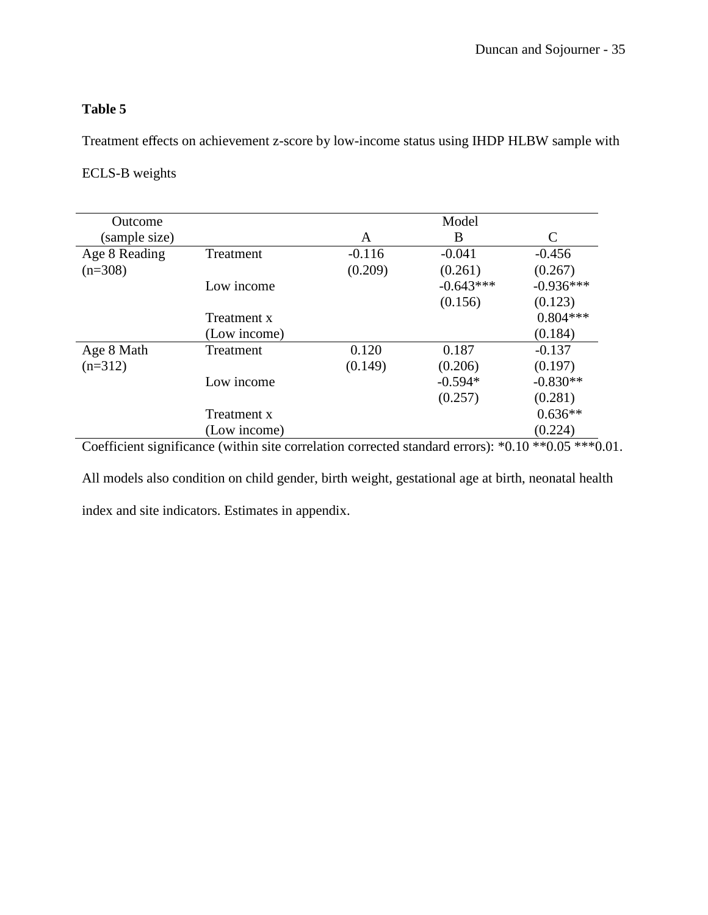**Table 5**

Treatment effects on achievement z-score by low-income status using IHDP HLBW sample with ECLS-B weights

| Outcome (sample size) | | Model A | Model B | Model C |
|---|---|---|---|---|
| Age 8 Reading | Treatment | -0.116 | -0.041 | -0.456 |
| (n=308) | | (0.209) | (0.261) | (0.267) |
| | Low income | | -0.643*** | -0.936*** |
| | | | (0.156) | (0.123) |
| | Treatment x (Low income) | | | 0.804*** |
| | | | | (0.184) |
| Age 8 Math | Treatment | 0.120 | 0.187 | -0.137 |
| (n=312) | | (0.149) | (0.206) | (0.197) |
| | Low income | | -0.594* | -0.830** |
| | | | (0.257) | (0.281) |
| | Treatment x (Low income) | | | 0.636** |
| | | | | (0.224) |

Coefficient significance (within site correlation corrected standard errors): *0.10 **0.05 ***0.01.

All models also condition on child gender, birth weight, gestational age at birth, neonatal health index and site indicators. Estimates in appendix.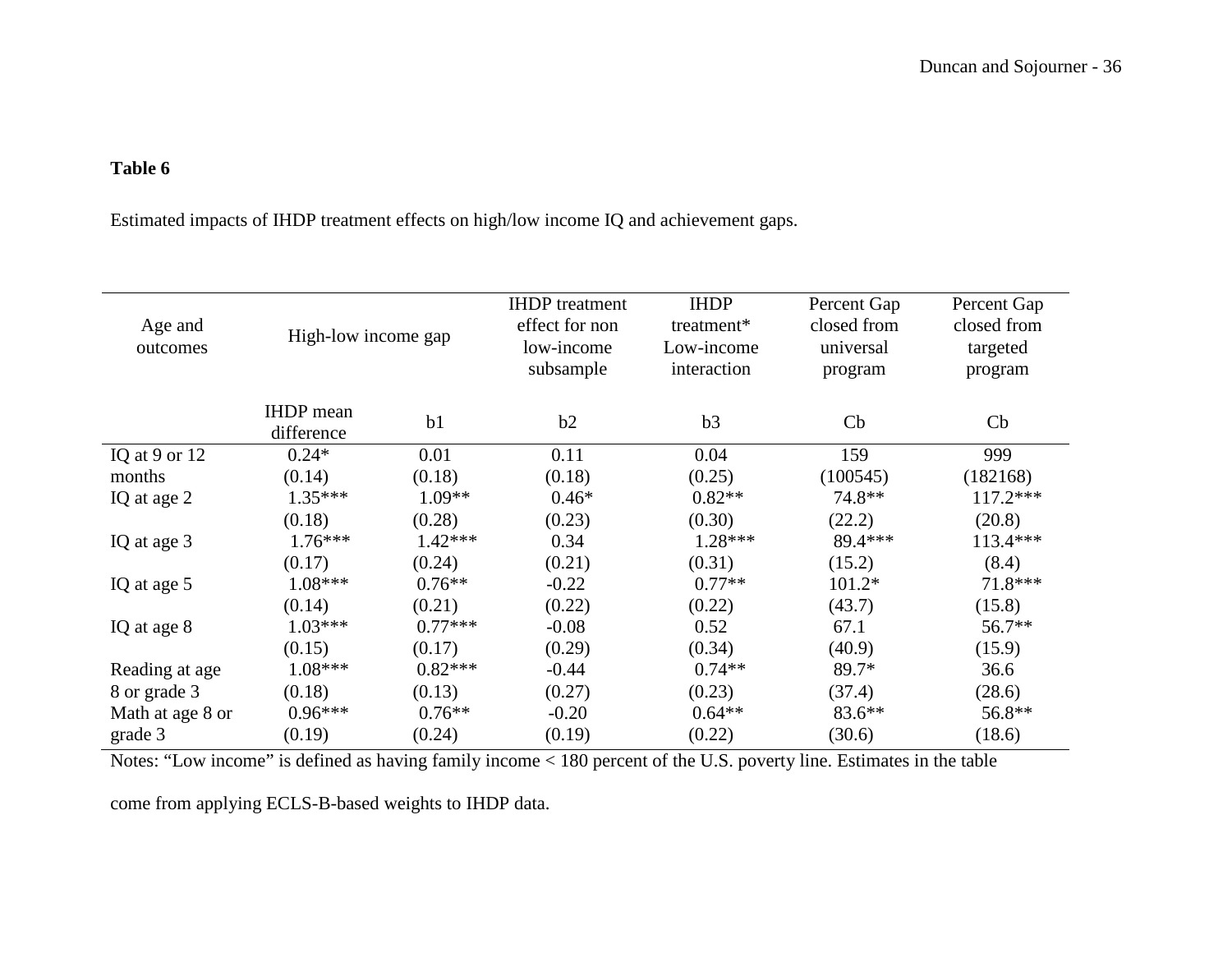**Table 6**

Estimated impacts of IHDP treatment effects on high/low income IQ and achievement gaps.

| Age and outcomes | High-low income gap | | IHDP treatment effect for non low-income subsample | IHDP treatment* Low-income interaction | Percent Gap closed from universal program | Percent Gap closed from targeted program |
|---|---|---|---|---|---|---|
| | IHDP mean difference | b1 | b2 | b3 | Cb | Cb |
| IQ at 9 or 12 | 0.24* | 0.01 | 0.11 | 0.04 | 159 | 999 |
| months | (0.14) | (0.18) | (0.18) | (0.25) | (100545) | (182168) |
| IQ at age 2 | 1.35*** | 1.09** | 0.46* | 0.82** | 74.8** | 117.2*** |
| | (0.18) | (0.28) | (0.23) | (0.30) | (22.2) | (20.8) |
| IQ at age 3 | 1.76*** | 1.42*** | 0.34 | 1.28*** | 89.4*** | 113.4*** |
| | (0.17) | (0.24) | (0.21) | (0.31) | (15.2) | (8.4) |
| IQ at age 5 | 1.08*** | 0.76** | -0.22 | 0.77** | 101.2* | 71.8*** |
| | (0.14) | (0.21) | (0.22) | (0.22) | (43.7) | (15.8) |
| IQ at age 8 | 1.03*** | 0.77*** | -0.08 | 0.52 | 67.1 | 56.7** |
| | (0.15) | (0.17) | (0.29) | (0.34) | (40.9) | (15.9) |
| Reading at age | 1.08*** | 0.82*** | -0.44 | 0.74** | 89.7* | 36.6 |
| 8 or grade 3 | (0.18) | (0.13) | (0.27) | (0.23) | (37.4) | (28.6) |
| Math at age 8 or | 0.96*** | 0.76** | -0.20 | 0.64** | 83.6** | 56.8** |
| grade 3 | (0.19) | (0.24) | (0.19) | (0.22) | (30.6) | (18.6) |

Notes: "Low income" is defined as having family income < 180 percent of the U.S. poverty line. Estimates in the table come from applying ECLS-B-based weights to IHDP data.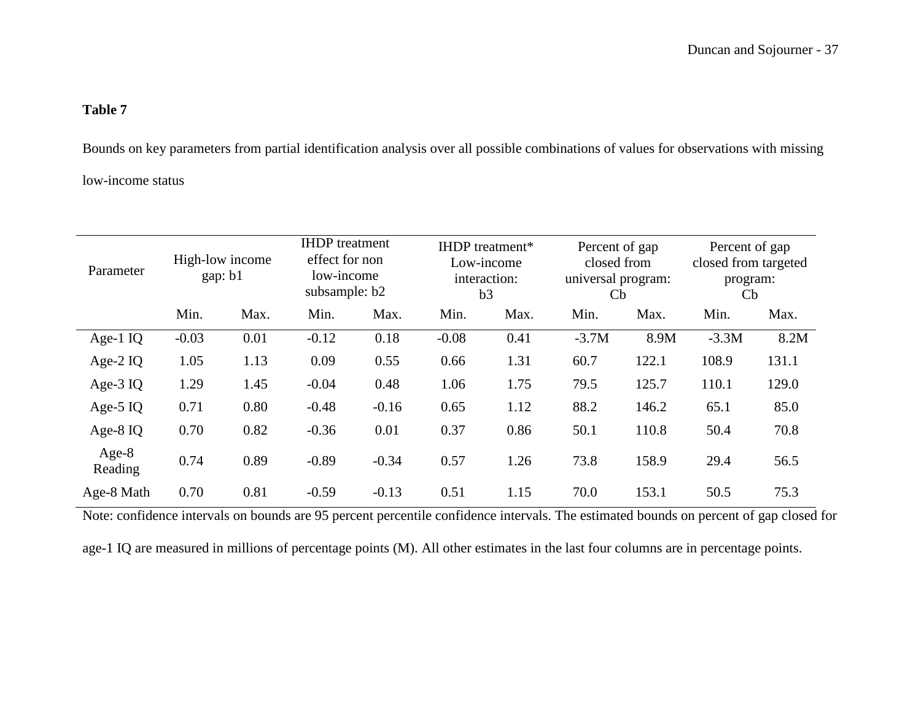**Table 7**

Bounds on key parameters from partial identification analysis over all possible combinations of values for observations with missing low-income status

| Parameter | High-low income gap: b1 | | IHDP treatment effect for non low-income subsample: b2 | | IHDP treatment* Low-income interaction: b3 | | Percent of gap closed from universal program: Cb | | Percent of gap closed from targeted program: Cb | |
|---|---|---|---|---|---|---|---|---|---|---|
| | Min. | Max. | Min. | Max. | Min. | Max. | Min. | Max. | Min. | Max. |
| Age-1 IQ | -0.03 | 0.01 | -0.12 | 0.18 | -0.08 | 0.41 | -3.7M | 8.9M | -3.3M | 8.2M |
| Age-2 IQ | 1.05 | 1.13 | 0.09 | 0.55 | 0.66 | 1.31 | 60.7 | 122.1 | 108.9 | 131.1 |
| Age-3 IQ | 1.29 | 1.45 | -0.04 | 0.48 | 1.06 | 1.75 | 79.5 | 125.7 | 110.1 | 129.0 |
| Age-5 IQ | 0.71 | 0.80 | -0.48 | -0.16 | 0.65 | 1.12 | 88.2 | 146.2 | 65.1 | 85.0 |
| Age-8 IQ | 0.70 | 0.82 | -0.36 | 0.01 | 0.37 | 0.86 | 50.1 | 110.8 | 50.4 | 70.8 |
| Age-8 Reading | 0.74 | 0.89 | -0.89 | -0.34 | 0.57 | 1.26 | 73.8 | 158.9 | 29.4 | 56.5 |
| Age-8 Math | 0.70 | 0.81 | -0.59 | -0.13 | 0.51 | 1.15 | 70.0 | 153.1 | 50.5 | 75.3 |

Note: confidence intervals on bounds are 95 percent percentile confidence intervals. The estimated bounds on percent of gap closed for age-1 IQ are measured in millions of percentage points (M). All other estimates in the last four columns are in percentage points.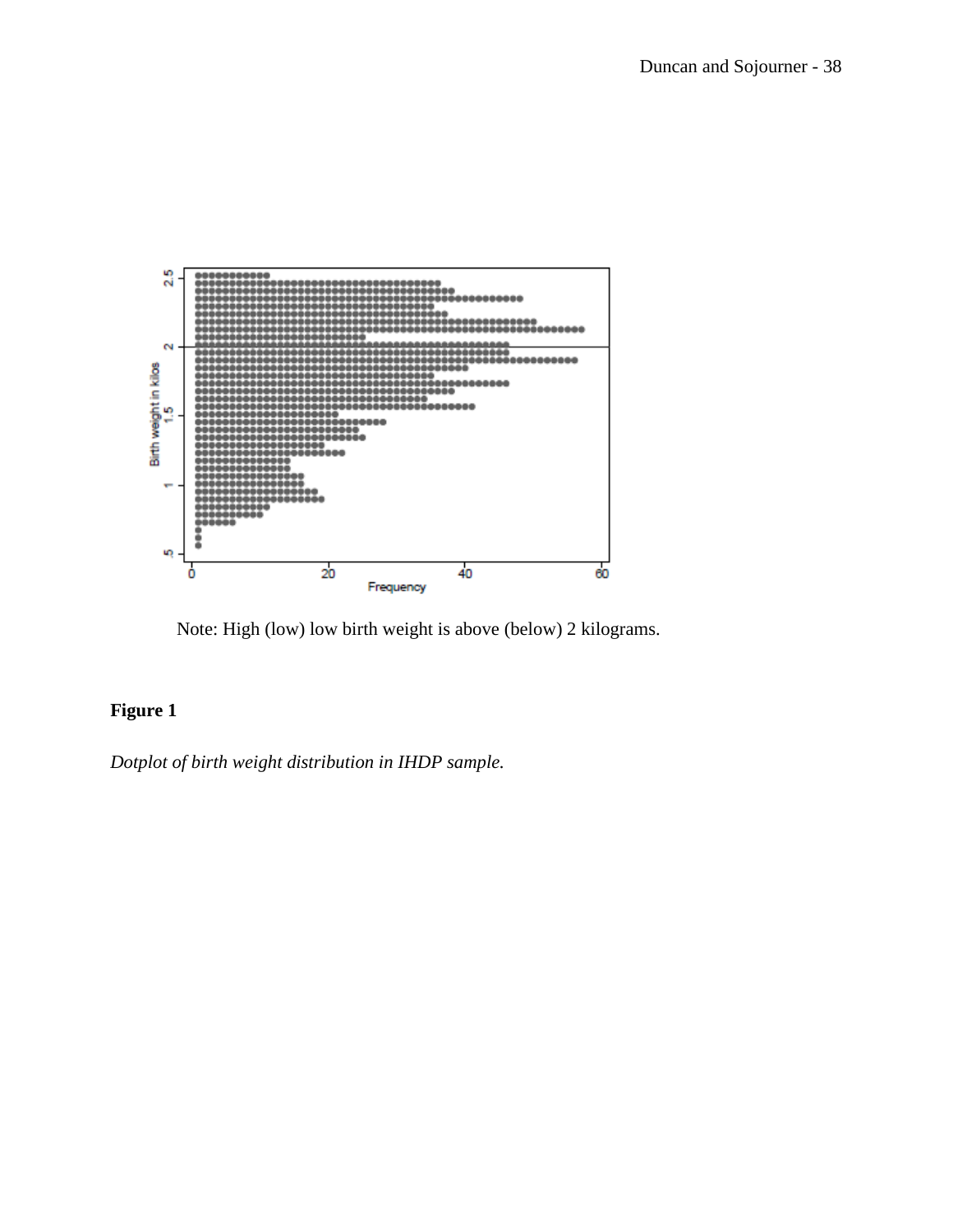Note: High (low) low birth weight is above (below) 2 kilograms.

**Figure 1**

*Dotplot of birth weight distribution in IHDP sample.*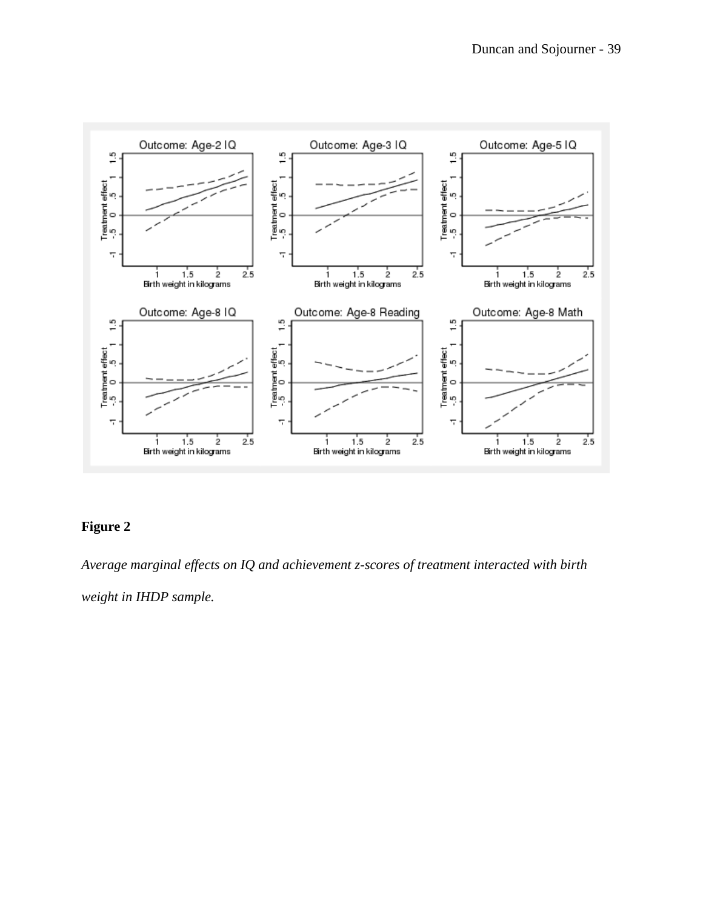**Figure 2**

*Average marginal effects on IQ and achievement z-scores of treatment interacted with birth weight in IHDP sample.*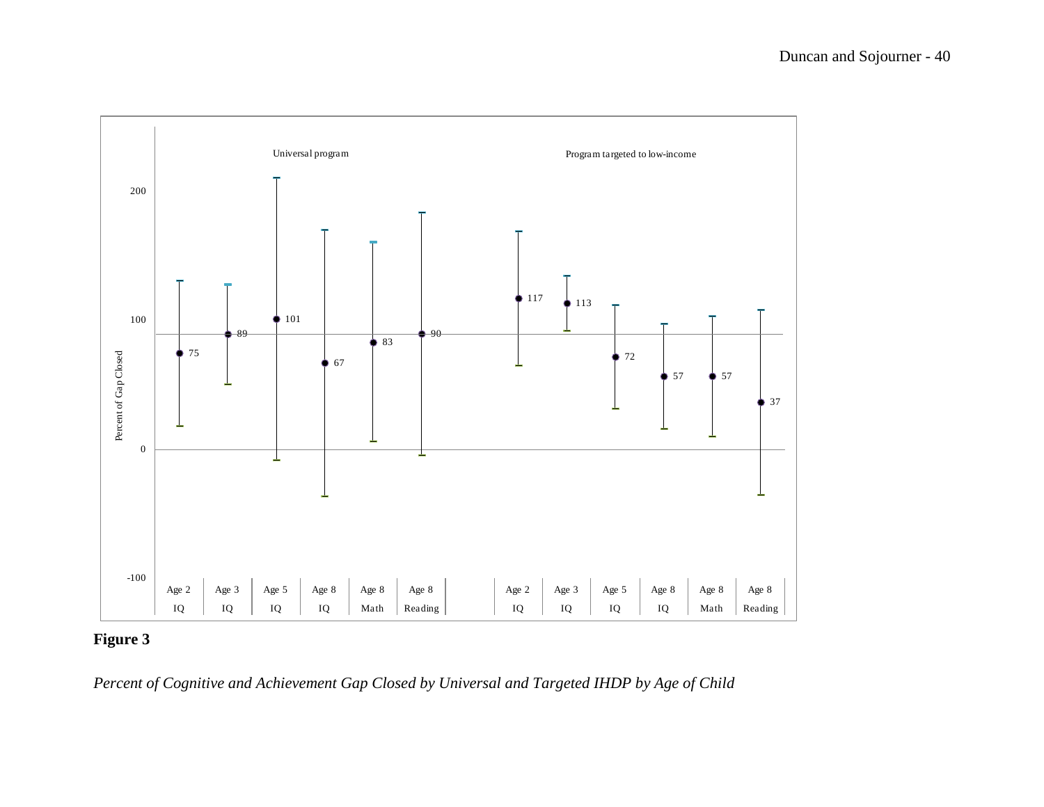**Figure 3**

*Percent of Cognitive and Achievement Gap Closed by Universal and Targeted IHDP by Age of Child*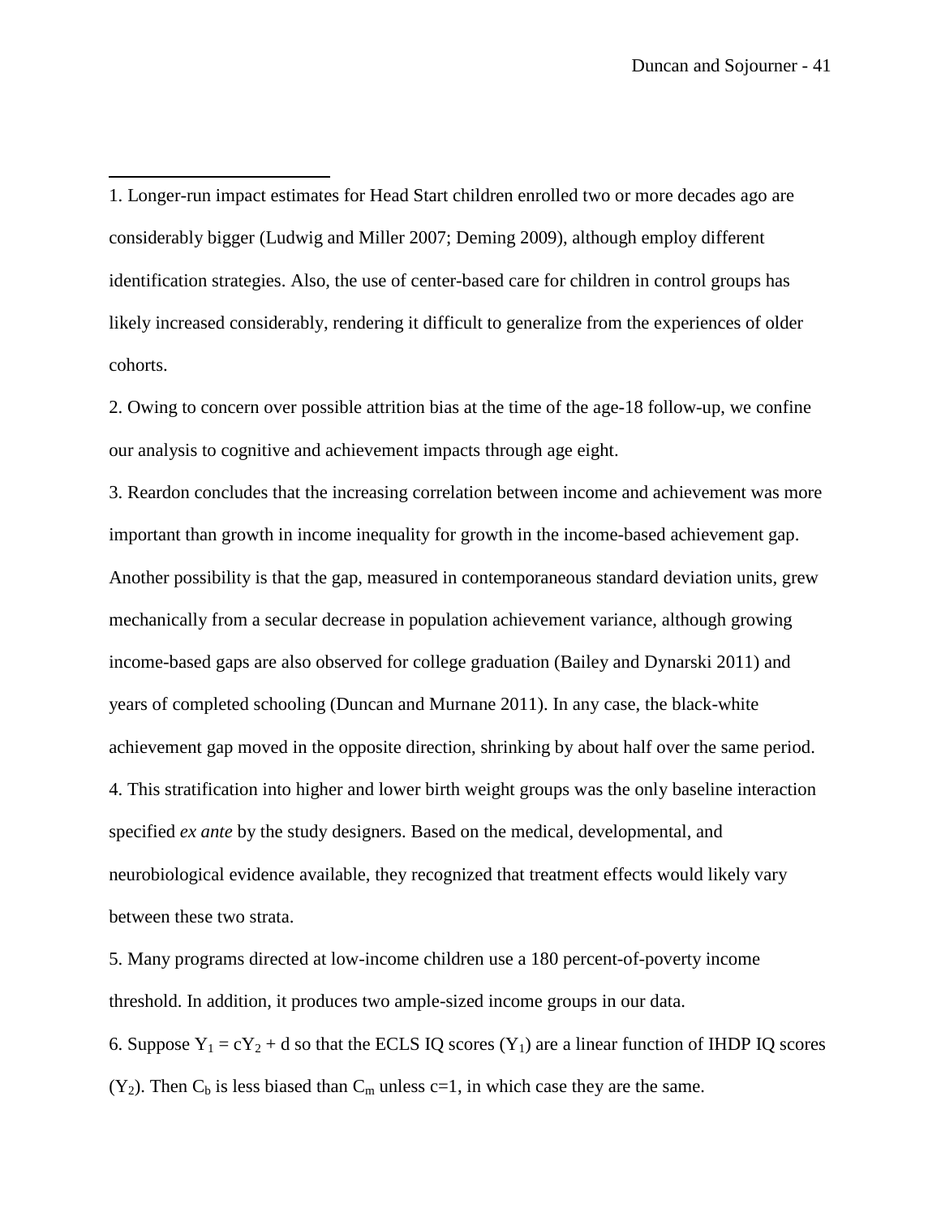1. Longer-run impact estimates for Head Start children enrolled two or more decades ago are considerably bigger (Ludwig and Miller 2007; Deming 2009), although employ different identification strategies. Also, the use of center-based care for children in control groups has likely increased considerably, rendering it difficult to generalize from the experiences of older cohorts.

2. Owing to concern over possible attrition bias at the time of the age-18 follow-up, we confine our analysis to cognitive and achievement impacts through age eight.

3. Reardon concludes that the increasing correlation between income and achievement was more important than growth in income inequality for growth in the income-based achievement gap. Another possibility is that the gap, measured in contemporaneous standard deviation units, grew mechanically from a secular decrease in population achievement variance, although growing income-based gaps are also observed for college graduation (Bailey and Dynarski 2011) and years of completed schooling (Duncan and Murnane 2011). In any case, the black-white achievement gap moved in the opposite direction, shrinking by about half over the same period.

4. This stratification into higher and lower birth weight groups was the only baseline interaction specified *ex ante* by the study designers. Based on the medical, developmental, and neurobiological evidence available, they recognized that treatment effects would likely vary between these two strata.

5. Many programs directed at low-income children use a 180 percent-of-poverty income threshold. In addition, it produces two ample-sized income groups in our data.

6. Suppose $Y_1 = cY_2 + d$ so that the ECLS IQ scores ($Y_1$) are a linear function of IHDP IQ scores ($Y_2$). Then $C_b$ is less biased than $C_m$ unless c=1, in which case they are the same.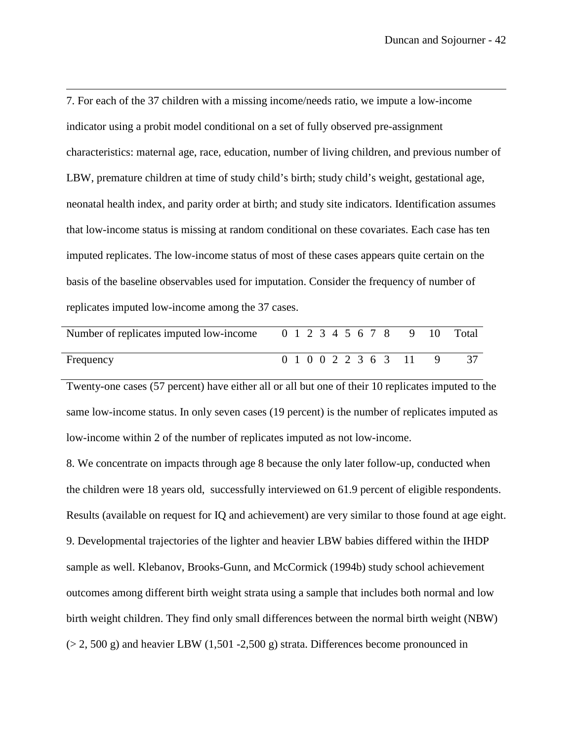7. For each of the 37 children with a missing income/needs ratio, we impute a low-income indicator using a probit model conditional on a set of fully observed pre-assignment characteristics: maternal age, race, education, number of living children, and previous number of LBW, premature children at time of study child's birth; study child's weight, gestational age, neonatal health index, and parity order at birth; and study site indicators. Identification assumes that low-income status is missing at random conditional on these covariates. Each case has ten imputed replicates. The low-income status of most of these cases appears quite certain on the basis of the baseline observables used for imputation. Consider the frequency of number of replicates imputed low-income among the 37 cases.

| Number of replicates imputed low-income | 0 | 1 | 2 | 3 | 4 | 5 | 6 | 7 | 8 | 9 | 10 | Total |
|---|---|---|---|---|---|---|---|---|---|---|---|---|
| Frequency | 0 | 1 | 0 | 0 | 2 | 2 | 3 | 6 | 3 | 11 | 9 | 37 |

Twenty-one cases (57 percent) have either all or all but one of their 10 replicates imputed to the same low-income status. In only seven cases (19 percent) is the number of replicates imputed as low-income within 2 of the number of replicates imputed as not low-income.

8. We concentrate on impacts through age 8 because the only later follow-up, conducted when the children were 18 years old, successfully interviewed on 61.9 percent of eligible respondents. Results (available on request for IQ and achievement) are very similar to those found at age eight.

9. Developmental trajectories of the lighter and heavier LBW babies differed within the IHDP sample as well. Klebanov, Brooks-Gunn, and McCormick (1994b) study school achievement outcomes among different birth weight strata using a sample that includes both normal and low birth weight children. They find only small differences between the normal birth weight (NBW) (> 2, 500 g) and heavier LBW (1,501 -2,500 g) strata. Differences become pronounced in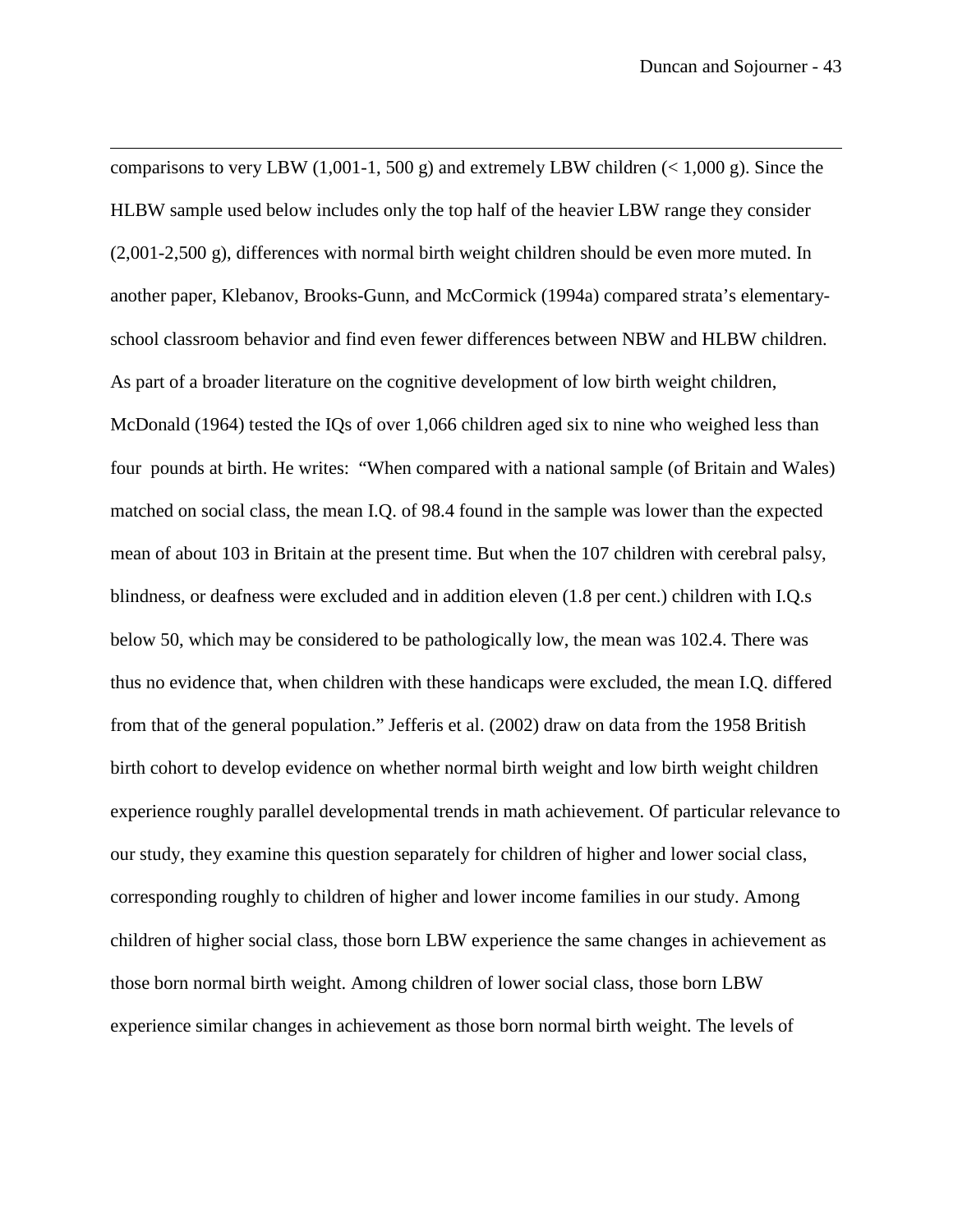comparisons to very LBW (1,001-1, 500 g) and extremely LBW children (< 1,000 g). Since the HLBW sample used below includes only the top half of the heavier LBW range they consider (2,001-2,500 g), differences with normal birth weight children should be even more muted. In another paper, Klebanov, Brooks-Gunn, and McCormick (1994a) compared strata's elementary-school classroom behavior and find even fewer differences between NBW and HLBW children. As part of a broader literature on the cognitive development of low birth weight children, McDonald (1964) tested the IQs of over 1,066 children aged six to nine who weighed less than four pounds at birth. He writes: "When compared with a national sample (of Britain and Wales) matched on social class, the mean I.Q. of 98.4 found in the sample was lower than the expected mean of about 103 in Britain at the present time. But when the 107 children with cerebral palsy, blindness, or deafness were excluded and in addition eleven (1.8 per cent.) children with I.Q.s below 50, which may be considered to be pathologically low, the mean was 102.4. There was thus no evidence that, when children with these handicaps were excluded, the mean I.Q. differed from that of the general population." Jefferis et al. (2002) draw on data from the 1958 British birth cohort to develop evidence on whether normal birth weight and low birth weight children experience roughly parallel developmental trends in math achievement. Of particular relevance to our study, they examine this question separately for children of higher and lower social class, corresponding roughly to children of higher and lower income families in our study. Among children of higher social class, those born LBW experience the same changes in achievement as those born normal birth weight. Among children of lower social class, those born LBW experience similar changes in achievement as those born normal birth weight. The levels of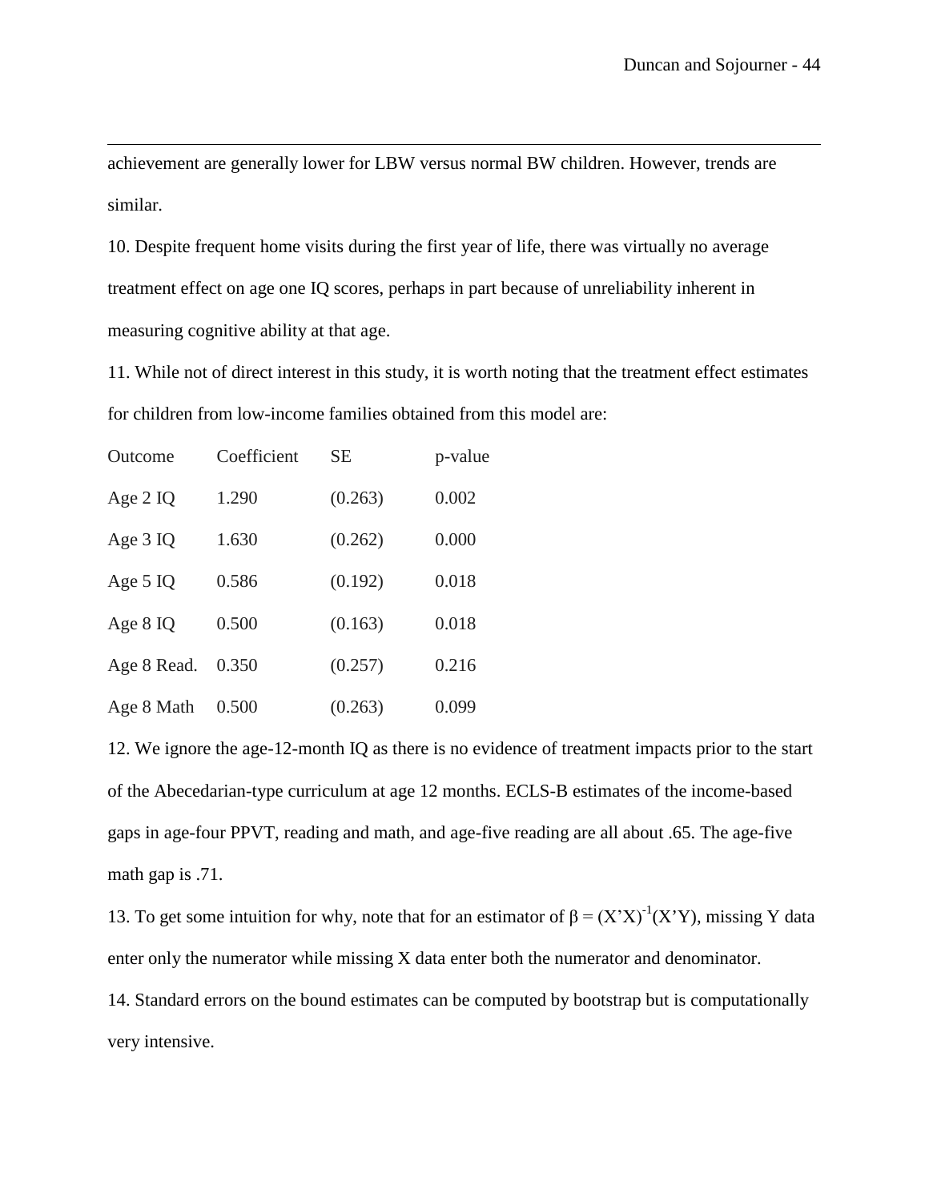achievement are generally lower for LBW versus normal BW children. However, trends are similar.

10. Despite frequent home visits during the first year of life, there was virtually no average treatment effect on age one IQ scores, perhaps in part because of unreliability inherent in measuring cognitive ability at that age.

11. While not of direct interest in this study, it is worth noting that the treatment effect estimates for children from low-income families obtained from this model are:

| Outcome | Coefficient | SE | p-value |
|---|---|---|---|
| Age 2 IQ | 1.290 | (0.263) | 0.002 |
| Age 3 IQ | 1.630 | (0.262) | 0.000 |
| Age 5 IQ | 0.586 | (0.192) | 0.018 |
| Age 8 IQ | 0.500 | (0.163) | 0.018 |
| Age 8 Read. | 0.350 | (0.257) | 0.216 |
| Age 8 Math | 0.500 | (0.263) | 0.099 |

12. We ignore the age-12-month IQ as there is no evidence of treatment impacts prior to the start of the Abecedarian-type curriculum at age 12 months. ECLS-B estimates of the income-based gaps in age-four PPVT, reading and math, and age-five reading are all about .65. The age-five math gap is .71.

13. To get some intuition for why, note that for an estimator of $\beta = (X'X)^{-1}(X'Y)$, missing Y data enter only the numerator while missing X data enter both the numerator and denominator.

14. Standard errors on the bound estimates can be computed by bootstrap but is computationally very intensive.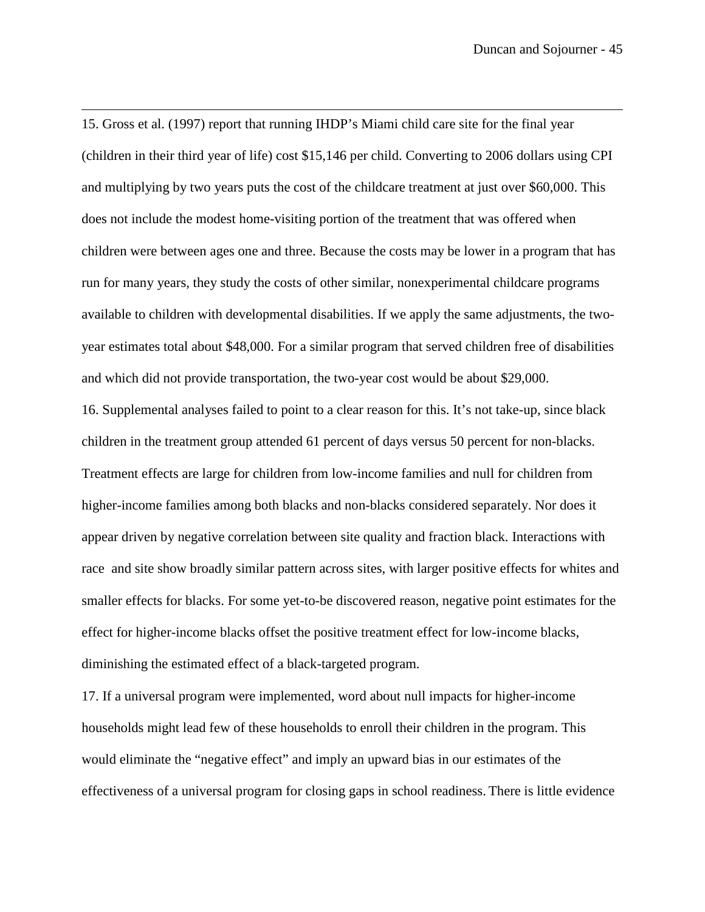15. Gross et al. (1997) report that running IHDP's Miami child care site for the final year (children in their third year of life) cost $15,146 per child. Converting to 2006 dollars using CPI and multiplying by two years puts the cost of the childcare treatment at just over $60,000. This does not include the modest home-visiting portion of the treatment that was offered when children were between ages one and three. Because the costs may be lower in a program that has run for many years, they study the costs of other similar, nonexperimental childcare programs available to children with developmental disabilities. If we apply the same adjustments, the two-year estimates total about $48,000. For a similar program that served children free of disabilities and which did not provide transportation, the two-year cost would be about $29,000.

16. Supplemental analyses failed to point to a clear reason for this. It's not take-up, since black children in the treatment group attended 61 percent of days versus 50 percent for non-blacks. Treatment effects are large for children from low-income families and null for children from higher-income families among both blacks and non-blacks considered separately. Nor does it appear driven by negative correlation between site quality and fraction black. Interactions with race and site show broadly similar pattern across sites, with larger positive effects for whites and smaller effects for blacks. For some yet-to-be discovered reason, negative point estimates for the effect for higher-income blacks offset the positive treatment effect for low-income blacks, diminishing the estimated effect of a black-targeted program.

17. If a universal program were implemented, word about null impacts for higher-income households might lead few of these households to enroll their children in the program. This would eliminate the "negative effect" and imply an upward bias in our estimates of the effectiveness of a universal program for closing gaps in school readiness. There is little evidence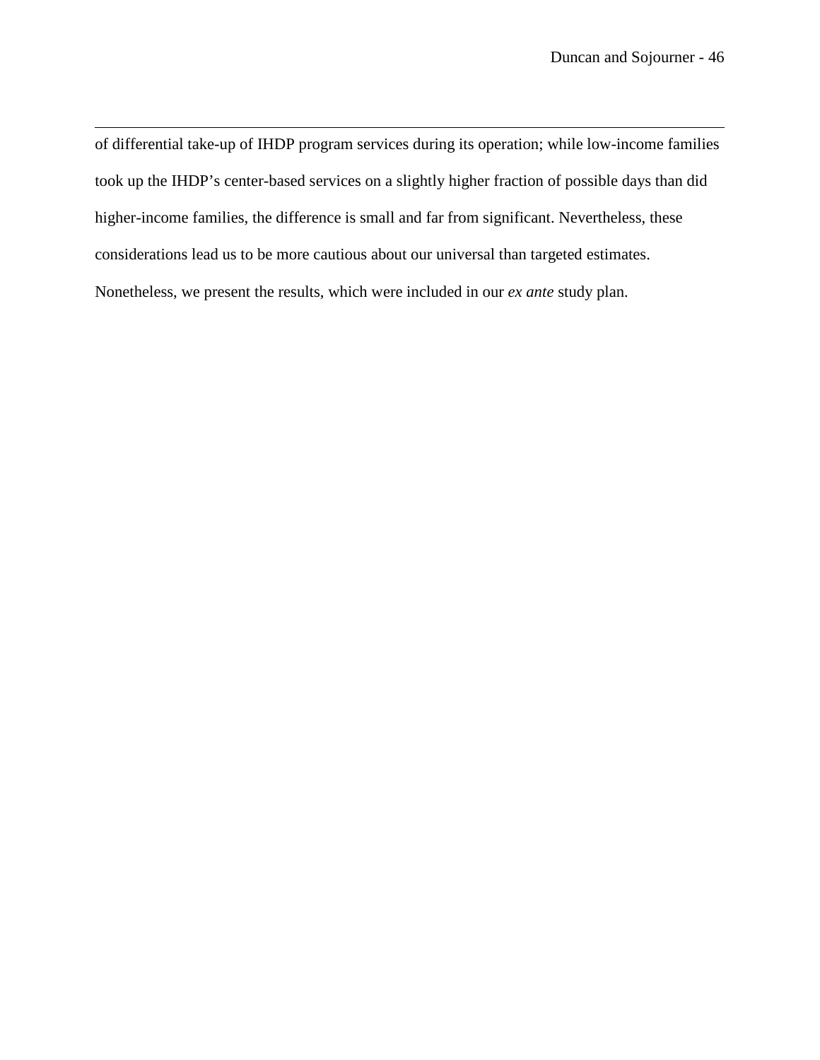of differential take-up of IHDP program services during its operation; while low-income families took up the IHDP's center-based services on a slightly higher fraction of possible days than did higher-income families, the difference is small and far from significant. Nevertheless, these considerations lead us to be more cautious about our universal than targeted estimates. Nonetheless, we present the results, which were included in our *ex ante* study plan.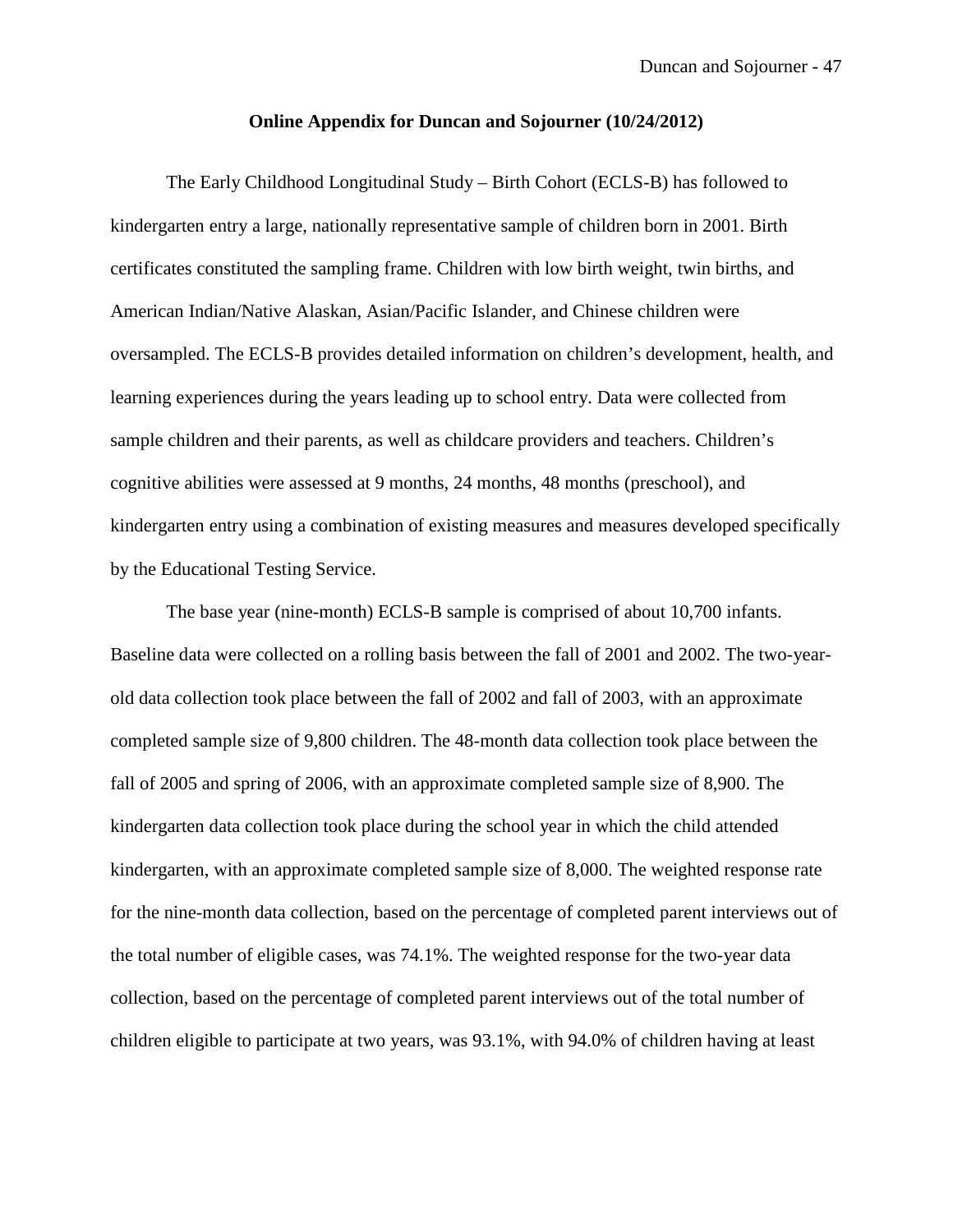**Online Appendix for Duncan and Sojourner (10/24/2012)**

The Early Childhood Longitudinal Study – Birth Cohort (ECLS-B) has followed to kindergarten entry a large, nationally representative sample of children born in 2001. Birth certificates constituted the sampling frame. Children with low birth weight, twin births, and American Indian/Native Alaskan, Asian/Pacific Islander, and Chinese children were oversampled. The ECLS-B provides detailed information on children's development, health, and learning experiences during the years leading up to school entry. Data were collected from sample children and their parents, as well as childcare providers and teachers. Children's cognitive abilities were assessed at 9 months, 24 months, 48 months (preschool), and kindergarten entry using a combination of existing measures and measures developed specifically by the Educational Testing Service.

The base year (nine-month) ECLS-B sample is comprised of about 10,700 infants. Baseline data were collected on a rolling basis between the fall of 2001 and 2002. The two-year-old data collection took place between the fall of 2002 and fall of 2003, with an approximate completed sample size of 9,800 children. The 48-month data collection took place between the fall of 2005 and spring of 2006, with an approximate completed sample size of 8,900. The kindergarten data collection took place during the school year in which the child attended kindergarten, with an approximate completed sample size of 8,000. The weighted response rate for the nine-month data collection, based on the percentage of completed parent interviews out of the total number of eligible cases, was 74.1%. The weighted response for the two-year data collection, based on the percentage of completed parent interviews out of the total number of children eligible to participate at two years, was 93.1%, with 94.0% of children having at least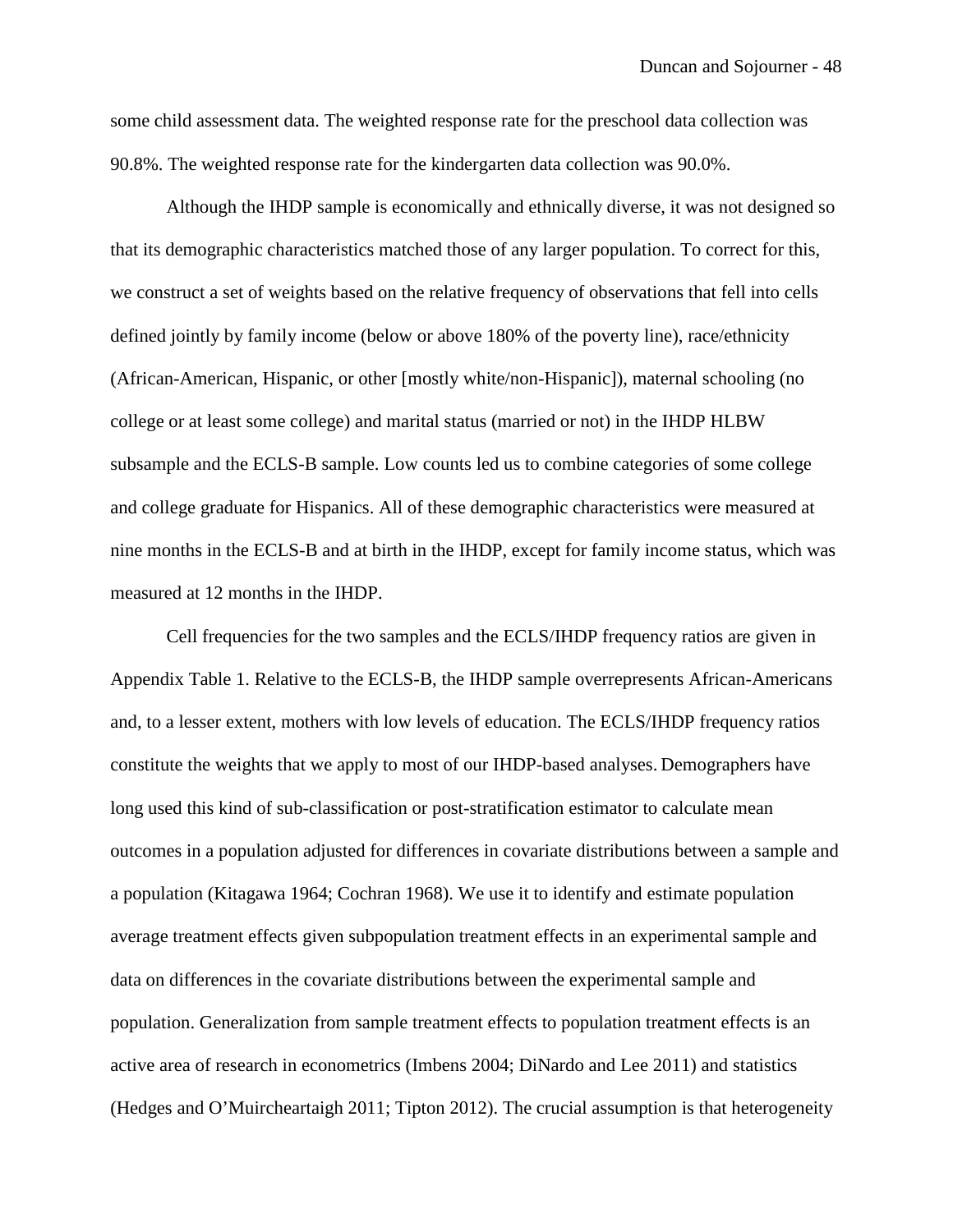some child assessment data. The weighted response rate for the preschool data collection was 90.8%. The weighted response rate for the kindergarten data collection was 90.0%.

Although the IHDP sample is economically and ethnically diverse, it was not designed so that its demographic characteristics matched those of any larger population. To correct for this, we construct a set of weights based on the relative frequency of observations that fell into cells defined jointly by family income (below or above 180% of the poverty line), race/ethnicity (African-American, Hispanic, or other [mostly white/non-Hispanic]), maternal schooling (no college or at least some college) and marital status (married or not) in the IHDP HLBW subsample and the ECLS-B sample. Low counts led us to combine categories of some college and college graduate for Hispanics. All of these demographic characteristics were measured at nine months in the ECLS-B and at birth in the IHDP, except for family income status, which was measured at 12 months in the IHDP.

Cell frequencies for the two samples and the ECLS/IHDP frequency ratios are given in Appendix Table 1. Relative to the ECLS-B, the IHDP sample overrepresents African-Americans and, to a lesser extent, mothers with low levels of education. The ECLS/IHDP frequency ratios constitute the weights that we apply to most of our IHDP-based analyses. Demographers have long used this kind of sub-classification or post-stratification estimator to calculate mean outcomes in a population adjusted for differences in covariate distributions between a sample and a population (Kitagawa 1964; Cochran 1968). We use it to identify and estimate population average treatment effects given subpopulation treatment effects in an experimental sample and data on differences in the covariate distributions between the experimental sample and population. Generalization from sample treatment effects to population treatment effects is an active area of research in econometrics (Imbens 2004; DiNardo and Lee 2011) and statistics (Hedges and O'Muircheartaigh 2011; Tipton 2012). The crucial assumption is that heterogeneity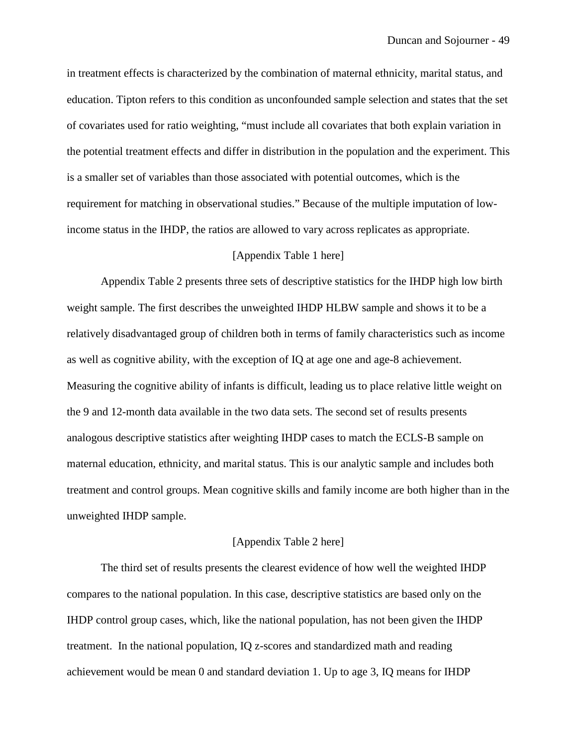in treatment effects is characterized by the combination of maternal ethnicity, marital status, and education. Tipton refers to this condition as unconfounded sample selection and states that the set of covariates used for ratio weighting, "must include all covariates that both explain variation in the potential treatment effects and differ in distribution in the population and the experiment. This is a smaller set of variables than those associated with potential outcomes, which is the requirement for matching in observational studies." Because of the multiple imputation of low-income status in the IHDP, the ratios are allowed to vary across replicates as appropriate.

[Appendix Table 1 here]

Appendix Table 2 presents three sets of descriptive statistics for the IHDP high low birth weight sample. The first describes the unweighted IHDP HLBW sample and shows it to be a relatively disadvantaged group of children both in terms of family characteristics such as income as well as cognitive ability, with the exception of IQ at age one and age-8 achievement. Measuring the cognitive ability of infants is difficult, leading us to place relative little weight on the 9 and 12-month data available in the two data sets. The second set of results presents analogous descriptive statistics after weighting IHDP cases to match the ECLS-B sample on maternal education, ethnicity, and marital status. This is our analytic sample and includes both treatment and control groups. Mean cognitive skills and family income are both higher than in the unweighted IHDP sample.

[Appendix Table 2 here]

The third set of results presents the clearest evidence of how well the weighted IHDP compares to the national population. In this case, descriptive statistics are based only on the IHDP control group cases, which, like the national population, has not been given the IHDP treatment. In the national population, IQ z-scores and standardized math and reading achievement would be mean 0 and standard deviation 1. Up to age 3, IQ means for IHDP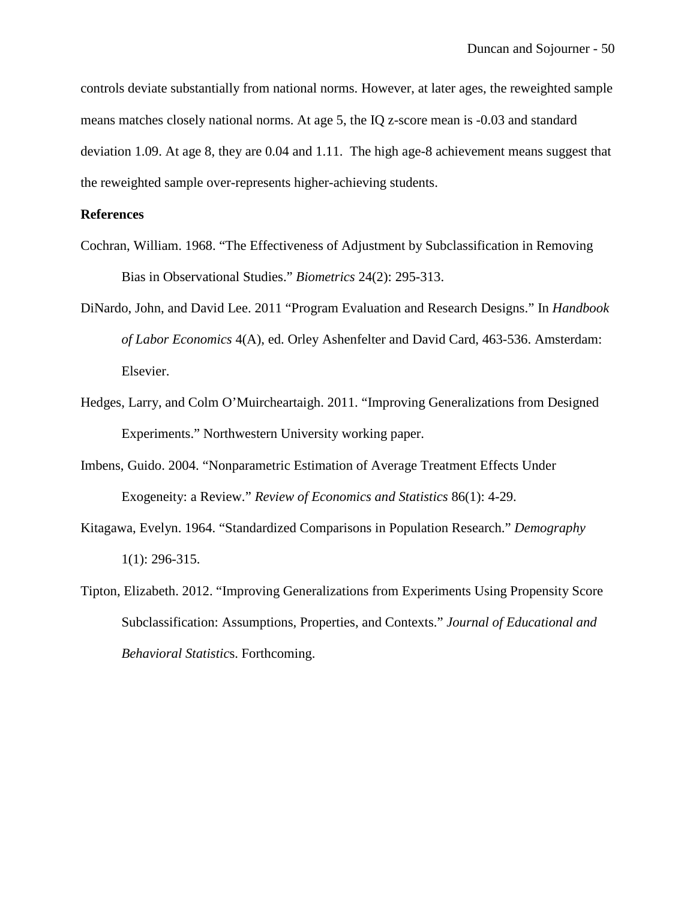controls deviate substantially from national norms. However, at later ages, the reweighted sample means matches closely national norms. At age 5, the IQ z-score mean is -0.03 and standard deviation 1.09. At age 8, they are 0.04 and 1.11. The high age-8 achievement means suggest that the reweighted sample over-represents higher-achieving students.

**References**

Cochran, William. 1968. "The Effectiveness of Adjustment by Subclassification in Removing Bias in Observational Studies." *Biometrics* 24(2): 295-313.

DiNardo, John, and David Lee. 2011 "Program Evaluation and Research Designs." In *Handbook of Labor Economics* 4(A), ed. Orley Ashenfelter and David Card, 463-536. Amsterdam: Elsevier.

Hedges, Larry, and Colm O'Muircheartaigh. 2011. "Improving Generalizations from Designed Experiments." Northwestern University working paper.

Imbens, Guido. 2004. "Nonparametric Estimation of Average Treatment Effects Under Exogeneity: a Review." *Review of Economics and Statistics* 86(1): 4-29.

Kitagawa, Evelyn. 1964. "Standardized Comparisons in Population Research." *Demography* 1(1): 296-315.

Tipton, Elizabeth. 2012. "Improving Generalizations from Experiments Using Propensity Score Subclassification: Assumptions, Properties, and Contexts." *Journal of Educational and Behavioral Statistics*. Forthcoming.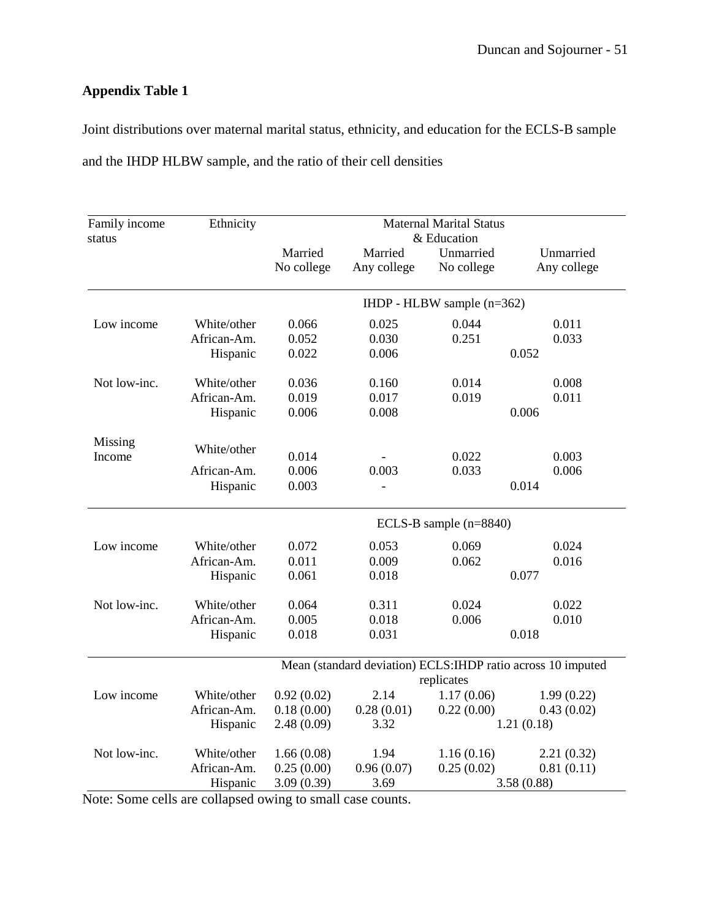**Appendix Table 1**

Joint distributions over maternal marital status, ethnicity, and education for the ECLS-B sample and the IHDP HLBW sample, and the ratio of their cell densities

| Family income status | Ethnicity | Maternal Marital Status & Education | | | |
|---|---|---|---|---|---|
| | | Married No college | Married Any college | Unmarried No college | Unmarried Any college |
| | | IHDP - HLBW sample (n=362) | | | |
| Low income | White/other | 0.066 | 0.025 | 0.044 | 0.011 |
| | African-Am. | 0.052 | 0.030 | 0.251 | 0.033 |
| | Hispanic | 0.022 | 0.006 | 0.052 | |
| Not low-inc. | White/other | 0.036 | 0.160 | 0.014 | 0.008 |
| | African-Am. | 0.019 | 0.017 | 0.019 | 0.011 |
| | Hispanic | 0.006 | 0.008 | 0.006 | |
| Missing Income | White/other | 0.014 | - | 0.022 | 0.003 |
| | African-Am. | 0.006 | 0.003 | 0.033 | 0.006 |
| | Hispanic | 0.003 | - | 0.014 | |
| | | ECLS-B sample (n=8840) | | | |
| Low income | White/other | 0.072 | 0.053 | 0.069 | 0.024 |
| | African-Am. | 0.011 | 0.009 | 0.062 | 0.016 |
| | Hispanic | 0.061 | 0.018 | 0.077 | |
| Not low-inc. | White/other | 0.064 | 0.311 | 0.024 | 0.022 |
| | African-Am. | 0.005 | 0.018 | 0.006 | 0.010 |
| | Hispanic | 0.018 | 0.031 | 0.018 | |
| | | Mean (standard deviation) ECLS:IHDP ratio across 10 imputed replicates | | | |
| Low income | White/other | 0.92 (0.02) | 2.14 | 1.17 (0.06) | 1.99 (0.22) |
| | African-Am. | 0.18 (0.00) | 0.28 (0.01) | 0.22 (0.00) | 0.43 (0.02) |
| | Hispanic | 2.48 (0.09) | 3.32 | 1.21 (0.18) | |
| Not low-inc. | White/other | 1.66 (0.08) | 1.94 | 1.16 (0.16) | 2.21 (0.32) |
| | African-Am. | 0.25 (0.00) | 0.96 (0.07) | 0.25 (0.02) | 0.81 (0.11) |
| | Hispanic | 3.09 (0.39) | 3.69 | 3.58 (0.88) | |

Note: Some cells are collapsed owing to small case counts.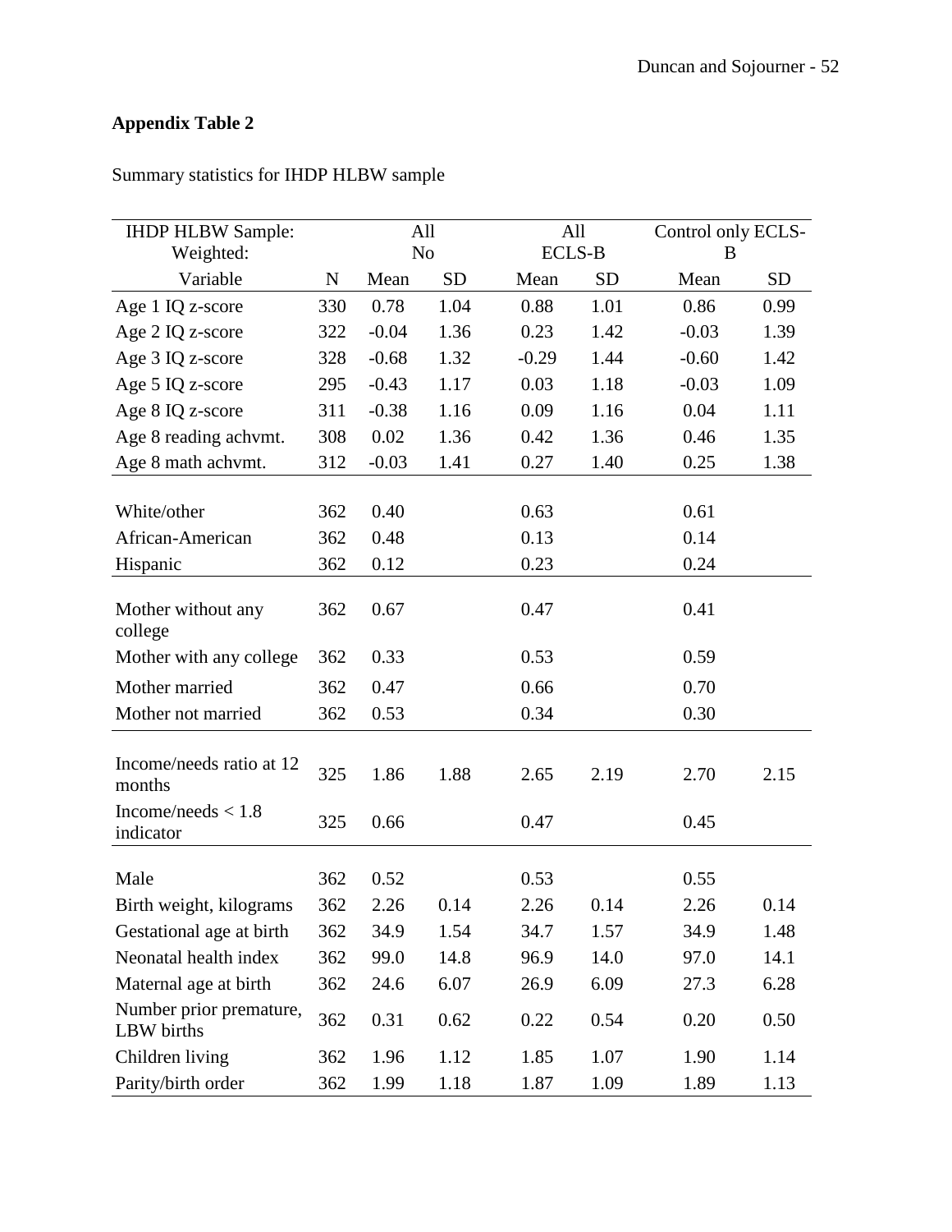**Appendix Table 2**

Summary statistics for IHDP HLBW sample

| IHDP HLBW Sample: Weighted: | | All No | | All ECLS-B | | Control only ECLS-B | |
|---|---|---|---|---|---|---|---|
| Variable | N | Mean | SD | Mean | SD | Mean | SD |
| Age 1 IQ z-score | 330 | 0.78 | 1.04 | 0.88 | 1.01 | 0.86 | 0.99 |
| Age 2 IQ z-score | 322 | -0.04 | 1.36 | 0.23 | 1.42 | -0.03 | 1.39 |
| Age 3 IQ z-score | 328 | -0.68 | 1.32 | -0.29 | 1.44 | -0.60 | 1.42 |
| Age 5 IQ z-score | 295 | -0.43 | 1.17 | 0.03 | 1.18 | -0.03 | 1.09 |
| Age 8 IQ z-score | 311 | -0.38 | 1.16 | 0.09 | 1.16 | 0.04 | 1.11 |
| Age 8 reading achvmt. | 308 | 0.02 | 1.36 | 0.42 | 1.36 | 0.46 | 1.35 |
| Age 8 math achvmt. | 312 | -0.03 | 1.41 | 0.27 | 1.40 | 0.25 | 1.38 |
| White/other | 362 | 0.40 | | 0.63 | | 0.61 | |
| African-American | 362 | 0.48 | | 0.13 | | 0.14 | |
| Hispanic | 362 | 0.12 | | 0.23 | | 0.24 | |
| Mother without any college | 362 | 0.67 | | 0.47 | | 0.41 | |
| Mother with any college | 362 | 0.33 | | 0.53 | | 0.59 | |
| Mother married | 362 | 0.47 | | 0.66 | | 0.70 | |
| Mother not married | 362 | 0.53 | | 0.34 | | 0.30 | |
| Income/needs ratio at 12 months | 325 | 1.86 | 1.88 | 2.65 | 2.19 | 2.70 | 2.15 |
| Income/needs < 1.8 indicator | 325 | 0.66 | | 0.47 | | 0.45 | |
| Male | 362 | 0.52 | | 0.53 | | 0.55 | |
| Birth weight, kilograms | 362 | 2.26 | 0.14 | 2.26 | 0.14 | 2.26 | 0.14 |
| Gestational age at birth | 362 | 34.9 | 1.54 | 34.7 | 1.57 | 34.9 | 1.48 |
| Neonatal health index | 362 | 99.0 | 14.8 | 96.9 | 14.0 | 97.0 | 14.1 |
| Maternal age at birth | 362 | 24.6 | 6.07 | 26.9 | 6.09 | 27.3 | 6.28 |
| Number prior premature, LBW births | 362 | 0.31 | 0.62 | 0.22 | 0.54 | 0.20 | 0.50 |
| Children living | 362 | 1.96 | 1.12 | 1.85 | 1.07 | 1.90 | 1.14 |
| Parity/birth order | 362 | 1.99 | 1.18 | 1.87 | 1.09 | 1.89 | 1.13 |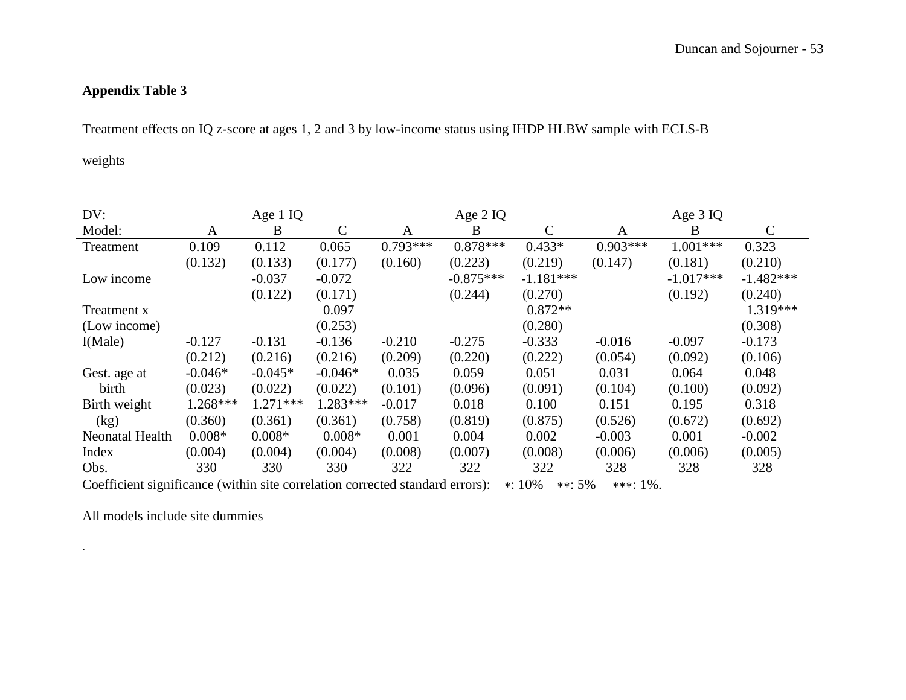**Appendix Table 3**

Treatment effects on IQ z-score at ages 1, 2 and 3 by low-income status using IHDP HLBW sample with ECLS-B weights

| DV: | | Age 1 IQ | | | Age 2 IQ | | | Age 3 IQ | |
|---|---|---|---|---|---|---|---|---|---|
| Model: | A | B | C | A | B | C | A | B | C |
| Treatment | 0.109 | 0.112 | 0.065 | 0.793*** | 0.878*** | 0.433* | 0.903*** | 1.001*** | 0.323 |
| | (0.132) | (0.133) | (0.177) | (0.160) | (0.223) | (0.219) | (0.147) | (0.181) | (0.210) |
| Low income | | -0.037 | -0.072 | | -0.875*** | -1.181*** | | -1.017*** | -1.482*** |
| | | (0.122) | (0.171) | | (0.244) | (0.270) | | (0.192) | (0.240) |
| Treatment x | | | 0.097 | | | 0.872** | | | 1.319*** |
| (Low income) | | | (0.253) | | | (0.280) | | | (0.308) |
| I(Male) | -0.127 | -0.131 | -0.136 | -0.210 | -0.275 | -0.333 | -0.016 | -0.097 | -0.173 |
| | (0.212) | (0.216) | (0.216) | (0.209) | (0.220) | (0.222) | (0.054) | (0.092) | (0.106) |
| Gest. age at | -0.046* | -0.045* | -0.046* | 0.035 | 0.059 | 0.051 | 0.031 | 0.064 | 0.048 |
| birth | (0.023) | (0.022) | (0.022) | (0.101) | (0.096) | (0.091) | (0.104) | (0.100) | (0.092) |
| Birth weight | 1.268*** | 1.271*** | 1.283*** | -0.017 | 0.018 | 0.100 | 0.151 | 0.195 | 0.318 |
| (kg) | (0.360) | (0.361) | (0.361) | (0.758) | (0.819) | (0.875) | (0.526) | (0.672) | (0.692) |
| Neonatal Health | 0.008* | 0.008* | 0.008* | 0.001 | 0.004 | 0.002 | -0.003 | 0.001 | -0.002 |
| Index | (0.004) | (0.004) | (0.004) | (0.008) | (0.007) | (0.008) | (0.006) | (0.006) | (0.005) |
| Obs. | 330 | 330 | 330 | 322 | 322 | 322 | 328 | 328 | 328 |

Coefficient significance (within site correlation corrected standard errors): *: 10% **: 5% ***: 1%.

All models include site dummies

.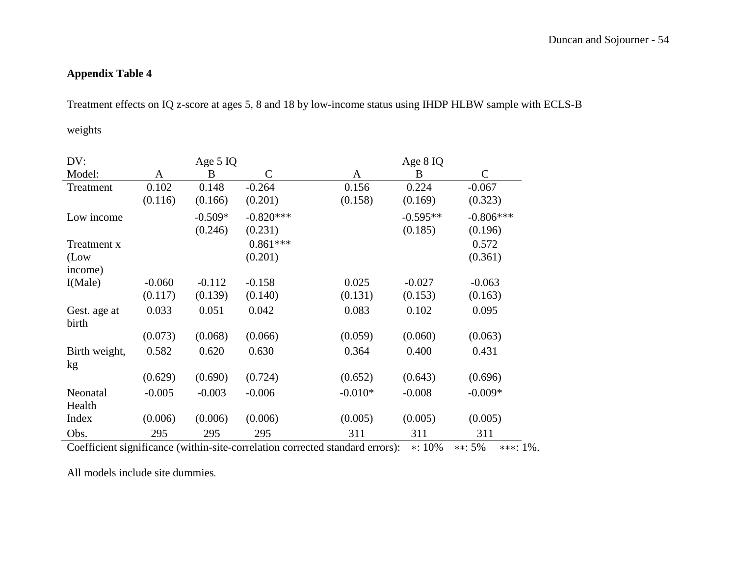**Appendix Table 4**

Treatment effects on IQ z-score at ages 5, 8 and 18 by low-income status using IHDP HLBW sample with ECLS-B weights

| DV: | | Age 5 IQ | | | Age 8 IQ | |
|---|---|---|---|---|---|---|
| Model: | A | B | C | A | B | C |
| Treatment | 0.102 | 0.148 | -0.264 | 0.156 | 0.224 | -0.067 |
| | (0.116) | (0.166) | (0.201) | (0.158) | (0.169) | (0.323) |
| Low income | | -0.509* | -0.820*** | | -0.595** | -0.806*** |
| | | (0.246) | (0.231) | | (0.185) | (0.196) |
| Treatment x (Low income) | | | 0.861*** | | | 0.572 |
| | | | (0.201) | | | (0.361) |
| I(Male) | -0.060 | -0.112 | -0.158 | 0.025 | -0.027 | -0.063 |
| | (0.117) | (0.139) | (0.140) | (0.131) | (0.153) | (0.163) |
| Gest. age at birth | 0.033 | 0.051 | 0.042 | 0.083 | 0.102 | 0.095 |
| | (0.073) | (0.068) | (0.066) | (0.059) | (0.060) | (0.063) |
| Birth weight, kg | 0.582 | 0.620 | 0.630 | 0.364 | 0.400 | 0.431 |
| | (0.629) | (0.690) | (0.724) | (0.652) | (0.643) | (0.696) |
| Neonatal Health Index | -0.005 | -0.003 | -0.006 | -0.010* | -0.008 | -0.009* |
| | (0.006) | (0.006) | (0.006) | (0.005) | (0.005) | (0.005) |
| Obs. | 295 | 295 | 295 | 311 | 311 | 311 |

Coefficient significance (within-site-correlation corrected standard errors): *: 10% **: 5% ***: 1%.

All models include site dummies.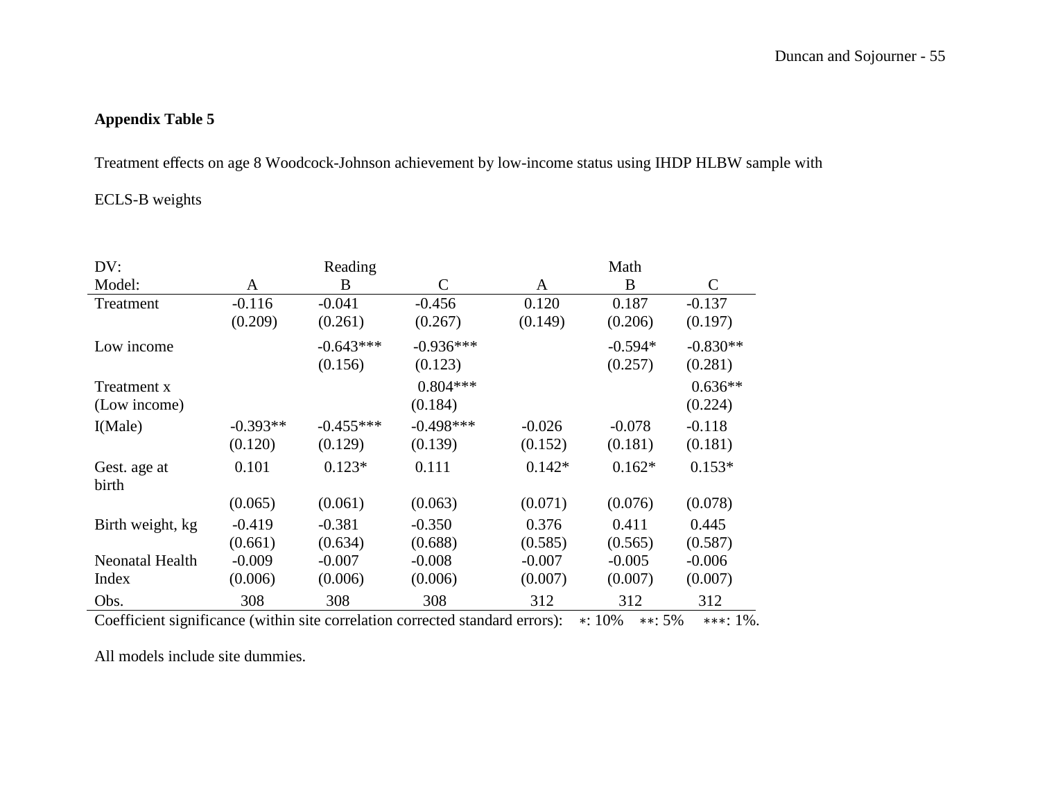**Appendix Table 5**

Treatment effects on age 8 Woodcock-Johnson achievement by low-income status using IHDP HLBW sample with ECLS-B weights

| DV: | | Reading | | | Math | |
|---|---|---|---|---|---|---|
| Model: | A | B | C | A | B | C |
| Treatment | -0.116 | -0.041 | -0.456 | 0.120 | 0.187 | -0.137 |
| | (0.209) | (0.261) | (0.267) | (0.149) | (0.206) | (0.197) |
| Low income | | -0.643*** | -0.936*** | | -0.594* | -0.830** |
| | | (0.156) | (0.123) | | (0.257) | (0.281) |
| Treatment x (Low income) | | | 0.804*** | | | 0.636** |
| | | | (0.184) | | | (0.224) |
| I(Male) | -0.393** | -0.455*** | -0.498*** | -0.026 | -0.078 | -0.118 |
| | (0.120) | (0.129) | (0.139) | (0.152) | (0.181) | (0.181) |
| Gest. age at birth | 0.101 | 0.123* | 0.111 | 0.142* | 0.162* | 0.153* |
| | (0.065) | (0.061) | (0.063) | (0.071) | (0.076) | (0.078) |
| Birth weight, kg | -0.419 | -0.381 | -0.350 | 0.376 | 0.411 | 0.445 |
| | (0.661) | (0.634) | (0.688) | (0.585) | (0.565) | (0.587) |
| Neonatal Health Index | -0.009 | -0.007 | -0.008 | -0.007 | -0.005 | -0.006 |
| | (0.006) | (0.006) | (0.006) | (0.007) | (0.007) | (0.007) |
| Obs. | 308 | 308 | 308 | 312 | 312 | 312 |

Coefficient significance (within site correlation corrected standard errors): *: 10% **: 5% ***: 1%.

All models include site dummies.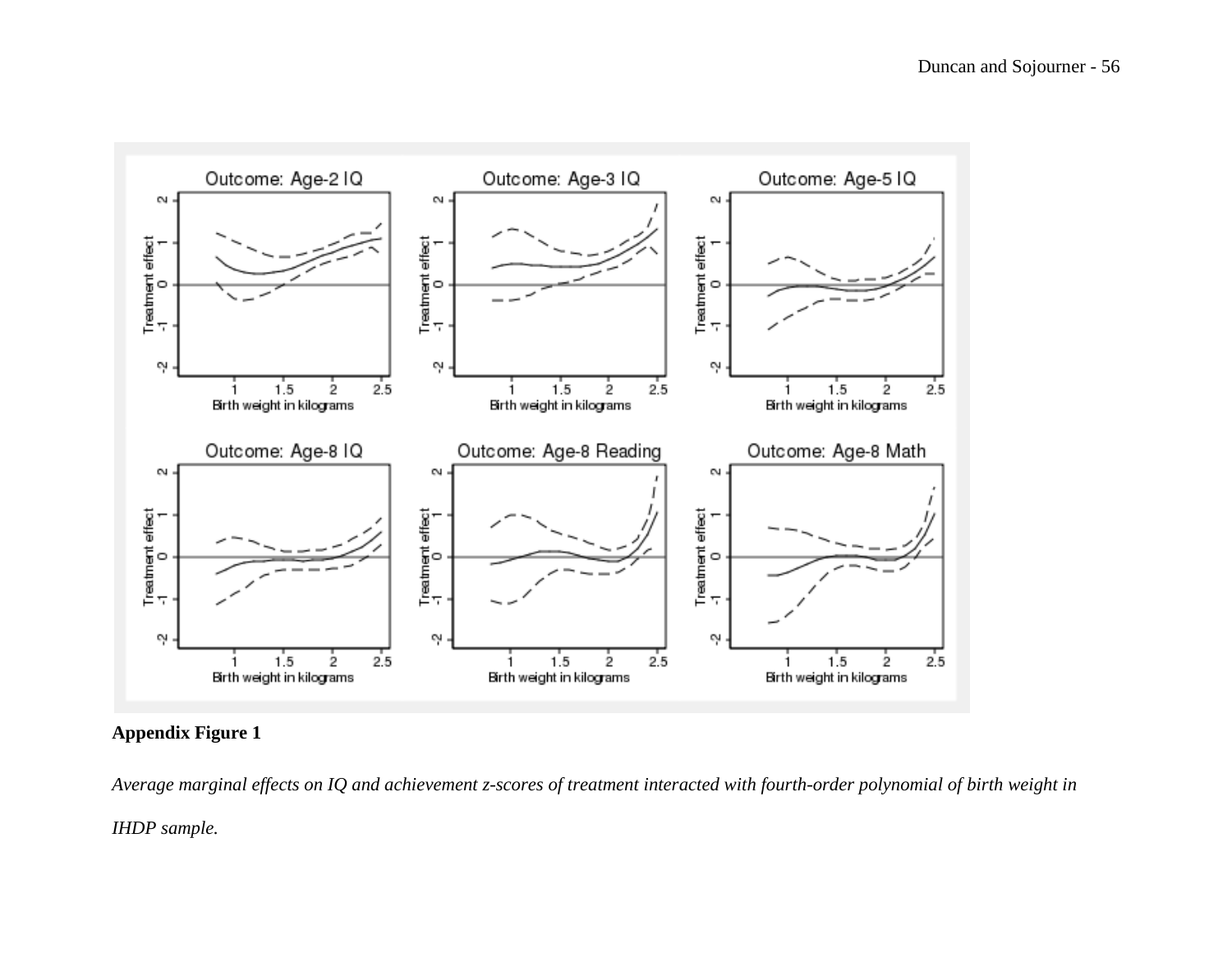Outcome: Age-2 IQ

Treatment effect

2

1

0

-1

-2

1

1.5

2

2.5

Birth weight in kilograms

Outcome: Age-3 IQ

Treatment effect

2

1

0

-1

-2

1

1.5

2

2.5

Birth weight in kilograms

Outcome: Age-5 IQ

Treatment effect

2

1

0

-1

-2

1

1.5

2

2.5

Birth weight in kilograms

Outcome: Age-8 IQ

Treatment effect

2

1

0

-1

-2

1

1.5

2

2.5

Birth weight in kilograms

Outcome: Age-8 Reading

Treatment effect

2

1

0

-1

-2

1

1.5

2

2.5

Birth weight in kilograms

Outcome: Age-8 Math

Treatment effect

2

1

0

-1

-2

1

1.5

2

2.5

Birth weight in kilograms

**Appendix Figure 1**

*Average marginal effects on IQ and achievement z-scores of treatment interacted with fourth-order polynomial of birth weight in IHDP sample.*